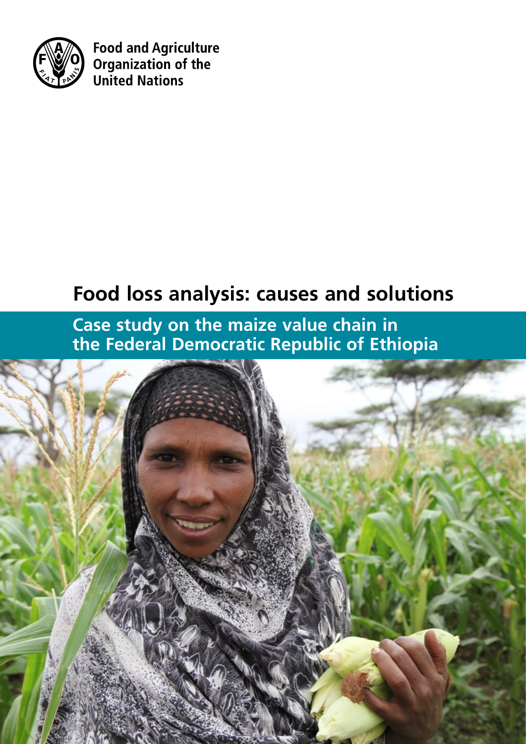Food and Agriculture Organization of the United Nations

# Food loss analysis: causes and solutions

## Case study on the maize value chain in the Federal Democratic Republic of Ethiopia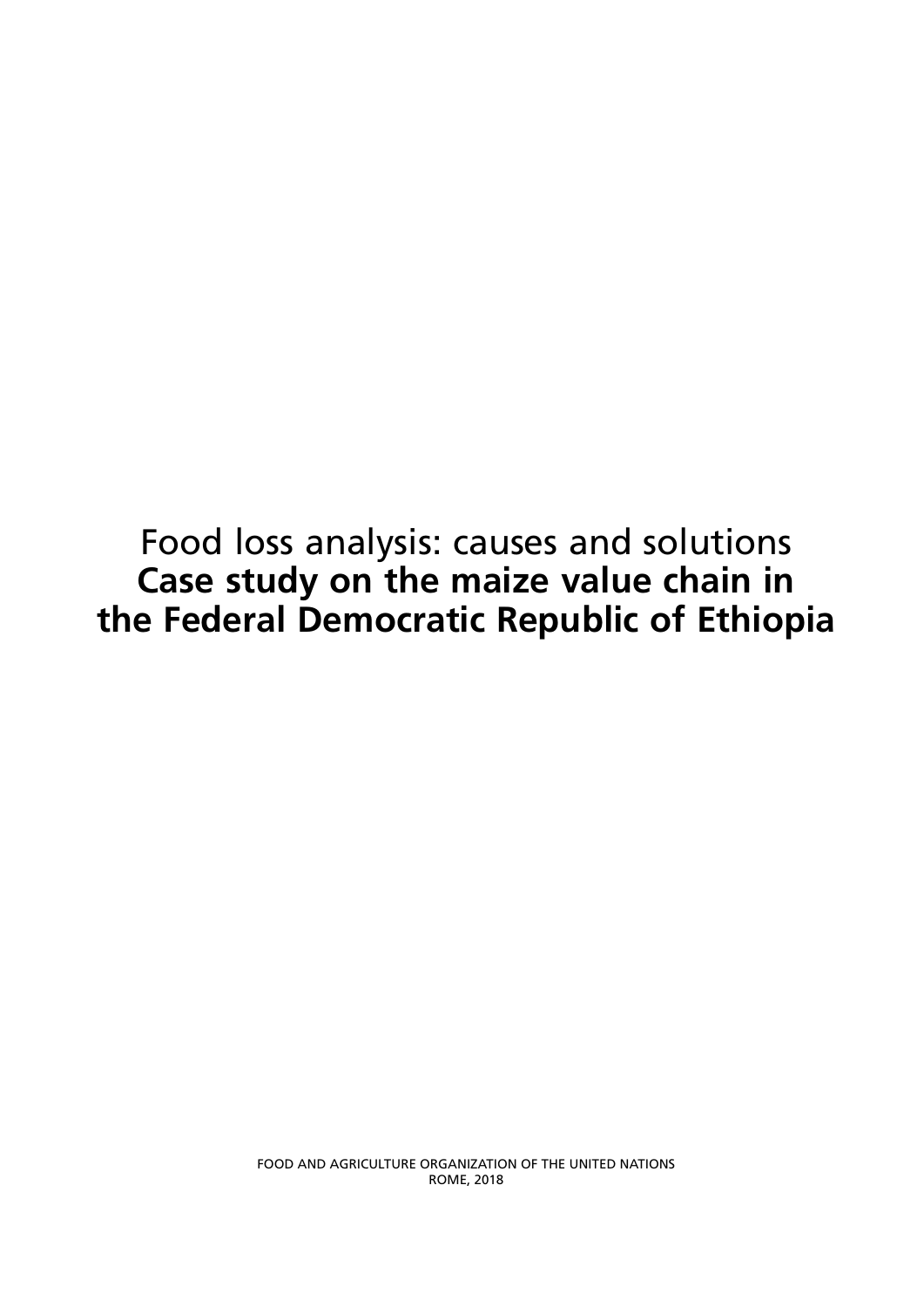# Food loss analysis: causes and solutions
# **Case study on the maize value chain in the Federal Democratic Republic of Ethiopia**

FOOD AND AGRICULTURE ORGANIZATION OF THE UNITED NATIONS
ROME, 2018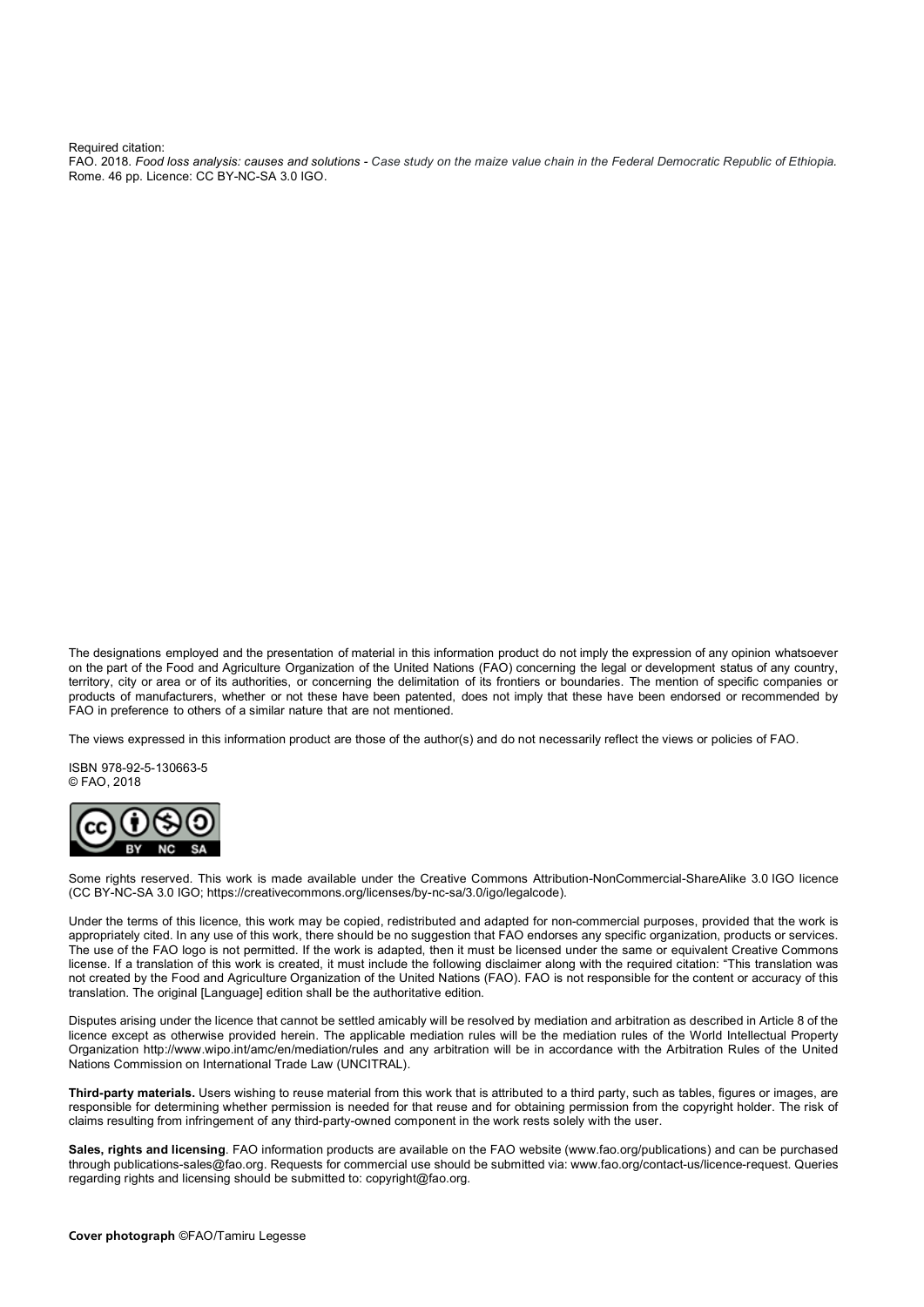Required citation:
FAO. 2018. *Food loss analysis: causes and solutions - Case study on the maize value chain in the Federal Democratic Republic of Ethiopia.* Rome. 46 pp. Licence: CC BY-NC-SA 3.0 IGO.

The designations employed and the presentation of material in this information product do not imply the expression of any opinion whatsoever on the part of the Food and Agriculture Organization of the United Nations (FAO) concerning the legal or development status of any country, territory, city or area or of its authorities, or concerning the delimitation of its frontiers or boundaries. The mention of specific companies or products of manufacturers, whether or not these have been patented, does not imply that these have been endorsed or recommended by FAO in preference to others of a similar nature that are not mentioned.

The views expressed in this information product are those of the author(s) and do not necessarily reflect the views or policies of FAO.

ISBN 978-92-5-130663-5
© FAO, 2018

Some rights reserved. This work is made available under the Creative Commons Attribution-NonCommercial-ShareAlike 3.0 IGO licence (CC BY-NC-SA 3.0 IGO; https://creativecommons.org/licenses/by-nc-sa/3.0/igo/legalcode).

Under the terms of this licence, this work may be copied, redistributed and adapted for non-commercial purposes, provided that the work is appropriately cited. In any use of this work, there should be no suggestion that FAO endorses any specific organization, products or services. The use of the FAO logo is not permitted. If the work is adapted, then it must be licensed under the same or equivalent Creative Commons license. If a translation of this work is created, it must include the following disclaimer along with the required citation: "This translation was not created by the Food and Agriculture Organization of the United Nations (FAO). FAO is not responsible for the content or accuracy of this translation. The original [Language] edition shall be the authoritative edition.

Disputes arising under the licence that cannot be settled amicably will be resolved by mediation and arbitration as described in Article 8 of the licence except as otherwise provided herein. The applicable mediation rules will be the mediation rules of the World Intellectual Property Organization http://www.wipo.int/amc/en/mediation/rules and any arbitration will be in accordance with the Arbitration Rules of the United Nations Commission on International Trade Law (UNCITRAL).

**Third-party materials.** Users wishing to reuse material from this work that is attributed to a third party, such as tables, figures or images, are responsible for determining whether permission is needed for that reuse and for obtaining permission from the copyright holder. The risk of claims resulting from infringement of any third-party-owned component in the work rests solely with the user.

**Sales, rights and licensing**. FAO information products are available on the FAO website (www.fao.org/publications) and can be purchased through publications-sales@fao.org. Requests for commercial use should be submitted via: www.fao.org/contact-us/licence-request. Queries regarding rights and licensing should be submitted to: copyright@fao.org.

**Cover photograph** ©FAO/Tamiru Legesse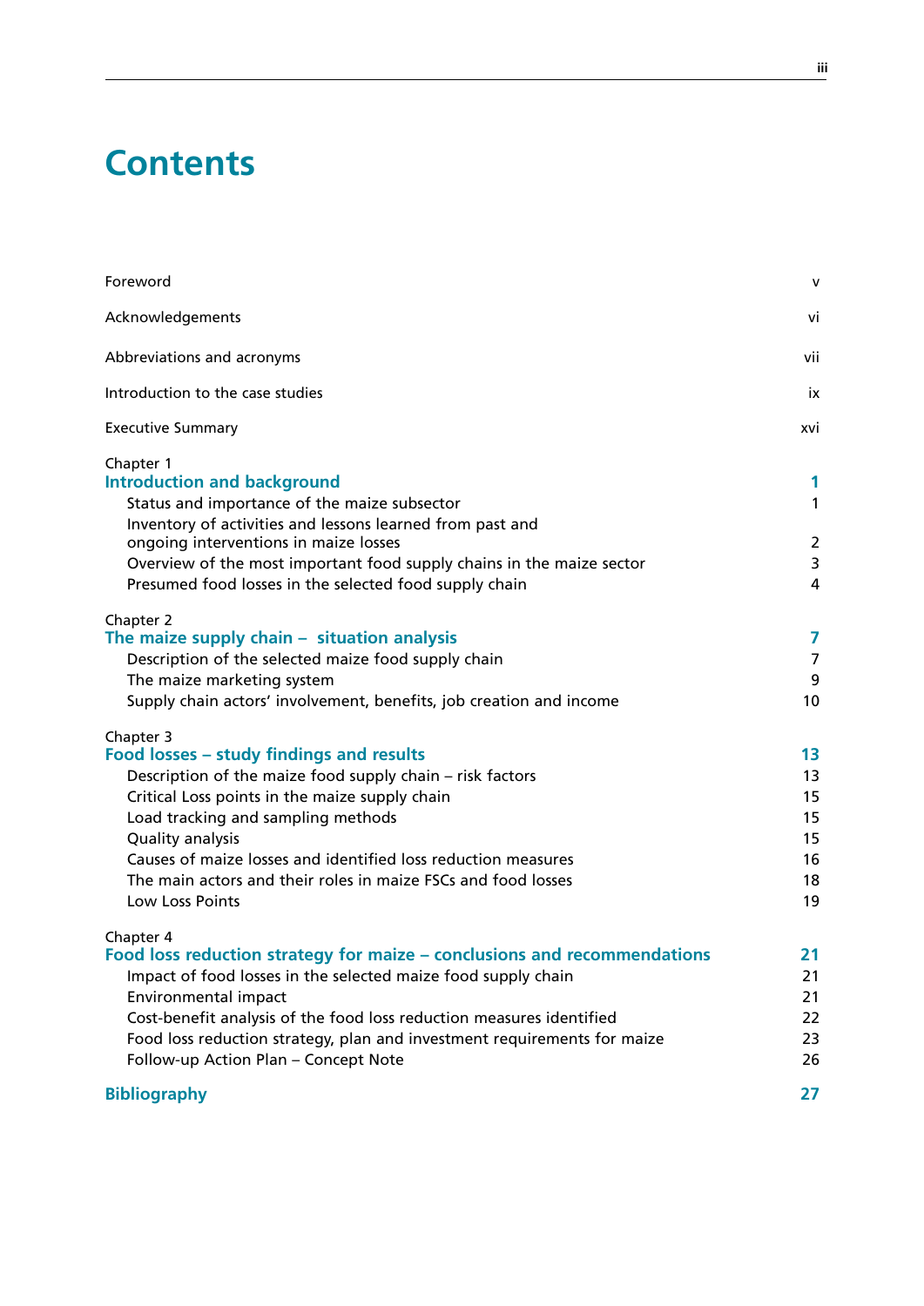# Contents

| | |
|---|---|
| Foreword | v |
| Acknowledgements | vi |
| Abbreviations and acronyms | vii |
| Introduction to the case studies | ix |
| Executive Summary | xvi |
| Chapter 1 | |
| **Introduction and background** | **1** |
| Status and importance of the maize subsector | 1 |
| Inventory of activities and lessons learned from past and ongoing interventions in maize losses | 2 |
| Overview of the most important food supply chains in the maize sector | 3 |
| Presumed food losses in the selected food supply chain | 4 |
| Chapter 2 | |
| **The maize supply chain – situation analysis** | **7** |
| Description of the selected maize food supply chain | 7 |
| The maize marketing system | 9 |
| Supply chain actors' involvement, benefits, job creation and income | 10 |
| Chapter 3 | |
| **Food losses – study findings and results** | **13** |
| Description of the maize food supply chain – risk factors | 13 |
| Critical Loss points in the maize supply chain | 15 |
| Load tracking and sampling methods | 15 |
| Quality analysis | 15 |
| Causes of maize losses and identified loss reduction measures | 16 |
| The main actors and their roles in maize FSCs and food losses | 18 |
| Low Loss Points | 19 |
| Chapter 4 | |
| **Food loss reduction strategy for maize – conclusions and recommendations** | **21** |
| Impact of food losses in the selected maize food supply chain | 21 |
| Environmental impact | 21 |
| Cost-benefit analysis of the food loss reduction measures identified | 22 |
| Food loss reduction strategy, plan and investment requirements for maize | 23 |
| Follow-up Action Plan – Concept Note | 26 |
| **Bibliography** | **27** |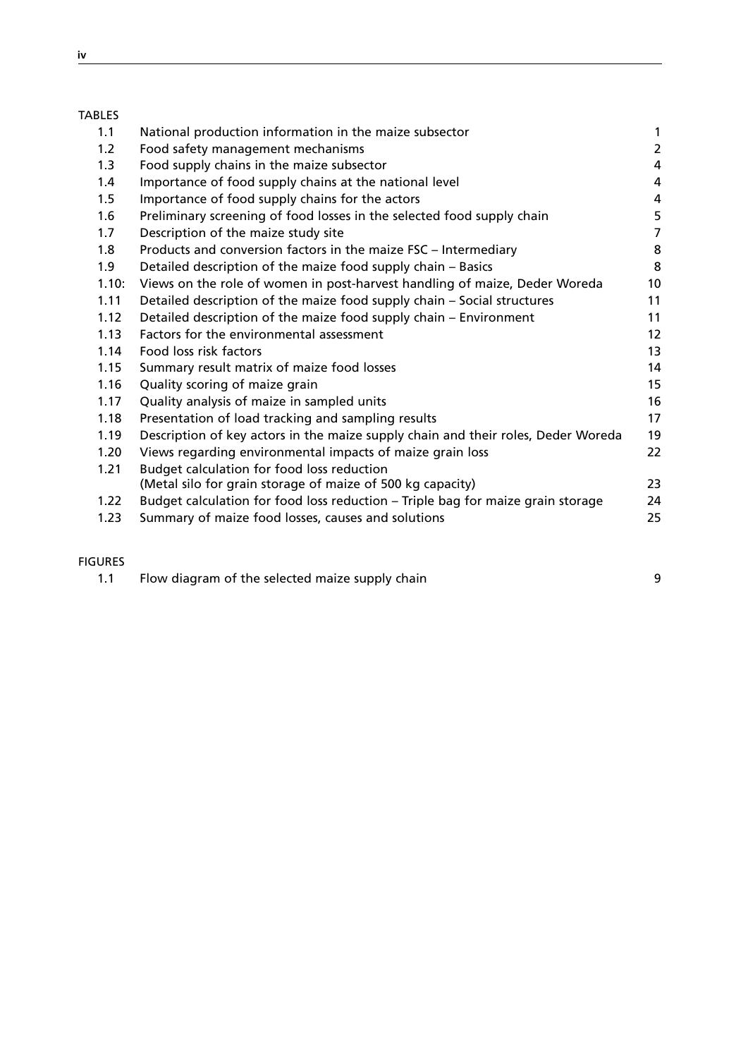TABLES

| | | |
|---|---|---|
| 1.1 | National production information in the maize subsector | 1 |
| 1.2 | Food safety management mechanisms | 2 |
| 1.3 | Food supply chains in the maize subsector | 4 |
| 1.4 | Importance of food supply chains at the national level | 4 |
| 1.5 | Importance of food supply chains for the actors | 4 |
| 1.6 | Preliminary screening of food losses in the selected food supply chain | 5 |
| 1.7 | Description of the maize study site | 7 |
| 1.8 | Products and conversion factors in the maize FSC – Intermediary | 8 |
| 1.9 | Detailed description of the maize food supply chain – Basics | 8 |
| 1.10: | Views on the role of women in post-harvest handling of maize, Deder Woreda | 10 |
| 1.11 | Detailed description of the maize food supply chain – Social structures | 11 |
| 1.12 | Detailed description of the maize food supply chain – Environment | 11 |
| 1.13 | Factors for the environmental assessment | 12 |
| 1.14 | Food loss risk factors | 13 |
| 1.15 | Summary result matrix of maize food losses | 14 |
| 1.16 | Quality scoring of maize grain | 15 |
| 1.17 | Quality analysis of maize in sampled units | 16 |
| 1.18 | Presentation of load tracking and sampling results | 17 |
| 1.19 | Description of key actors in the maize supply chain and their roles, Deder Woreda | 19 |
| 1.20 | Views regarding environmental impacts of maize grain loss | 22 |
| 1.21 | Budget calculation for food loss reduction (Metal silo for grain storage of maize of 500 kg capacity) | 23 |
| 1.22 | Budget calculation for food loss reduction – Triple bag for maize grain storage | 24 |
| 1.23 | Summary of maize food losses, causes and solutions | 25 |

FIGURES

| | | |
|---|---|---|
| 1.1 | Flow diagram of the selected maize supply chain | 9 |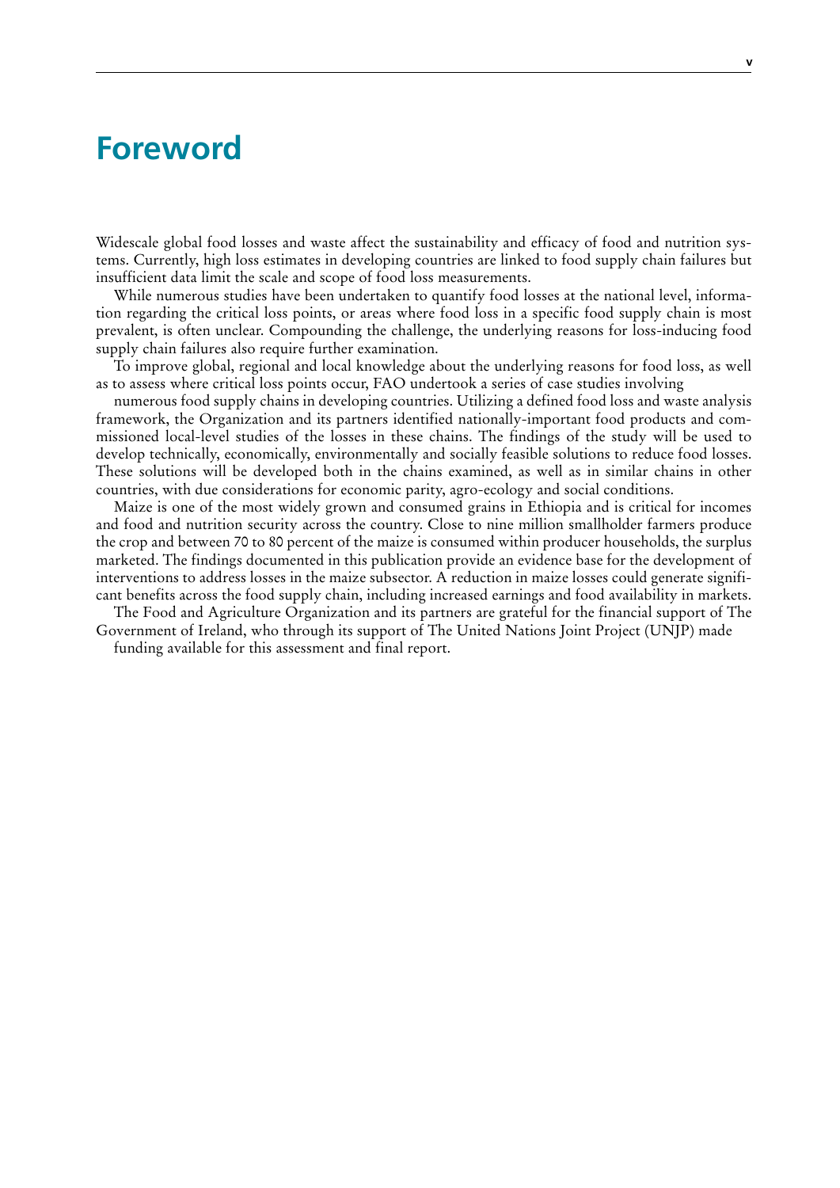# Foreword

Widescale global food losses and waste affect the sustainability and efficacy of food and nutrition systems. Currently, high loss estimates in developing countries are linked to food supply chain failures but insufficient data limit the scale and scope of food loss measurements.

While numerous studies have been undertaken to quantify food losses at the national level, information regarding the critical loss points, or areas where food loss in a specific food supply chain is most prevalent, is often unclear. Compounding the challenge, the underlying reasons for loss-inducing food supply chain failures also require further examination.

To improve global, regional and local knowledge about the underlying reasons for food loss, as well as to assess where critical loss points occur, FAO undertook a series of case studies involving numerous food supply chains in developing countries. Utilizing a defined food loss and waste analysis framework, the Organization and its partners identified nationally-important food products and commissioned local-level studies of the losses in these chains. The findings of the study will be used to develop technically, economically, environmentally and socially feasible solutions to reduce food losses. These solutions will be developed both in the chains examined, as well as in similar chains in other countries, with due considerations for economic parity, agro-ecology and social conditions.

Maize is one of the most widely grown and consumed grains in Ethiopia and is critical for incomes and food and nutrition security across the country. Close to nine million smallholder farmers produce the crop and between 70 to 80 percent of the maize is consumed within producer households, the surplus marketed. The findings documented in this publication provide an evidence base for the development of interventions to address losses in the maize subsector. A reduction in maize losses could generate significant benefits across the food supply chain, including increased earnings and food availability in markets.

The Food and Agriculture Organization and its partners are grateful for the financial support of The Government of Ireland, who through its support of The United Nations Joint Project (UNJP) made funding available for this assessment and final report.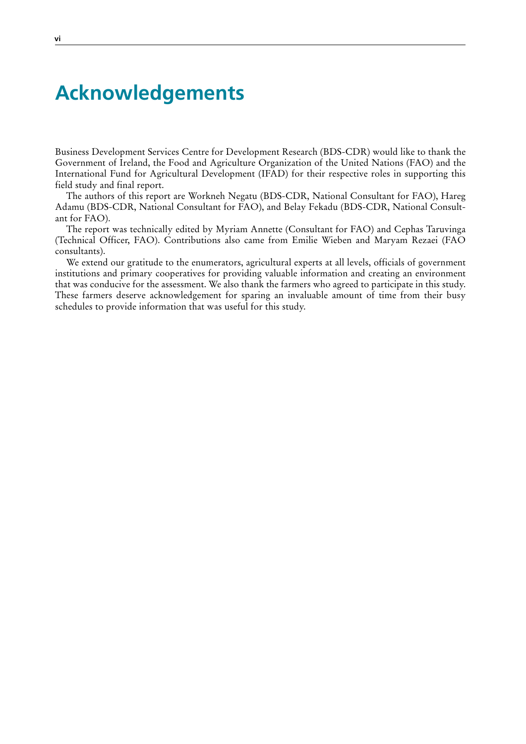# Acknowledgements

Business Development Services Centre for Development Research (BDS-CDR) would like to thank the Government of Ireland, the Food and Agriculture Organization of the United Nations (FAO) and the International Fund for Agricultural Development (IFAD) for their respective roles in supporting this field study and final report.

The authors of this report are Workneh Negatu (BDS-CDR, National Consultant for FAO), Hareg Adamu (BDS-CDR, National Consultant for FAO), and Belay Fekadu (BDS-CDR, National Consultant for FAO).

The report was technically edited by Myriam Annette (Consultant for FAO) and Cephas Taruvinga (Technical Officer, FAO). Contributions also came from Emilie Wieben and Maryam Rezaei (FAO consultants).

We extend our gratitude to the enumerators, agricultural experts at all levels, officials of government institutions and primary cooperatives for providing valuable information and creating an environment that was conducive for the assessment. We also thank the farmers who agreed to participate in this study. These farmers deserve acknowledgement for sparing an invaluable amount of time from their busy schedules to provide information that was useful for this study.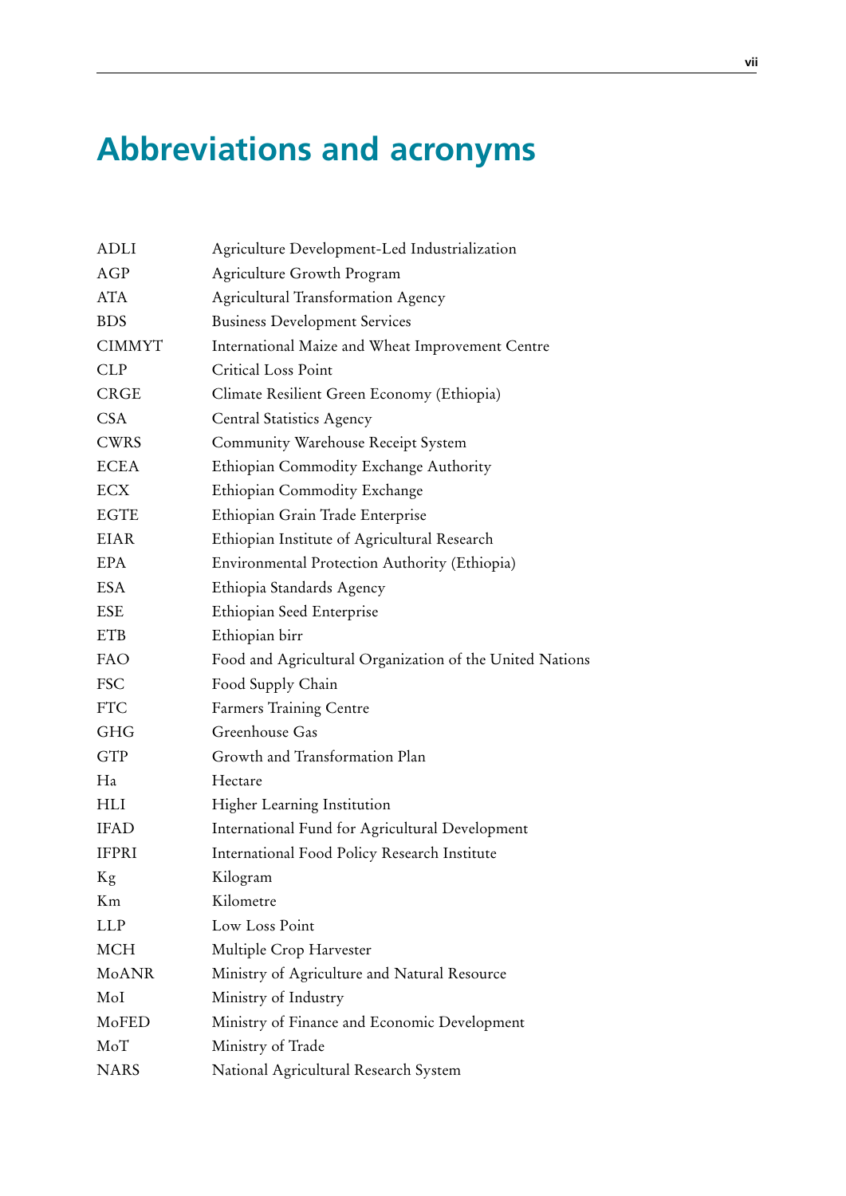# Abbreviations and acronyms

| | |
|---|---|
| ADLI | Agriculture Development-Led Industrialization |
| AGP | Agriculture Growth Program |
| ATA | Agricultural Transformation Agency |
| BDS | Business Development Services |
| CIMMYT | International Maize and Wheat Improvement Centre |
| CLP | Critical Loss Point |
| CRGE | Climate Resilient Green Economy (Ethiopia) |
| CSA | Central Statistics Agency |
| CWRS | Community Warehouse Receipt System |
| ECEA | Ethiopian Commodity Exchange Authority |
| ECX | Ethiopian Commodity Exchange |
| EGTE | Ethiopian Grain Trade Enterprise |
| EIAR | Ethiopian Institute of Agricultural Research |
| EPA | Environmental Protection Authority (Ethiopia) |
| ESA | Ethiopia Standards Agency |
| ESE | Ethiopian Seed Enterprise |
| ETB | Ethiopian birr |
| FAO | Food and Agricultural Organization of the United Nations |
| FSC | Food Supply Chain |
| FTC | Farmers Training Centre |
| GHG | Greenhouse Gas |
| GTP | Growth and Transformation Plan |
| Ha | Hectare |
| HLI | Higher Learning Institution |
| IFAD | International Fund for Agricultural Development |
| IFPRI | International Food Policy Research Institute |
| Kg | Kilogram |
| Km | Kilometre |
| LLP | Low Loss Point |
| MCH | Multiple Crop Harvester |
| MoANR | Ministry of Agriculture and Natural Resource |
| MoI | Ministry of Industry |
| MoFED | Ministry of Finance and Economic Development |
| MoT | Ministry of Trade |
| NARS | National Agricultural Research System |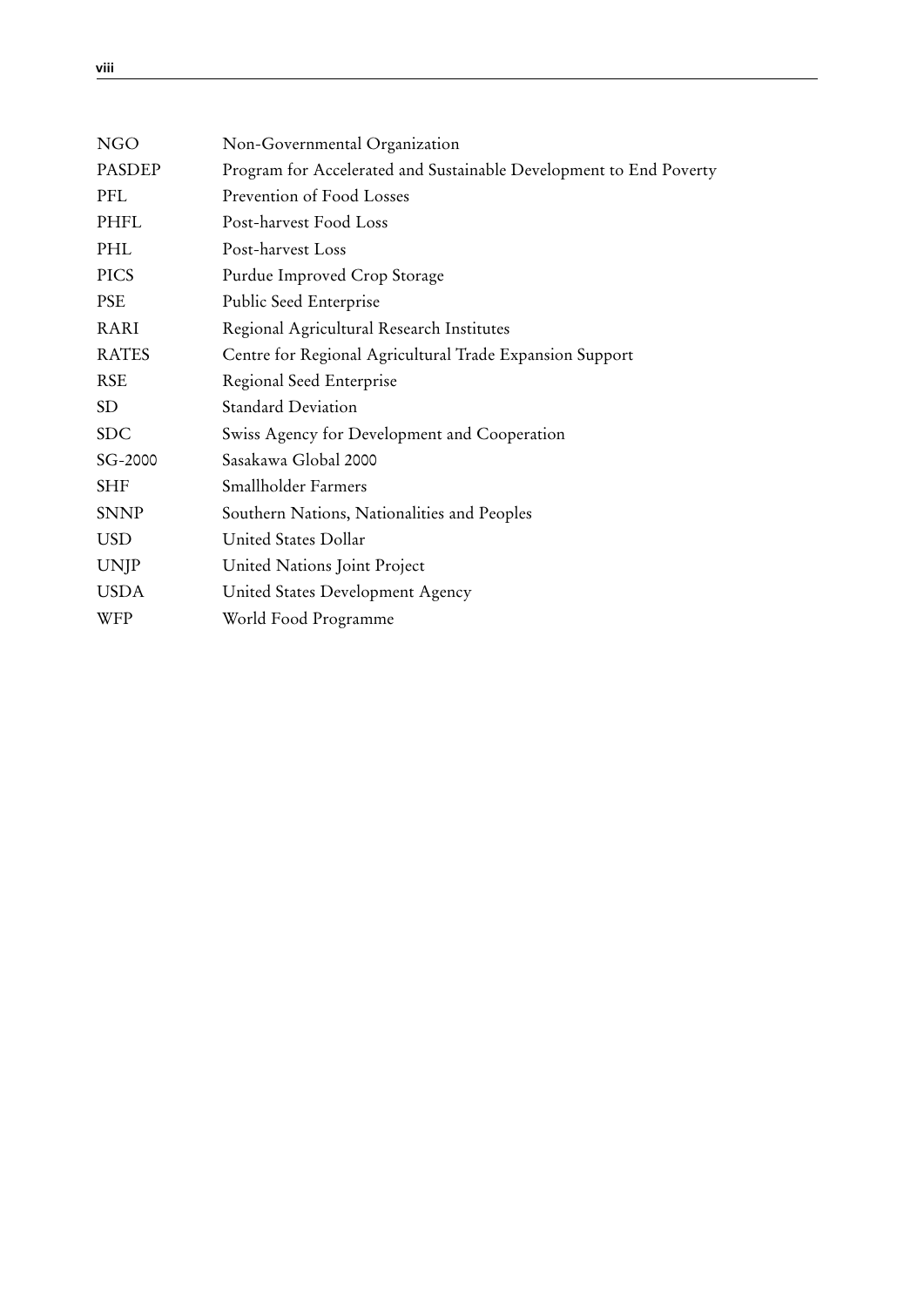| | |
|---|---|
| NGO | Non-Governmental Organization |
| PASDEP | Program for Accelerated and Sustainable Development to End Poverty |
| PFL | Prevention of Food Losses |
| PHFL | Post-harvest Food Loss |
| PHL | Post-harvest Loss |
| PICS | Purdue Improved Crop Storage |
| PSE | Public Seed Enterprise |
| RARI | Regional Agricultural Research Institutes |
| RATES | Centre for Regional Agricultural Trade Expansion Support |
| RSE | Regional Seed Enterprise |
| SD | Standard Deviation |
| SDC | Swiss Agency for Development and Cooperation |
| SG-2000 | Sasakawa Global 2000 |
| SHF | Smallholder Farmers |
| SNNP | Southern Nations, Nationalities and Peoples |
| USD | United States Dollar |
| UNJP | United Nations Joint Project |
| USDA | United States Development Agency |
| WFP | World Food Programme |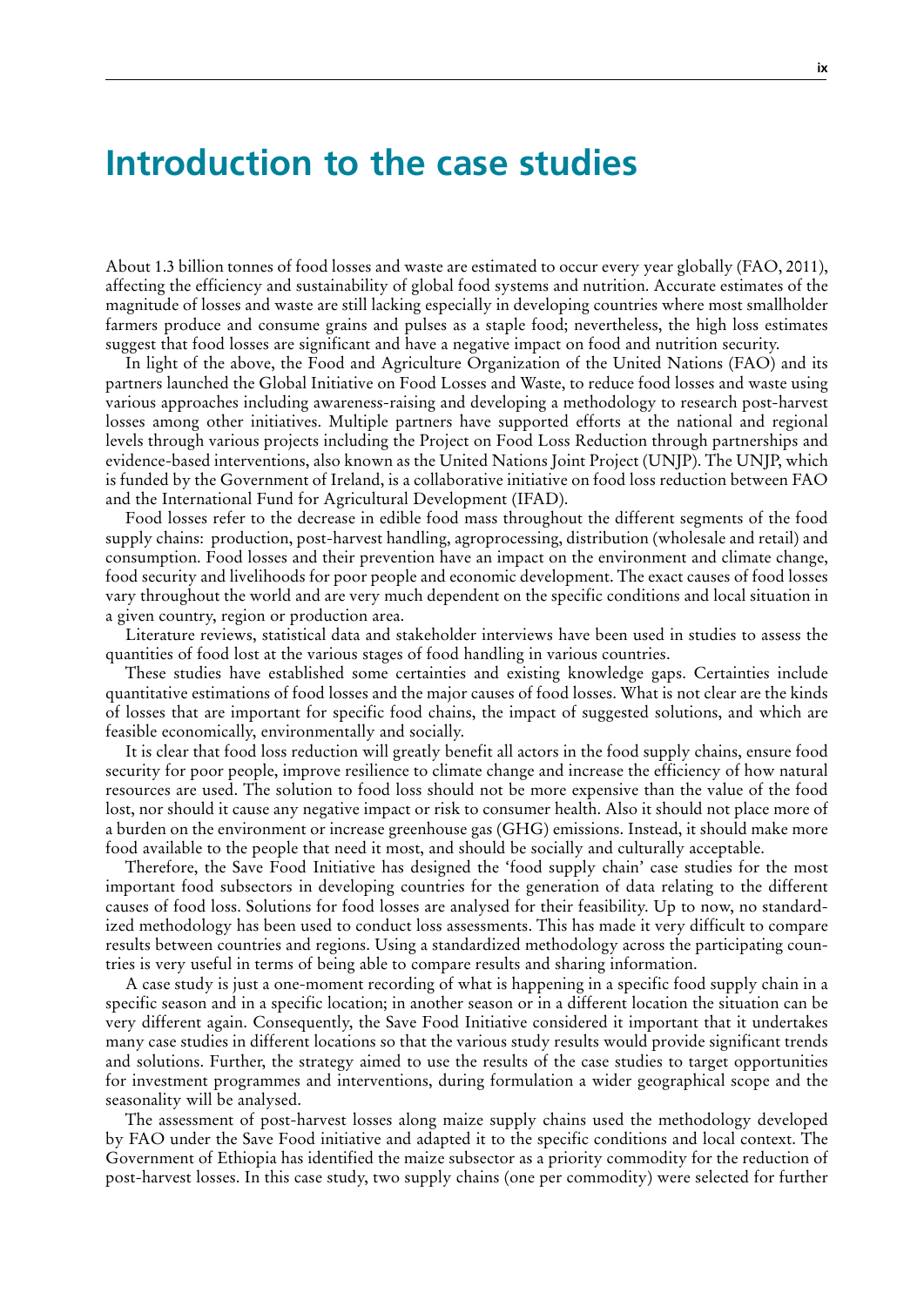# Introduction to the case studies

About 1.3 billion tonnes of food losses and waste are estimated to occur every year globally (FAO, 2011), affecting the efficiency and sustainability of global food systems and nutrition. Accurate estimates of the magnitude of losses and waste are still lacking especially in developing countries where most smallholder farmers produce and consume grains and pulses as a staple food; nevertheless, the high loss estimates suggest that food losses are significant and have a negative impact on food and nutrition security.

In light of the above, the Food and Agriculture Organization of the United Nations (FAO) and its partners launched the Global Initiative on Food Losses and Waste, to reduce food losses and waste using various approaches including awareness-raising and developing a methodology to research post-harvest losses among other initiatives. Multiple partners have supported efforts at the national and regional levels through various projects including the Project on Food Loss Reduction through partnerships and evidence-based interventions, also known as the United Nations Joint Project (UNJP). The UNJP, which is funded by the Government of Ireland, is a collaborative initiative on food loss reduction between FAO and the International Fund for Agricultural Development (IFAD).

Food losses refer to the decrease in edible food mass throughout the different segments of the food supply chains: production, post-harvest handling, agroprocessing, distribution (wholesale and retail) and consumption. Food losses and their prevention have an impact on the environment and climate change, food security and livelihoods for poor people and economic development. The exact causes of food losses vary throughout the world and are very much dependent on the specific conditions and local situation in a given country, region or production area.

Literature reviews, statistical data and stakeholder interviews have been used in studies to assess the quantities of food lost at the various stages of food handling in various countries.

These studies have established some certainties and existing knowledge gaps. Certainties include quantitative estimations of food losses and the major causes of food losses. What is not clear are the kinds of losses that are important for specific food chains, the impact of suggested solutions, and which are feasible economically, environmentally and socially.

It is clear that food loss reduction will greatly benefit all actors in the food supply chains, ensure food security for poor people, improve resilience to climate change and increase the efficiency of how natural resources are used. The solution to food loss should not be more expensive than the value of the food lost, nor should it cause any negative impact or risk to consumer health. Also it should not place more of a burden on the environment or increase greenhouse gas (GHG) emissions. Instead, it should make more food available to the people that need it most, and should be socially and culturally acceptable.

Therefore, the Save Food Initiative has designed the 'food supply chain' case studies for the most important food subsectors in developing countries for the generation of data relating to the different causes of food loss. Solutions for food losses are analysed for their feasibility. Up to now, no standardized methodology has been used to conduct loss assessments. This has made it very difficult to compare results between countries and regions. Using a standardized methodology across the participating countries is very useful in terms of being able to compare results and sharing information.

A case study is just a one-moment recording of what is happening in a specific food supply chain in a specific season and in a specific location; in another season or in a different location the situation can be very different again. Consequently, the Save Food Initiative considered it important that it undertakes many case studies in different locations so that the various study results would provide significant trends and solutions. Further, the strategy aimed to use the results of the case studies to target opportunities for investment programmes and interventions, during formulation a wider geographical scope and the seasonality will be analysed.

The assessment of post-harvest losses along maize supply chains used the methodology developed by FAO under the Save Food initiative and adapted it to the specific conditions and local context. The Government of Ethiopia has identified the maize subsector as a priority commodity for the reduction of post-harvest losses. In this case study, two supply chains (one per commodity) were selected for further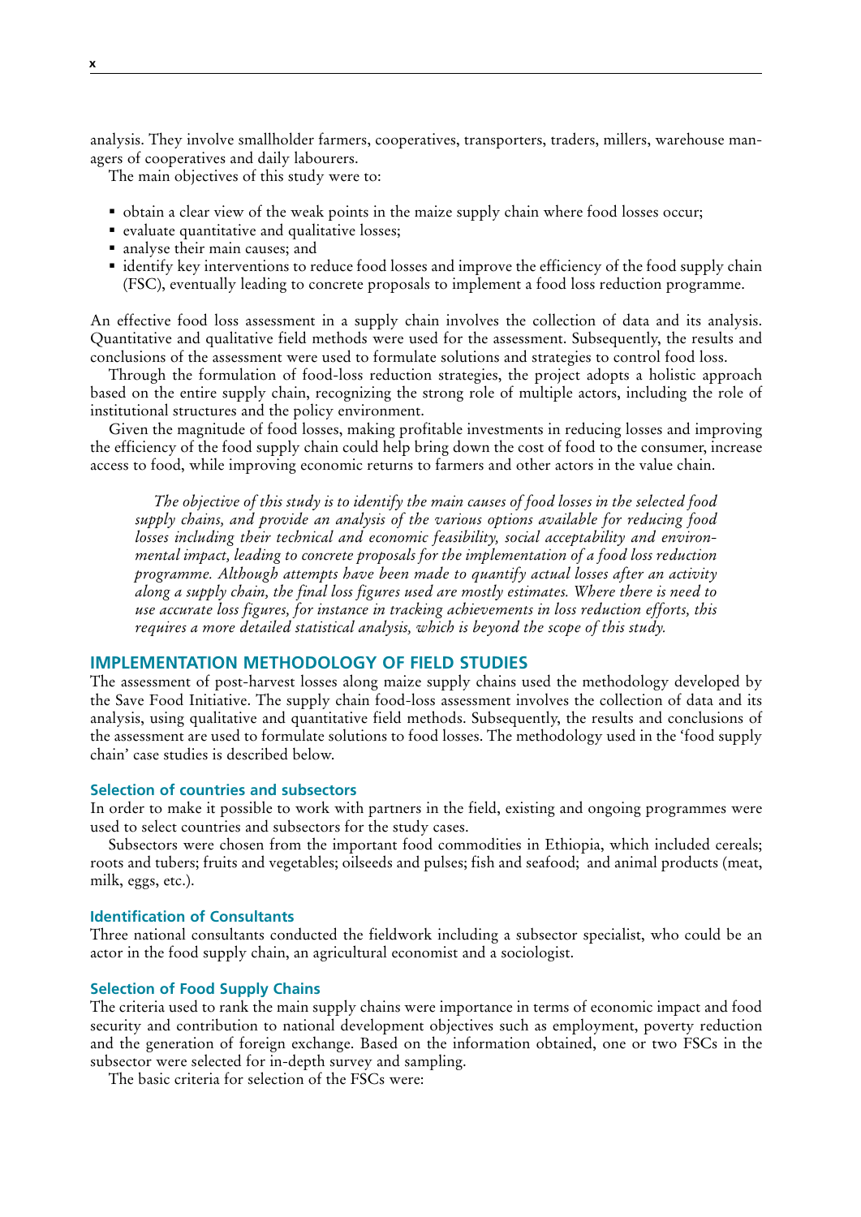analysis. They involve smallholder farmers, cooperatives, transporters, traders, millers, warehouse managers of cooperatives and daily labourers.

The main objectives of this study were to:

- obtain a clear view of the weak points in the maize supply chain where food losses occur;
- evaluate quantitative and qualitative losses;
- analyse their main causes; and
- identify key interventions to reduce food losses and improve the efficiency of the food supply chain (FSC), eventually leading to concrete proposals to implement a food loss reduction programme.

An effective food loss assessment in a supply chain involves the collection of data and its analysis. Quantitative and qualitative field methods were used for the assessment. Subsequently, the results and conclusions of the assessment were used to formulate solutions and strategies to control food loss.

Through the formulation of food-loss reduction strategies, the project adopts a holistic approach based on the entire supply chain, recognizing the strong role of multiple actors, including the role of institutional structures and the policy environment.

Given the magnitude of food losses, making profitable investments in reducing losses and improving the efficiency of the food supply chain could help bring down the cost of food to the consumer, increase access to food, while improving economic returns to farmers and other actors in the value chain.

> *The objective of this study is to identify the main causes of food losses in the selected food supply chains, and provide an analysis of the various options available for reducing food losses including their technical and economic feasibility, social acceptability and environmental impact, leading to concrete proposals for the implementation of a food loss reduction programme. Although attempts have been made to quantify actual losses after an activity along a supply chain, the final loss figures used are mostly estimates. Where there is need to use accurate loss figures, for instance in tracking achievements in loss reduction efforts, this requires a more detailed statistical analysis, which is beyond the scope of this study.*

## IMPLEMENTATION METHODOLOGY OF FIELD STUDIES

The assessment of post-harvest losses along maize supply chains used the methodology developed by the Save Food Initiative. The supply chain food-loss assessment involves the collection of data and its analysis, using qualitative and quantitative field methods. Subsequently, the results and conclusions of the assessment are used to formulate solutions to food losses. The methodology used in the 'food supply chain' case studies is described below.

### Selection of countries and subsectors

In order to make it possible to work with partners in the field, existing and ongoing programmes were used to select countries and subsectors for the study cases.

Subsectors were chosen from the important food commodities in Ethiopia, which included cereals; roots and tubers; fruits and vegetables; oilseeds and pulses; fish and seafood; and animal products (meat, milk, eggs, etc.).

### Identification of Consultants

Three national consultants conducted the fieldwork including a subsector specialist, who could be an actor in the food supply chain, an agricultural economist and a sociologist.

### Selection of Food Supply Chains

The criteria used to rank the main supply chains were importance in terms of economic impact and food security and contribution to national development objectives such as employment, poverty reduction and the generation of foreign exchange. Based on the information obtained, one or two FSCs in the subsector were selected for in-depth survey and sampling.

The basic criteria for selection of the FSCs were: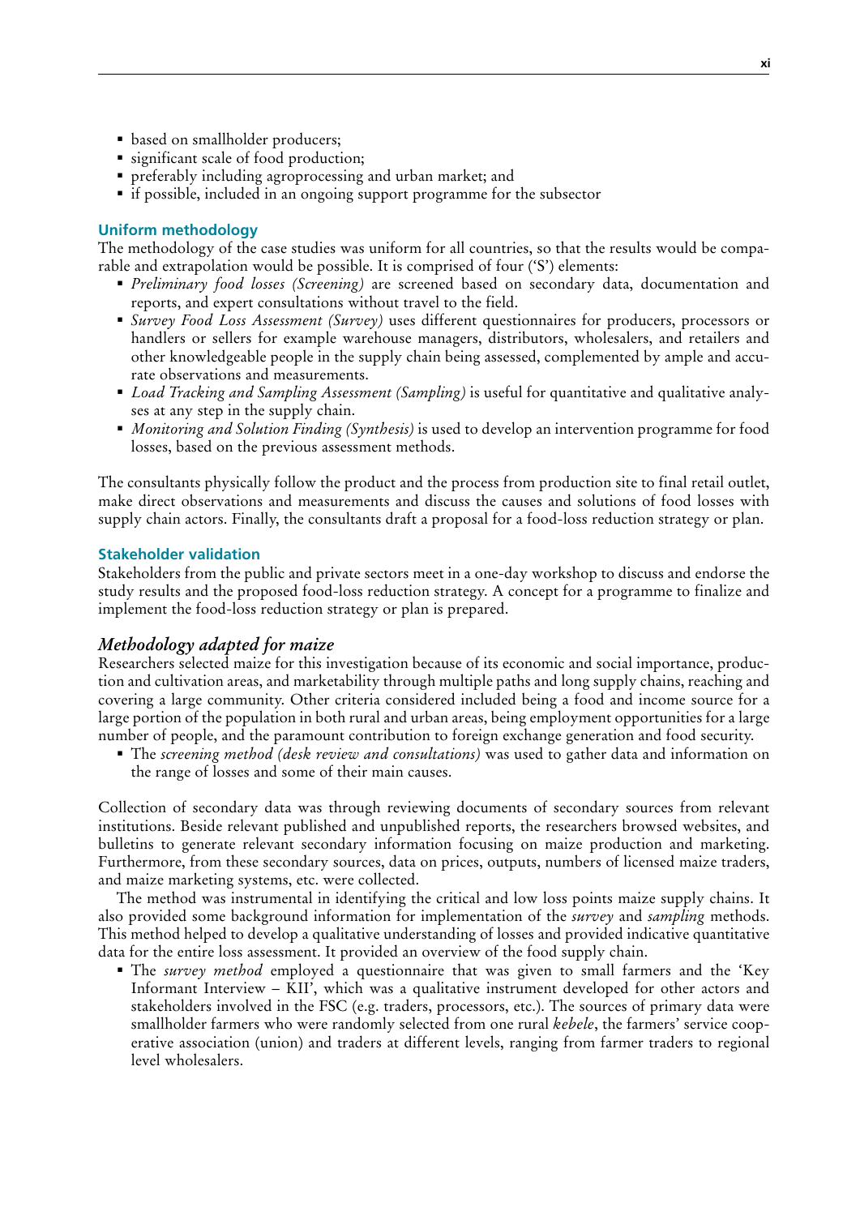- based on smallholder producers;
- significant scale of food production;
- preferably including agroprocessing and urban market; and
- if possible, included in an ongoing support programme for the subsector

### Uniform methodology

The methodology of the case studies was uniform for all countries, so that the results would be comparable and extrapolation would be possible. It is comprised of four ('S') elements:

- *Preliminary food losses (Screening)* are screened based on secondary data, documentation and reports, and expert consultations without travel to the field.
- *Survey Food Loss Assessment (Survey)* uses different questionnaires for producers, processors or handlers or sellers for example warehouse managers, distributors, wholesalers, and retailers and other knowledgeable people in the supply chain being assessed, complemented by ample and accurate observations and measurements.
- *Load Tracking and Sampling Assessment (Sampling)* is useful for quantitative and qualitative analyses at any step in the supply chain.
- *Monitoring and Solution Finding (Synthesis)* is used to develop an intervention programme for food losses, based on the previous assessment methods.

The consultants physically follow the product and the process from production site to final retail outlet, make direct observations and measurements and discuss the causes and solutions of food losses with supply chain actors. Finally, the consultants draft a proposal for a food-loss reduction strategy or plan.

### Stakeholder validation

Stakeholders from the public and private sectors meet in a one-day workshop to discuss and endorse the study results and the proposed food-loss reduction strategy. A concept for a programme to finalize and implement the food-loss reduction strategy or plan is prepared.

## *Methodology adapted for maize*

Researchers selected maize for this investigation because of its economic and social importance, production and cultivation areas, and marketability through multiple paths and long supply chains, reaching and covering a large community. Other criteria considered included being a food and income source for a large portion of the population in both rural and urban areas, being employment opportunities for a large number of people, and the paramount contribution to foreign exchange generation and food security.

- The *screening method (desk review and consultations)* was used to gather data and information on the range of losses and some of their main causes.

Collection of secondary data was through reviewing documents of secondary sources from relevant institutions. Beside relevant published and unpublished reports, the researchers browsed websites, and bulletins to generate relevant secondary information focusing on maize production and marketing. Furthermore, from these secondary sources, data on prices, outputs, numbers of licensed maize traders, and maize marketing systems, etc. were collected.

The method was instrumental in identifying the critical and low loss points maize supply chains. It also provided some background information for implementation of the *survey* and *sampling* methods. This method helped to develop a qualitative understanding of losses and provided indicative quantitative data for the entire loss assessment. It provided an overview of the food supply chain.

- The *survey method* employed a questionnaire that was given to small farmers and the 'Key Informant Interview – KII', which was a qualitative instrument developed for other actors and stakeholders involved in the FSC (e.g. traders, processors, etc.). The sources of primary data were smallholder farmers who were randomly selected from one rural *kebele*, the farmers' service cooperative association (union) and traders at different levels, ranging from farmer traders to regional level wholesalers.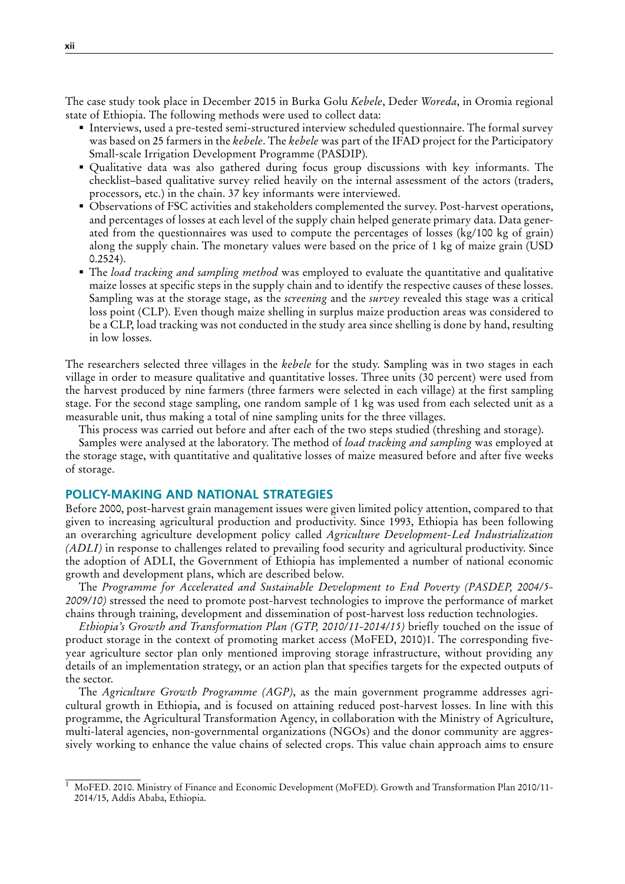The case study took place in December 2015 in Burka Golu *Kebele*, Deder *Woreda*, in Oromia regional state of Ethiopia. The following methods were used to collect data:

- Interviews, used a pre-tested semi-structured interview scheduled questionnaire. The formal survey was based on 25 farmers in the *kebele*. The *kebele* was part of the IFAD project for the Participatory Small-scale Irrigation Development Programme (PASDIP).
- Qualitative data was also gathered during focus group discussions with key informants. The checklist–based qualitative survey relied heavily on the internal assessment of the actors (traders, processors, etc.) in the chain. 37 key informants were interviewed.
- Observations of FSC activities and stakeholders complemented the survey. Post-harvest operations, and percentages of losses at each level of the supply chain helped generate primary data. Data generated from the questionnaires was used to compute the percentages of losses (kg/100 kg of grain) along the supply chain. The monetary values were based on the price of 1 kg of maize grain (USD 0.2524).
- The *load tracking and sampling method* was employed to evaluate the quantitative and qualitative maize losses at specific steps in the supply chain and to identify the respective causes of these losses. Sampling was at the storage stage, as the *screening* and the *survey* revealed this stage was a critical loss point (CLP). Even though maize shelling in surplus maize production areas was considered to be a CLP, load tracking was not conducted in the study area since shelling is done by hand, resulting in low losses.

The researchers selected three villages in the *kebele* for the study. Sampling was in two stages in each village in order to measure qualitative and quantitative losses. Three units (30 percent) were used from the harvest produced by nine farmers (three farmers were selected in each village) at the first sampling stage. For the second stage sampling, one random sample of 1 kg was used from each selected unit as a measurable unit, thus making a total of nine sampling units for the three villages.

This process was carried out before and after each of the two steps studied (threshing and storage).

Samples were analysed at the laboratory. The method of *load tracking and sampling* was employed at the storage stage, with quantitative and qualitative losses of maize measured before and after five weeks of storage.

## POLICY-MAKING AND NATIONAL STRATEGIES

Before 2000, post-harvest grain management issues were given limited policy attention, compared to that given to increasing agricultural production and productivity. Since 1993, Ethiopia has been following an overarching agriculture development policy called *Agriculture Development-Led Industrialization (ADLI)* in response to challenges related to prevailing food security and agricultural productivity. Since the adoption of ADLI, the Government of Ethiopia has implemented a number of national economic growth and development plans, which are described below.

The *Programme for Accelerated and Sustainable Development to End Poverty (PASDEP, 2004/5-2009/10)* stressed the need to promote post-harvest technologies to improve the performance of market chains through training, development and dissemination of post-harvest loss reduction technologies.

*Ethiopia's Growth and Transformation Plan (GTP, 2010/11-2014/15)* briefly touched on the issue of product storage in the context of promoting market access (MoFED, 2010)[1]. The corresponding five-year agriculture sector plan only mentioned improving storage infrastructure, without providing any details of an implementation strategy, or an action plan that specifies targets for the expected outputs of the sector.

The *Agriculture Growth Programme (AGP)*, as the main government programme addresses agricultural growth in Ethiopia, and is focused on attaining reduced post-harvest losses. In line with this programme, the Agricultural Transformation Agency, in collaboration with the Ministry of Agriculture, multi-lateral agencies, non-governmental organizations (NGOs) and the donor community are aggressively working to enhance the value chains of selected crops. This value chain approach aims to ensure

[1] MoFED. 2010. Ministry of Finance and Economic Development (MoFED). Growth and Transformation Plan 2010/11-2014/15, Addis Ababa, Ethiopia.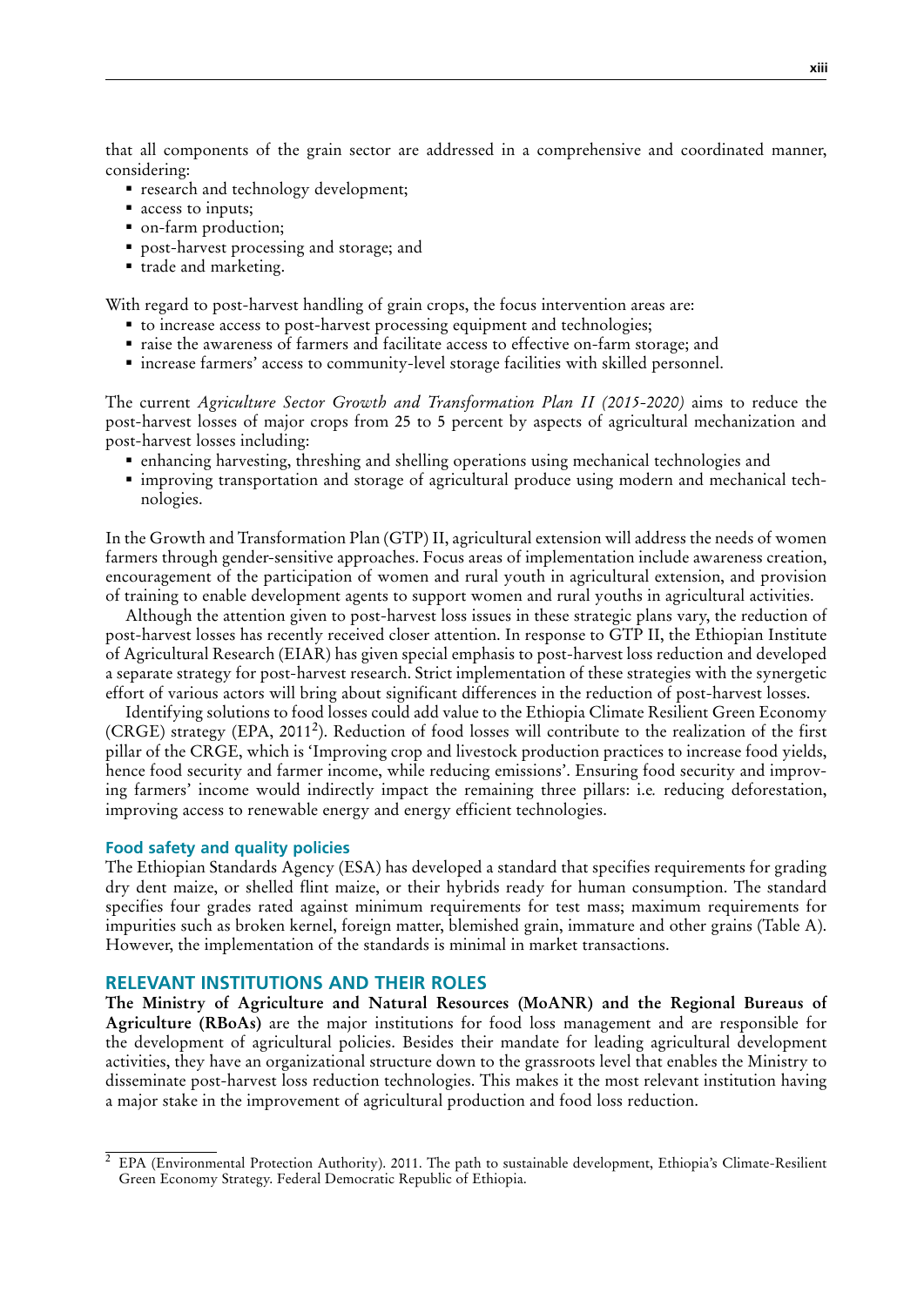that all components of the grain sector are addressed in a comprehensive and coordinated manner, considering:

- research and technology development;
- access to inputs;
- on-farm production;
- post-harvest processing and storage; and
- trade and marketing.

With regard to post-harvest handling of grain crops, the focus intervention areas are:

- to increase access to post-harvest processing equipment and technologies;
- raise the awareness of farmers and facilitate access to effective on-farm storage; and
- increase farmers' access to community-level storage facilities with skilled personnel.

The current *Agriculture Sector Growth and Transformation Plan II (2015-2020)* aims to reduce the post-harvest losses of major crops from 25 to 5 percent by aspects of agricultural mechanization and post-harvest losses including:

- enhancing harvesting, threshing and shelling operations using mechanical technologies and
- improving transportation and storage of agricultural produce using modern and mechanical technologies.

In the Growth and Transformation Plan (GTP) II, agricultural extension will address the needs of women farmers through gender-sensitive approaches. Focus areas of implementation include awareness creation, encouragement of the participation of women and rural youth in agricultural extension, and provision of training to enable development agents to support women and rural youths in agricultural activities.

Although the attention given to post-harvest loss issues in these strategic plans vary, the reduction of post-harvest losses has recently received closer attention. In response to GTP II, the Ethiopian Institute of Agricultural Research (EIAR) has given special emphasis to post-harvest loss reduction and developed a separate strategy for post-harvest research. Strict implementation of these strategies with the synergetic effort of various actors will bring about significant differences in the reduction of post-harvest losses.

Identifying solutions to food losses could add value to the Ethiopia Climate Resilient Green Economy (CRGE) strategy (EPA, 2011[2]). Reduction of food losses will contribute to the realization of the first pillar of the CRGE, which is 'Improving crop and livestock production practices to increase food yields, hence food security and farmer income, while reducing emissions'. Ensuring food security and improving farmers' income would indirectly impact the remaining three pillars: i.e. reducing deforestation, improving access to renewable energy and energy efficient technologies.

### Food safety and quality policies

The Ethiopian Standards Agency (ESA) has developed a standard that specifies requirements for grading dry dent maize, or shelled flint maize, or their hybrids ready for human consumption. The standard specifies four grades rated against minimum requirements for test mass; maximum requirements for impurities such as broken kernel, foreign matter, blemished grain, immature and other grains (Table A). However, the implementation of the standards is minimal in market transactions.

## RELEVANT INSTITUTIONS AND THEIR ROLES

**The Ministry of Agriculture and Natural Resources (MoANR) and the Regional Bureaus of Agriculture (RBoAs)** are the major institutions for food loss management and are responsible for the development of agricultural policies. Besides their mandate for leading agricultural development activities, they have an organizational structure down to the grassroots level that enables the Ministry to disseminate post-harvest loss reduction technologies. This makes it the most relevant institution having a major stake in the improvement of agricultural production and food loss reduction.

---

[2] EPA (Environmental Protection Authority). 2011. The path to sustainable development, Ethiopia's Climate-Resilient Green Economy Strategy. Federal Democratic Republic of Ethiopia.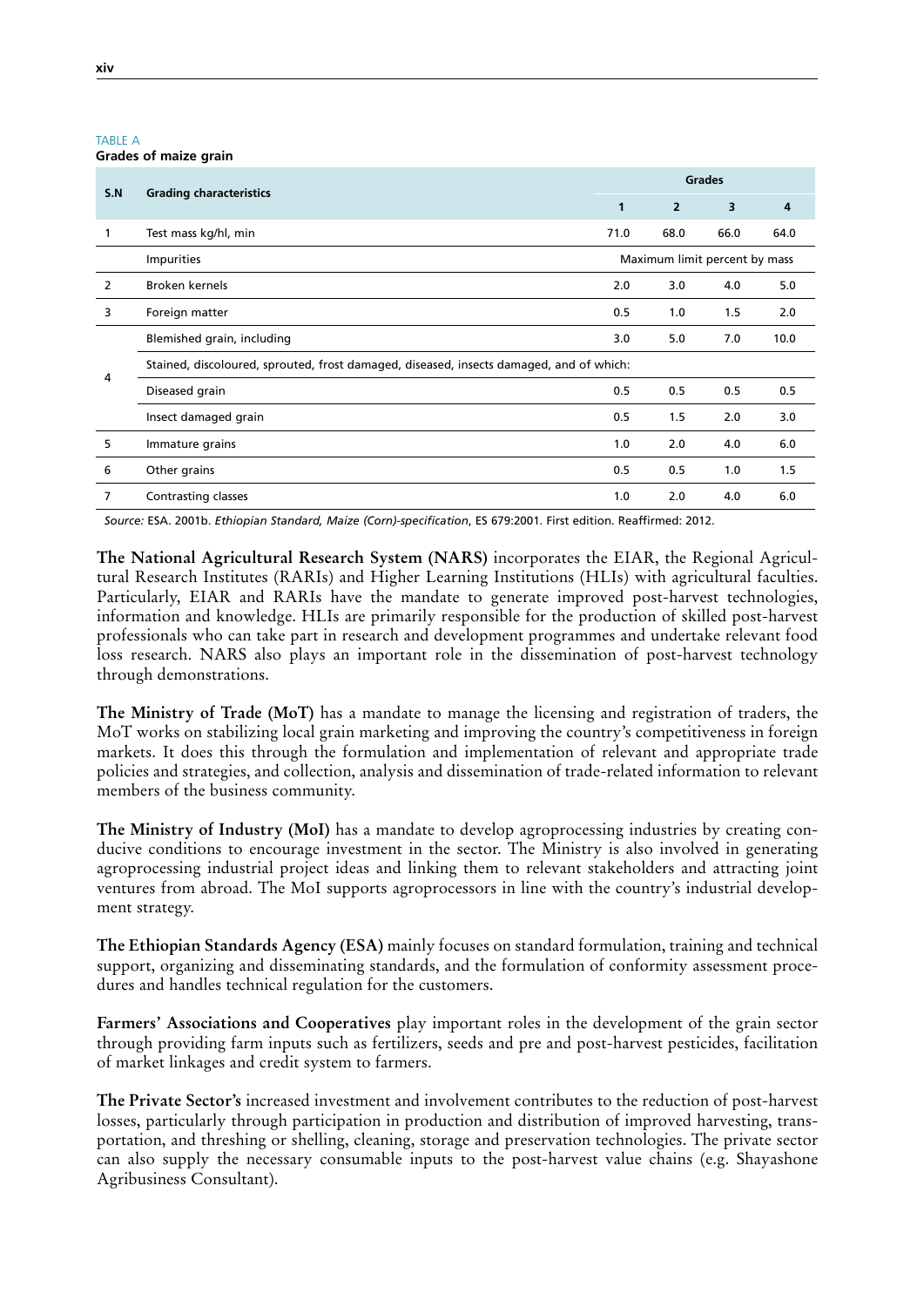TABLE A
**Grades of maize grain**

| S.N | Grading characteristics | Grades | | | |
|---|---|---|---|---|---|
| | | 1 | 2 | 3 | 4 |
| 1 | Test mass kg/hl, min | 71.0 | 68.0 | 66.0 | 64.0 |
| | Impurities | Maximum limit percent by mass | | | |
| 2 | Broken kernels | 2.0 | 3.0 | 4.0 | 5.0 |
| 3 | Foreign matter | 0.5 | 1.0 | 1.5 | 2.0 |
| 4 | Blemished grain, including | 3.0 | 5.0 | 7.0 | 10.0 |
| | Stained, discoloured, sprouted, frost damaged, diseased, insects damaged, and of which: | | | | |
| | Diseased grain | 0.5 | 0.5 | 0.5 | 0.5 |
| | Insect damaged grain | 0.5 | 1.5 | 2.0 | 3.0 |
| 5 | Immature grains | 1.0 | 2.0 | 4.0 | 6.0 |
| 6 | Other grains | 0.5 | 0.5 | 1.0 | 1.5 |
| 7 | Contrasting classes | 1.0 | 2.0 | 4.0 | 6.0 |

*Source:* ESA. 2001b. *Ethiopian Standard, Maize (Corn)-specification*, ES 679:2001. First edition. Reaffirmed: 2012.

**The National Agricultural Research System (NARS)** incorporates the EIAR, the Regional Agricultural Research Institutes (RARIs) and Higher Learning Institutions (HLIs) with agricultural faculties. Particularly, EIAR and RARIs have the mandate to generate improved post-harvest technologies, information and knowledge. HLIs are primarily responsible for the production of skilled post-harvest professionals who can take part in research and development programmes and undertake relevant food loss research. NARS also plays an important role in the dissemination of post-harvest technology through demonstrations.

**The Ministry of Trade (MoT)** has a mandate to manage the licensing and registration of traders, the MoT works on stabilizing local grain marketing and improving the country's competitiveness in foreign markets. It does this through the formulation and implementation of relevant and appropriate trade policies and strategies, and collection, analysis and dissemination of trade-related information to relevant members of the business community.

**The Ministry of Industry (MoI)** has a mandate to develop agroprocessing industries by creating conducive conditions to encourage investment in the sector. The Ministry is also involved in generating agroprocessing industrial project ideas and linking them to relevant stakeholders and attracting joint ventures from abroad. The MoI supports agroprocessors in line with the country's industrial development strategy.

**The Ethiopian Standards Agency (ESA)** mainly focuses on standard formulation, training and technical support, organizing and disseminating standards, and the formulation of conformity assessment procedures and handles technical regulation for the customers.

**Farmers' Associations and Cooperatives** play important roles in the development of the grain sector through providing farm inputs such as fertilizers, seeds and pre and post-harvest pesticides, facilitation of market linkages and credit system to farmers.

**The Private Sector's** increased investment and involvement contributes to the reduction of post-harvest losses, particularly through participation in production and distribution of improved harvesting, transportation, and threshing or shelling, cleaning, storage and preservation technologies. The private sector can also supply the necessary consumable inputs to the post-harvest value chains (e.g. Shayashone Agribusiness Consultant).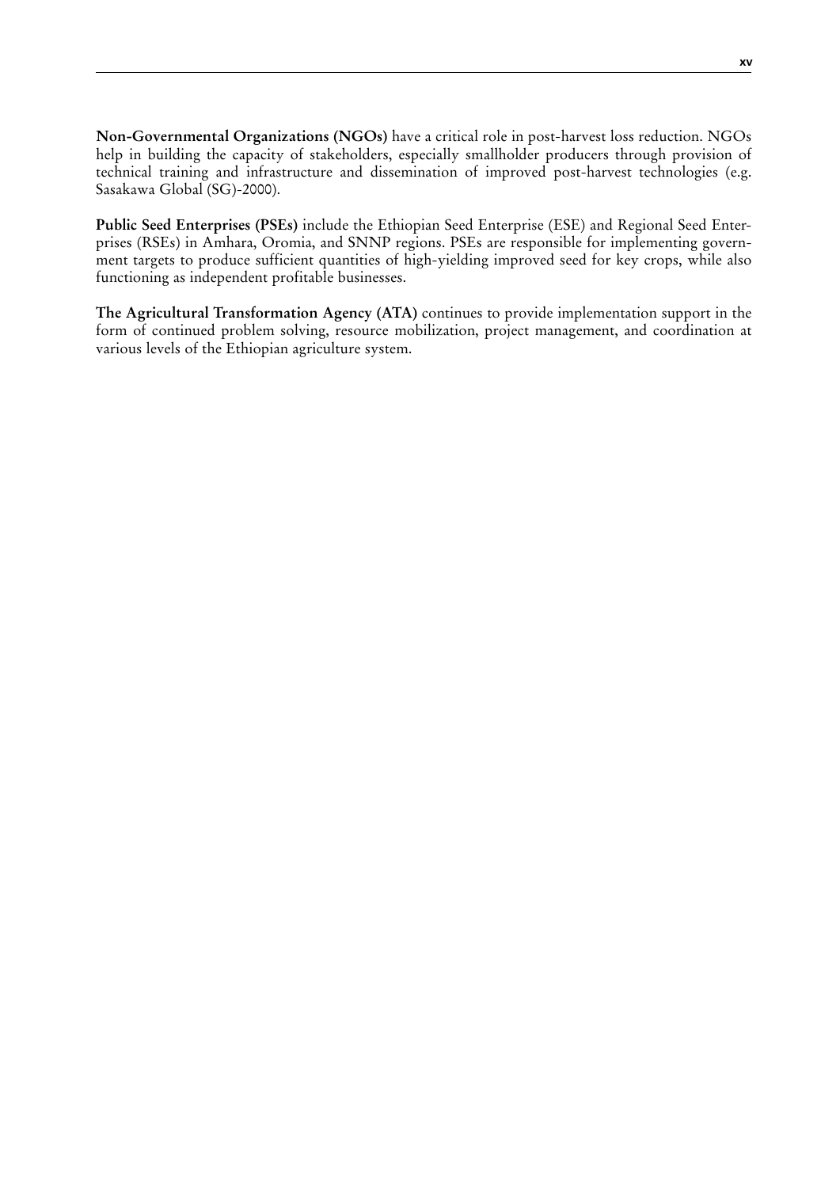**Non-Governmental Organizations (NGOs)** have a critical role in post-harvest loss reduction. NGOs help in building the capacity of stakeholders, especially smallholder producers through provision of technical training and infrastructure and dissemination of improved post-harvest technologies (e.g. Sasakawa Global (SG)-2000).

**Public Seed Enterprises (PSEs)** include the Ethiopian Seed Enterprise (ESE) and Regional Seed Enterprises (RSEs) in Amhara, Oromia, and SNNP regions. PSEs are responsible for implementing government targets to produce sufficient quantities of high-yielding improved seed for key crops, while also functioning as independent profitable businesses.

**The Agricultural Transformation Agency (ATA)** continues to provide implementation support in the form of continued problem solving, resource mobilization, project management, and coordination at various levels of the Ethiopian agriculture system.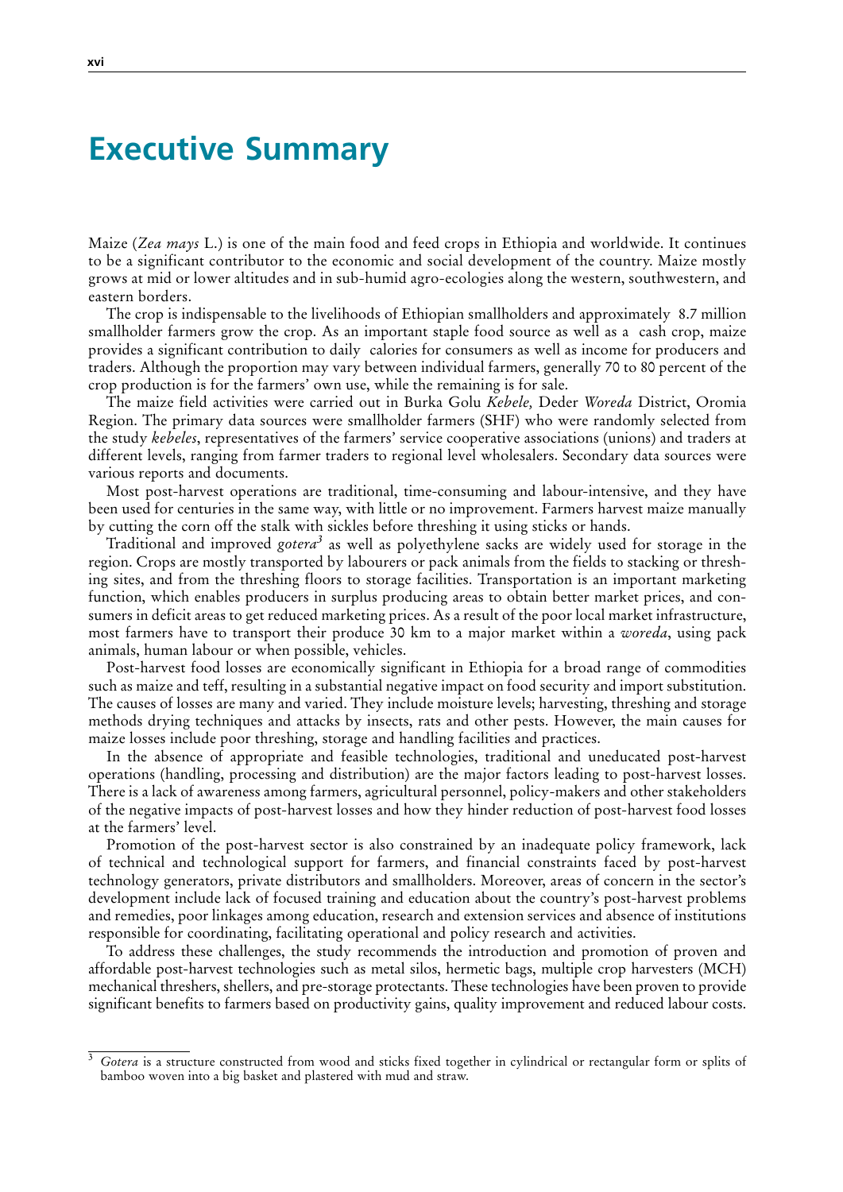# Executive Summary

Maize (*Zea mays* L.) is one of the main food and feed crops in Ethiopia and worldwide. It continues to be a significant contributor to the economic and social development of the country. Maize mostly grows at mid or lower altitudes and in sub-humid agro-ecologies along the western, southwestern, and eastern borders.

The crop is indispensable to the livelihoods of Ethiopian smallholders and approximately 8.7 million smallholder farmers grow the crop. As an important staple food source as well as a cash crop, maize provides a significant contribution to daily calories for consumers as well as income for producers and traders. Although the proportion may vary between individual farmers, generally 70 to 80 percent of the crop production is for the farmers' own use, while the remaining is for sale.

The maize field activities were carried out in Burka Golu *Kebele,* Deder *Woreda* District, Oromia Region. The primary data sources were smallholder farmers (SHF) who were randomly selected from the study *kebeles*, representatives of the farmers' service cooperative associations (unions) and traders at different levels, ranging from farmer traders to regional level wholesalers. Secondary data sources were various reports and documents.

Most post-harvest operations are traditional, time-consuming and labour-intensive, and they have been used for centuries in the same way, with little or no improvement. Farmers harvest maize manually by cutting the corn off the stalk with sickles before threshing it using sticks or hands.

Traditional and improved *gotera*[3] as well as polyethylene sacks are widely used for storage in the region. Crops are mostly transported by labourers or pack animals from the fields to stacking or threshing sites, and from the threshing floors to storage facilities. Transportation is an important marketing function, which enables producers in surplus producing areas to obtain better market prices, and consumers in deficit areas to get reduced marketing prices. As a result of the poor local market infrastructure, most farmers have to transport their produce 30 km to a major market within a *woreda*, using pack animals, human labour or when possible, vehicles.

Post-harvest food losses are economically significant in Ethiopia for a broad range of commodities such as maize and teff, resulting in a substantial negative impact on food security and import substitution. The causes of losses are many and varied. They include moisture levels; harvesting, threshing and storage methods drying techniques and attacks by insects, rats and other pests. However, the main causes for maize losses include poor threshing, storage and handling facilities and practices.

In the absence of appropriate and feasible technologies, traditional and uneducated post-harvest operations (handling, processing and distribution) are the major factors leading to post-harvest losses. There is a lack of awareness among farmers, agricultural personnel, policy-makers and other stakeholders of the negative impacts of post-harvest losses and how they hinder reduction of post-harvest food losses at the farmers' level.

Promotion of the post-harvest sector is also constrained by an inadequate policy framework, lack of technical and technological support for farmers, and financial constraints faced by post-harvest technology generators, private distributors and smallholders. Moreover, areas of concern in the sector's development include lack of focused training and education about the country's post-harvest problems and remedies, poor linkages among education, research and extension services and absence of institutions responsible for coordinating, facilitating operational and policy research and activities.

To address these challenges, the study recommends the introduction and promotion of proven and affordable post-harvest technologies such as metal silos, hermetic bags, multiple crop harvesters (MCH) mechanical threshers, shellers, and pre-storage protectants. These technologies have been proven to provide significant benefits to farmers based on productivity gains, quality improvement and reduced labour costs.

---

[3] *Gotera* is a structure constructed from wood and sticks fixed together in cylindrical or rectangular form or splits of bamboo woven into a big basket and plastered with mud and straw.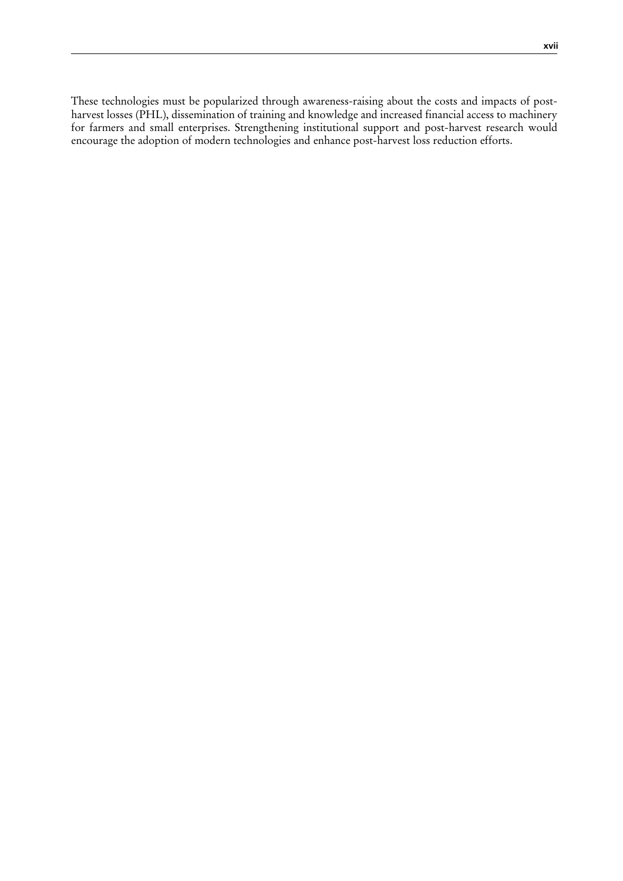These technologies must be popularized through awareness-raising about the costs and impacts of post-harvest losses (PHL), dissemination of training and knowledge and increased financial access to machinery for farmers and small enterprises. Strengthening institutional support and post-harvest research would encourage the adoption of modern technologies and enhance post-harvest loss reduction efforts.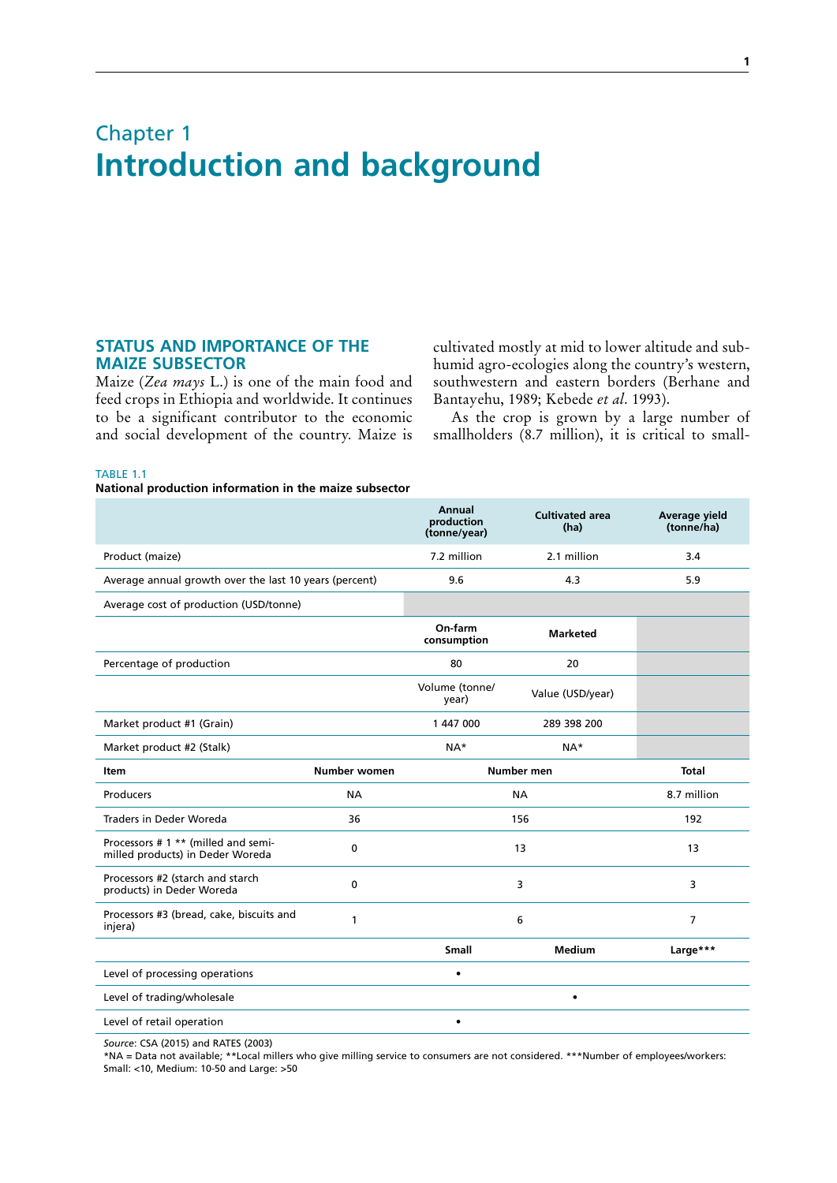# Chapter 1
# Introduction and background

## STATUS AND IMPORTANCE OF THE MAIZE SUBSECTOR

Maize (*Zea mays* L.) is one of the main food and feed crops in Ethiopia and worldwide. It continues to be a significant contributor to the economic and social development of the country. Maize is cultivated mostly at mid to lower altitude and sub-humid agro-ecologies along the country's western, southwestern and eastern borders (Berhane and Bantayehu, 1989; Kebede *et al*. 1993).

As the crop is grown by a large number of smallholders (8.7 million), it is critical to small-

TABLE 1.1
**National production information in the maize subsector**

| | | Annual production (tonne/year) | Cultivated area (ha) | Average yield (tonne/ha) |
|---|---|---|---|---|
| Product (maize) | | 7.2 million | 2.1 million | 3.4 |
| Average annual growth over the last 10 years (percent) | | 9.6 | 4.3 | 5.9 |
| Average cost of production (USD/tonne) | | | | |
| | | On-farm consumption | Marketed | |
| Percentage of production | | 80 | 20 | |
| | | Volume (tonne/year) | Value (USD/year) | |
| Market product #1 (Grain) | | 1 447 000 | 289 398 200 | |
| Market product #2 (Stalk) | | NA* | NA* | |
| **Item** | **Number women** | **Number men** | | **Total** |
| Producers | NA | NA | | 8.7 million |
| Traders in Deder Woreda | 36 | 156 | | 192 |
| Processors # 1 ** (milled and semi-milled products) in Deder Woreda | 0 | 13 | | 13 |
| Processors #2 (starch and starch products) in Deder Woreda | 0 | 3 | | 3 |
| Processors #3 (bread, cake, biscuits and injera) | 1 | 6 | | 7 |
| | | **Small** | **Medium** | **Large*** ** |
| Level of processing operations | | • | | |
| Level of trading/wholesale | | | • | |
| Level of retail operation | | • | | |

*Source*: CSA (2015) and RATES (2003)
*NA = Data not available; **Local millers who give milling service to consumers are not considered. ***Number of employees/workers: Small: <10, Medium: 10-50 and Large: >50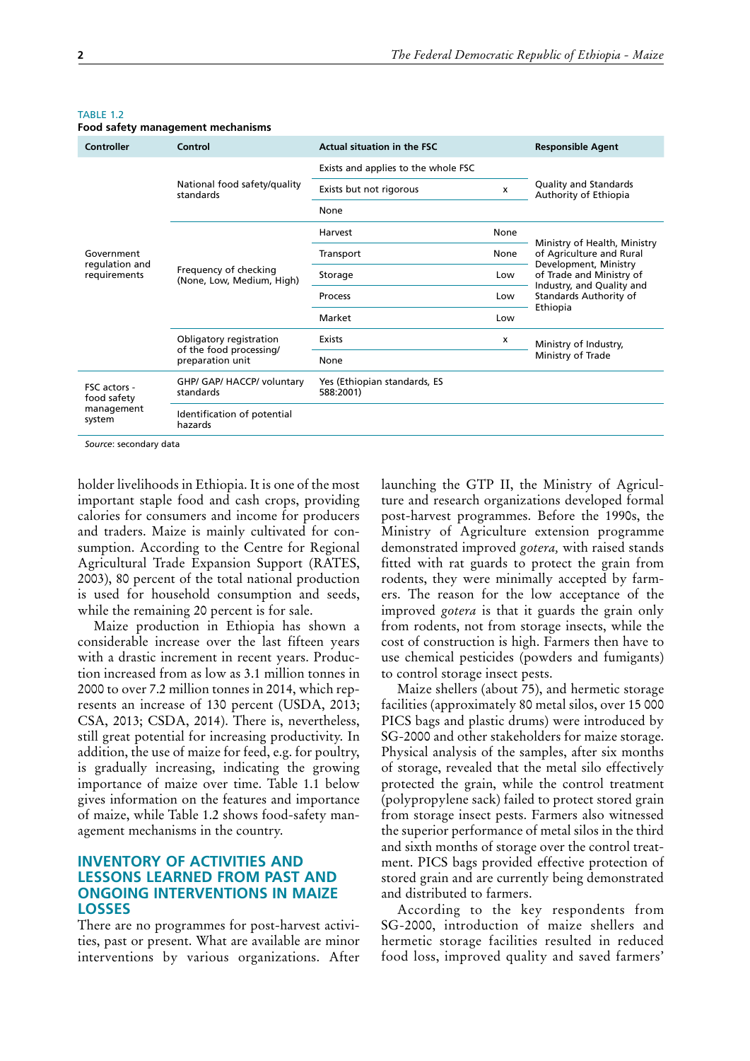TABLE 1.2

**Food safety management mechanisms**

| Controller | Control | Actual situation in the FSC | | Responsible Agent |
|---|---|---|---|---|
| Government regulation and requirements | National food safety/quality standards | Exists and applies to the whole FSC | | Quality and Standards Authority of Ethiopia |
| | | Exists but not rigorous | x | |
| | | None | | |
| | Frequency of checking (None, Low, Medium, High) | Harvest | None | Ministry of Health, Ministry of Agriculture and Rural Development, Ministry of Trade and Ministry of Industry, and Quality and Standards Authority of Ethiopia |
| | | Transport | None | |
| | | Storage | Low | |
| | | Process | Low | |
| | | Market | Low | |
| | Obligatory registration of the food processing/ preparation unit | Exists | x | Ministry of Industry, Ministry of Trade |
| | | None | | |
| FSC actors - food safety management system | GHP/ GAP/ HACCP/ voluntary standards | Yes (Ethiopian standards, ES 588:2001) | | |
| | Identification of potential hazards | | | |

*Source*: secondary data

holder livelihoods in Ethiopia. It is one of the most important staple food and cash crops, providing calories for consumers and income for producers and traders. Maize is mainly cultivated for consumption. According to the Centre for Regional Agricultural Trade Expansion Support (RATES, 2003), 80 percent of the total national production is used for household consumption and seeds, while the remaining 20 percent is for sale.

Maize production in Ethiopia has shown a considerable increase over the last fifteen years with a drastic increment in recent years. Production increased from as low as 3.1 million tonnes in 2000 to over 7.2 million tonnes in 2014, which represents an increase of 130 percent (USDA, 2013; CSA, 2013; CSDA, 2014). There is, nevertheless, still great potential for increasing productivity. In addition, the use of maize for feed, e.g. for poultry, is gradually increasing, indicating the growing importance of maize over time. Table 1.1 below gives information on the features and importance of maize, while Table 1.2 shows food-safety management mechanisms in the country.

## INVENTORY OF ACTIVITIES AND LESSONS LEARNED FROM PAST AND ONGOING INTERVENTIONS IN MAIZE LOSSES

There are no programmes for post-harvest activities, past or present. What are available are minor interventions by various organizations. After launching the GTP II, the Ministry of Agriculture and research organizations developed formal post-harvest programmes. Before the 1990s, the Ministry of Agriculture extension programme demonstrated improved *gotera,* with raised stands fitted with rat guards to protect the grain from rodents, they were minimally accepted by farmers. The reason for the low acceptance of the improved *gotera* is that it guards the grain only from rodents, not from storage insects, while the cost of construction is high. Farmers then have to use chemical pesticides (powders and fumigants) to control storage insect pests.

Maize shellers (about 75), and hermetic storage facilities (approximately 80 metal silos, over 15 000 PICS bags and plastic drums) were introduced by SG-2000 and other stakeholders for maize storage. Physical analysis of the samples, after six months of storage, revealed that the metal silo effectively protected the grain, while the control treatment (polypropylene sack) failed to protect stored grain from storage insect pests. Farmers also witnessed the superior performance of metal silos in the third and sixth months of storage over the control treatment. PICS bags provided effective protection of stored grain and are currently being demonstrated and distributed to farmers.

According to the key respondents from SG-2000, introduction of maize shellers and hermetic storage facilities resulted in reduced food loss, improved quality and saved farmers'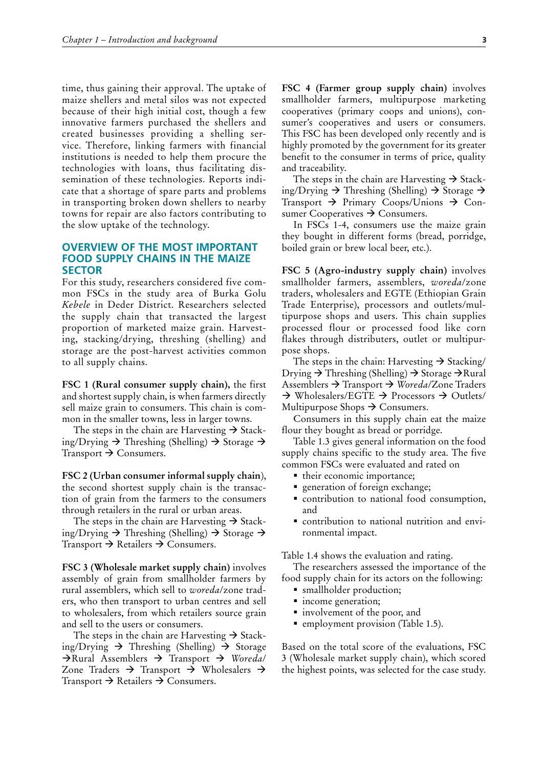time, thus gaining their approval. The uptake of maize shellers and metal silos was not expected because of their high initial cost, though a few innovative farmers purchased the shellers and created businesses providing a shelling service. Therefore, linking farmers with financial institutions is needed to help them procure the technologies with loans, thus facilitating dissemination of these technologies. Reports indicate that a shortage of spare parts and problems in transporting broken down shellers to nearby towns for repair are also factors contributing to the slow uptake of the technology.

## OVERVIEW OF THE MOST IMPORTANT FOOD SUPPLY CHAINS IN THE MAIZE SECTOR

For this study, researchers considered five common FSCs in the study area of Burka Golu *Kebele* in Deder District. Researchers selected the supply chain that transacted the largest proportion of marketed maize grain. Harvesting, stacking/drying, threshing (shelling) and storage are the post-harvest activities common to all supply chains.

**FSC 1 (Rural consumer supply chain),** the first and shortest supply chain, is when farmers directly sell maize grain to consumers. This chain is common in the smaller towns, less in larger towns.

The steps in the chain are Harvesting → Stacking/Drying → Threshing (Shelling) → Storage → Transport → Consumers.

**FSC 2 (Urban consumer informal supply chain**), the second shortest supply chain is the transaction of grain from the farmers to the consumers through retailers in the rural or urban areas.

The steps in the chain are Harvesting → Stacking/Drying → Threshing (Shelling) → Storage → Transport → Retailers → Consumers.

**FSC 3 (Wholesale market supply chain)** involves assembly of grain from smallholder farmers by rural assemblers, which sell to *woreda*/zone traders, who then transport to urban centres and sell to wholesalers, from which retailers source grain and sell to the users or consumers.

The steps in the chain are Harvesting → Stacking/Drying → Threshing (Shelling) → Storage →Rural Assemblers → Transport → *Woreda*/Zone Traders → Transport → Wholesalers → Transport → Retailers → Consumers.

**FSC 4 (Farmer group supply chain)** involves smallholder farmers, multipurpose marketing cooperatives (primary coops and unions), consumer's cooperatives and users or consumers. This FSC has been developed only recently and is highly promoted by the government for its greater benefit to the consumer in terms of price, quality and traceability.

The steps in the chain are Harvesting → Stacking/Drying → Threshing (Shelling) → Storage → Transport → Primary Coops/Unions → Consumer Cooperatives → Consumers.

In FSCs 1-4, consumers use the maize grain they bought in different forms (bread, porridge, boiled grain or brew local beer, etc.).

**FSC 5 (Agro-industry supply chain)** involves smallholder farmers, assemblers, *woreda*/zone traders, wholesalers and EGTE (Ethiopian Grain Trade Enterprise), processors and outlets/multipurpose shops and users. This chain supplies processed flour or processed food like corn flakes through distributers, outlet or multipurpose shops.

The steps in the chain: Harvesting → Stacking/Drying → Threshing (Shelling) → Storage →Rural Assemblers → Transport → *Woreda*/Zone Traders → Wholesalers/EGTE → Processors → Outlets/Multipurpose Shops → Consumers.

Consumers in this supply chain eat the maize flour they bought as bread or porridge.

Table 1.3 gives general information on the food supply chains specific to the study area. The five common FSCs were evaluated and rated on

- their economic importance;
- generation of foreign exchange;
- contribution to national food consumption, and
- contribution to national nutrition and environmental impact.

Table 1.4 shows the evaluation and rating.

The researchers assessed the importance of the food supply chain for its actors on the following:

- smallholder production;
- income generation;
- involvement of the poor, and
- employment provision (Table 1.5).

Based on the total score of the evaluations, FSC 3 (Wholesale market supply chain), which scored the highest points, was selected for the case study.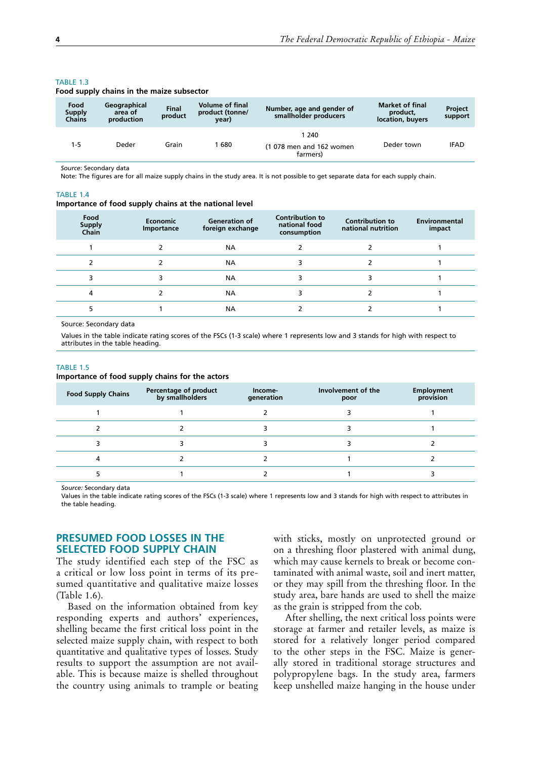TABLE 1.3

**Food supply chains in the maize subsector**

| Food Supply Chains | Geographical area of production | Final product | Volume of final product (tonne/ year) | Number, age and gender of smallholder producers | Market of final product, location, buyers | Project support |
|---|---|---|---|---|---|---|
| 1-5 | Deder | Grain | 1 680 | 1 240 (1 078 men and 162 women farmers) | Deder town | IFAD |

*Source*: Secondary data

Note: The figures are for all maize supply chains in the study area. It is not possible to get separate data for each supply chain.

TABLE 1.4

**Importance of food supply chains at the national level**

| Food Supply Chain | Economic Importance | Generation of foreign exchange | Contribution to national food consumption | Contribution to national nutrition | Environmental impact |
|---|---|---|---|---|---|
| 1 | 2 | NA | 2 | 2 | 1 |
| 2 | 2 | NA | 3 | 2 | 1 |
| 3 | 3 | NA | 3 | 3 | 1 |
| 4 | 2 | NA | 3 | 2 | 1 |
| 5 | 1 | NA | 2 | 2 | 1 |

Source: Secondary data

Values in the table indicate rating scores of the FSCs (1-3 scale) where 1 represents low and 3 stands for high with respect to attributes in the table heading.

TABLE 1.5

**Importance of food supply chains for the actors**

| Food Supply Chains | Percentage of product by smallholders | Income-generation | Involvement of the poor | Employment provision |
|---|---|---|---|---|
| 1 | 1 | 2 | 3 | 1 |
| 2 | 2 | 3 | 3 | 1 |
| 3 | 3 | 3 | 3 | 2 |
| 4 | 2 | 2 | 1 | 2 |
| 5 | 1 | 2 | 1 | 3 |

*Source:* Secondary data

Values in the table indicate rating scores of the FSCs (1-3 scale) where 1 represents low and 3 stands for high with respect to attributes in the table heading.

## PRESUMED FOOD LOSSES IN THE SELECTED FOOD SUPPLY CHAIN

The study identified each step of the FSC as a critical or low loss point in terms of its presumed quantitative and qualitative maize losses (Table 1.6).

Based on the information obtained from key responding experts and authors' experiences, shelling became the first critical loss point in the selected maize supply chain, with respect to both quantitative and qualitative types of losses. Study results to support the assumption are not available. This is because maize is shelled throughout the country using animals to trample or beating with sticks, mostly on unprotected ground or on a threshing floor plastered with animal dung, which may cause kernels to break or become contaminated with animal waste, soil and inert matter, or they may spill from the threshing floor. In the study area, bare hands are used to shell the maize as the grain is stripped from the cob.

After shelling, the next critical loss points were storage at farmer and retailer levels, as maize is stored for a relatively longer period compared to the other steps in the FSC. Maize is generally stored in traditional storage structures and polypropylene bags. In the study area, farmers keep unshelled maize hanging in the house under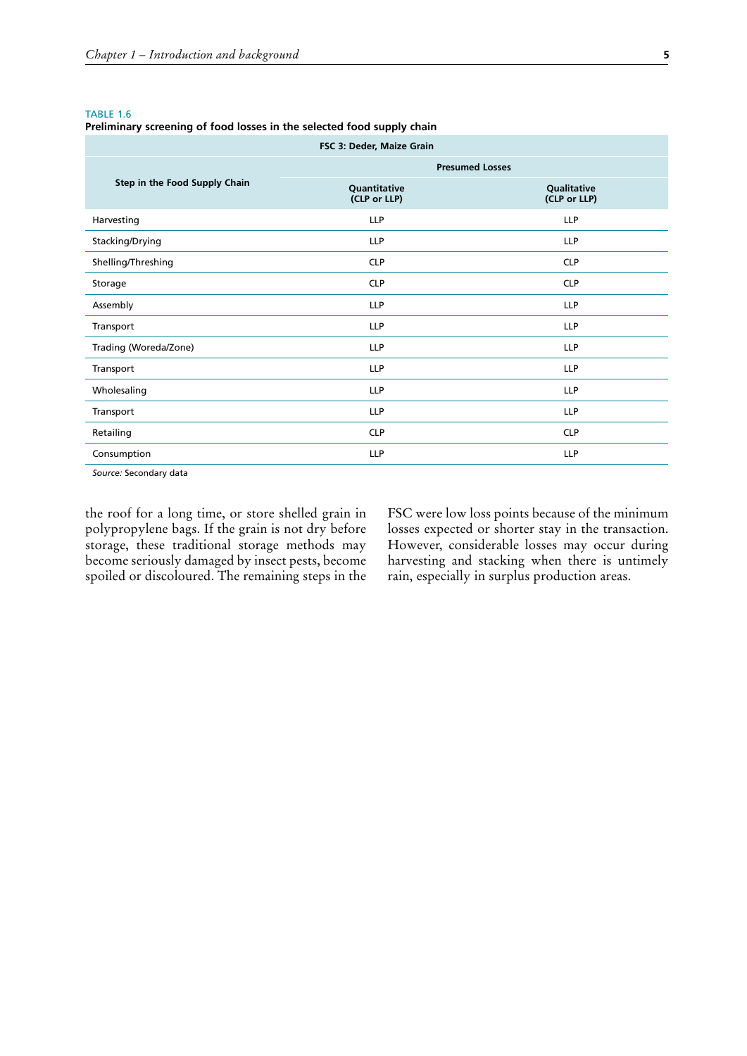TABLE 1.6
**Preliminary screening of food losses in the selected food supply chain**

| FSC 3: Deder, Maize Grain | | |
|---|---|---|
| **Step in the Food Supply Chain** | **Presumed Losses** | |
| | **Quantitative (CLP or LLP)** | **Qualitative (CLP or LLP)** |
| Harvesting | LLP | LLP |
| Stacking/Drying | LLP | LLP |
| Shelling/Threshing | CLP | CLP |
| Storage | CLP | CLP |
| Assembly | LLP | LLP |
| Transport | LLP | LLP |
| Trading (Woreda/Zone) | LLP | LLP |
| Transport | LLP | LLP |
| Wholesaling | LLP | LLP |
| Transport | LLP | LLP |
| Retailing | CLP | CLP |
| Consumption | LLP | LLP |

*Source:* Secondary data

the roof for a long time, or store shelled grain in polypropylene bags. If the grain is not dry before storage, these traditional storage methods may become seriously damaged by insect pests, become spoiled or discoloured. The remaining steps in the FSC were low loss points because of the minimum losses expected or shorter stay in the transaction. However, considerable losses may occur during harvesting and stacking when there is untimely rain, especially in surplus production areas.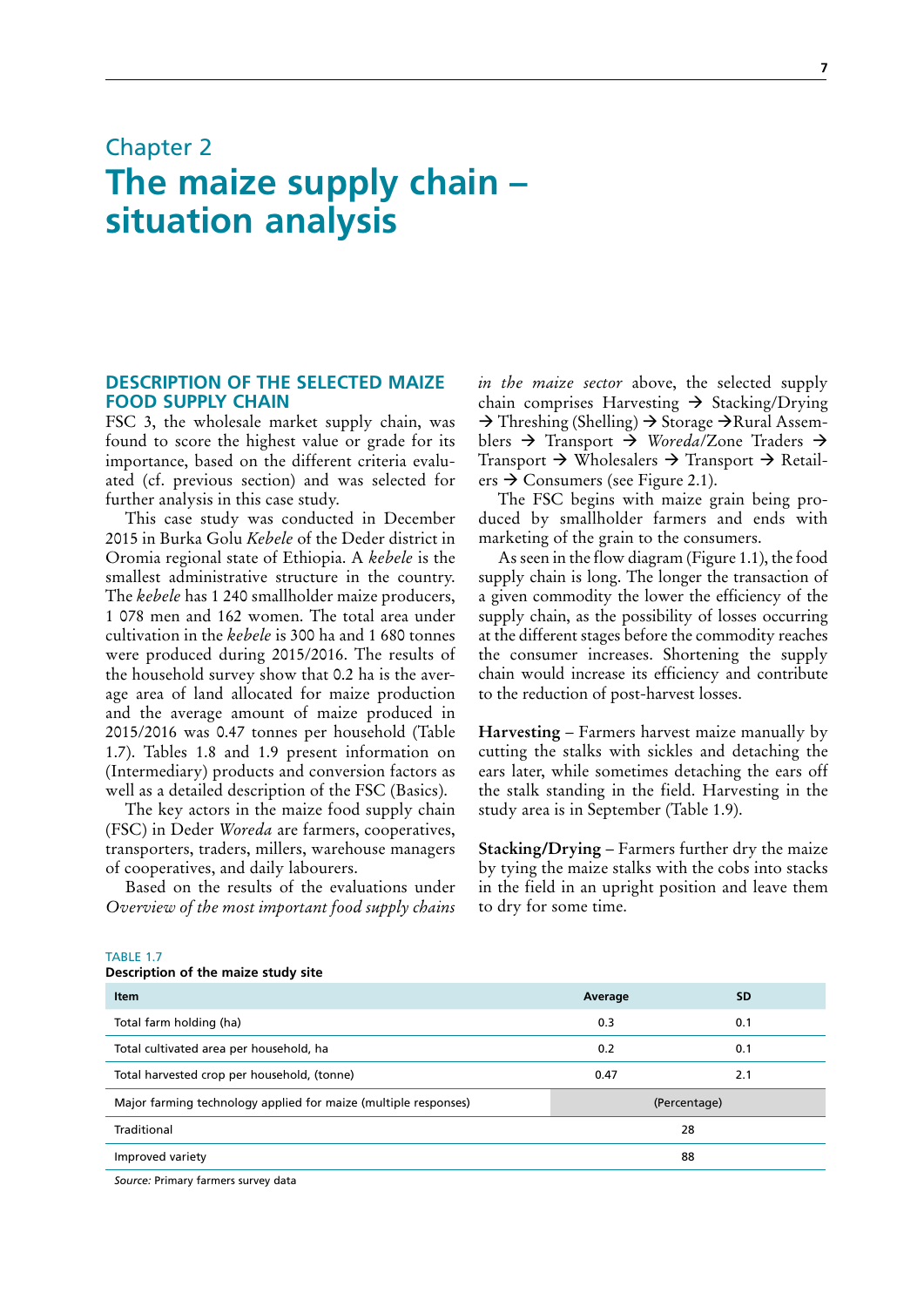# Chapter 2
# The maize supply chain – situation analysis

## DESCRIPTION OF THE SELECTED MAIZE FOOD SUPPLY CHAIN

FSC 3, the wholesale market supply chain, was found to score the highest value or grade for its importance, based on the different criteria evaluated (cf. previous section) and was selected for further analysis in this case study.

This case study was conducted in December 2015 in Burka Golu *Kebele* of the Deder district in Oromia regional state of Ethiopia. A *kebele* is the smallest administrative structure in the country. The *kebele* has 1 240 smallholder maize producers, 1 078 men and 162 women. The total area under cultivation in the *kebele* is 300 ha and 1 680 tonnes were produced during 2015/2016. The results of the household survey show that 0.2 ha is the average area of land allocated for maize production and the average amount of maize produced in 2015/2016 was 0.47 tonnes per household (Table 1.7). Tables 1.8 and 1.9 present information on (Intermediary) products and conversion factors as well as a detailed description of the FSC (Basics).

The key actors in the maize food supply chain (FSC) in Deder *Woreda* are farmers, cooperatives, transporters, traders, millers, warehouse managers of cooperatives, and daily labourers.

Based on the results of the evaluations under *Overview of the most important food supply chains in the maize sector* above, the selected supply chain comprises Harvesting → Stacking/Drying → Threshing (Shelling) → Storage →Rural Assemblers → Transport → *Woreda*/Zone Traders → Transport → Wholesalers → Transport → Retailers → Consumers (see Figure 2.1).

The FSC begins with maize grain being produced by smallholder farmers and ends with marketing of the grain to the consumers.

As seen in the flow diagram (Figure 1.1), the food supply chain is long. The longer the transaction of a given commodity the lower the efficiency of the supply chain, as the possibility of losses occurring at the different stages before the commodity reaches the consumer increases. Shortening the supply chain would increase its efficiency and contribute to the reduction of post-harvest losses.

**Harvesting** – Farmers harvest maize manually by cutting the stalks with sickles and detaching the ears later, while sometimes detaching the ears off the stalk standing in the field. Harvesting in the study area is in September (Table 1.9).

**Stacking/Drying** – Farmers further dry the maize by tying the maize stalks with the cobs into stacks in the field in an upright position and leave them to dry for some time.

TABLE 1.7
**Description of the maize study site**

| Item | Average | SD |
|---|---|---|
| Total farm holding (ha) | 0.3 | 0.1 |
| Total cultivated area per household, ha | 0.2 | 0.1 |
| Total harvested crop per household, (tonne) | 0.47 | 2.1 |
| Major farming technology applied for maize (multiple responses) | (Percentage) | |
| Traditional | 28 | |
| Improved variety | 88 | |

*Source:* Primary farmers survey data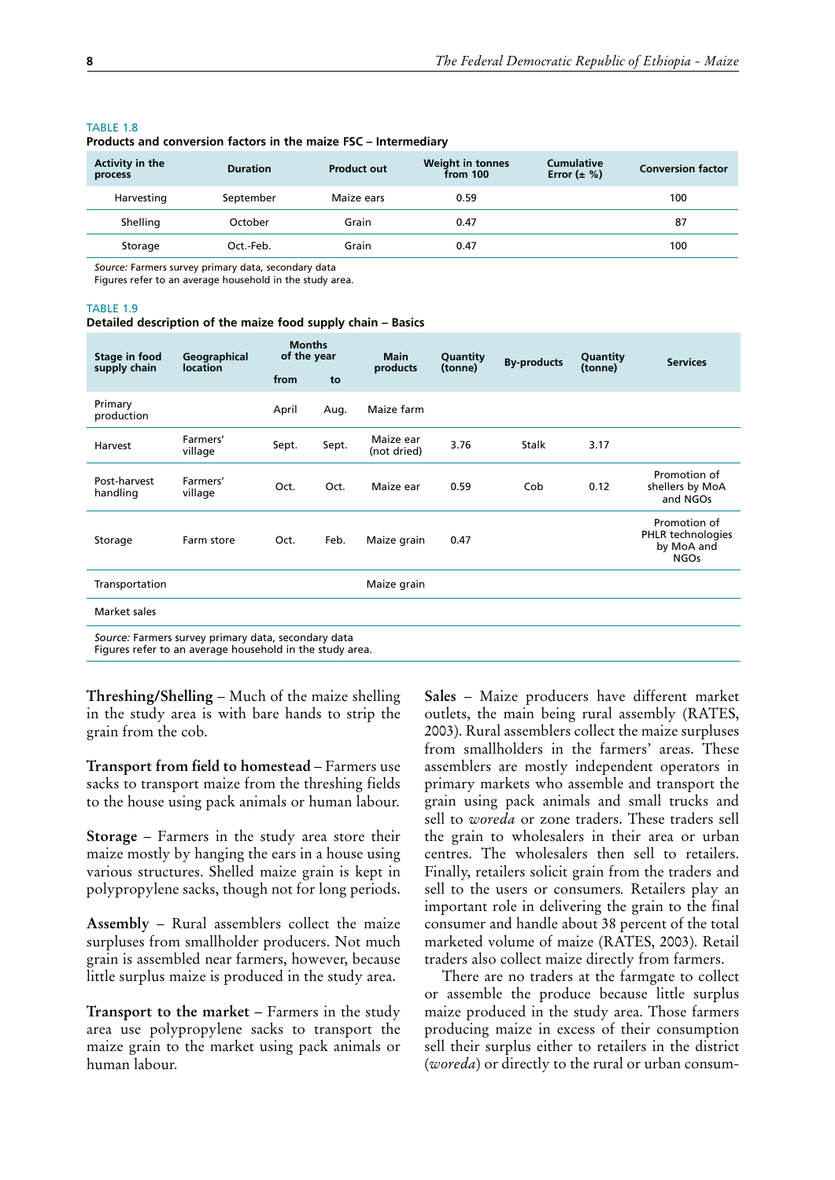TABLE 1.8

**Products and conversion factors in the maize FSC – Intermediary**

| Activity in the process | Duration | Product out | Weight in tonnes from 100 | Cumulative Error (± %) | Conversion factor |
|---|---|---|---|---|---|
| Harvesting | September | Maize ears | 0.59 | | 100 |
| Shelling | October | Grain | 0.47 | | 87 |
| Storage | Oct.-Feb. | Grain | 0.47 | | 100 |

*Source:* Farmers survey primary data, secondary data
Figures refer to an average household in the study area.

TABLE 1.9

**Detailed description of the maize food supply chain – Basics**

| Stage in food supply chain | Geographical location | Months of the year | | Main products | Quantity (tonne) | By-products | Quantity (tonne) | Services |
|---|---|---|---|---|---|---|---|---|
| | | from | to | | | | | |
| Primary production | | April | Aug. | Maize farm | | | | |
| Harvest | Farmers' village | Sept. | Sept. | Maize ear (not dried) | 3.76 | Stalk | 3.17 | |
| Post-harvest handling | Farmers' village | Oct. | Oct. | Maize ear | 0.59 | Cob | 0.12 | Promotion of shellers by MoA and NGOs |
| Storage | Farm store | Oct. | Feb. | Maize grain | 0.47 | | | Promotion of PHLR technologies by MoA and NGOs |
| Transportation | | | | Maize grain | | | | |
| Market sales | | | | | | | | |

*Source:* Farmers survey primary data, secondary data
Figures refer to an average household in the study area.

**Threshing/Shelling** – Much of the maize shelling in the study area is with bare hands to strip the grain from the cob.

**Transport from field to homestead** – Farmers use sacks to transport maize from the threshing fields to the house using pack animals or human labour.

**Storage** – Farmers in the study area store their maize mostly by hanging the ears in a house using various structures. Shelled maize grain is kept in polypropylene sacks, though not for long periods.

**Assembly** – Rural assemblers collect the maize surpluses from smallholder producers. Not much grain is assembled near farmers, however, because little surplus maize is produced in the study area.

**Transport to the market** – Farmers in the study area use polypropylene sacks to transport the maize grain to the market using pack animals or human labour.

**Sales** – Maize producers have different market outlets, the main being rural assembly (RATES, 2003). Rural assemblers collect the maize surpluses from smallholders in the farmers' areas. These assemblers are mostly independent operators in primary markets who assemble and transport the grain using pack animals and small trucks and sell to *woreda* or zone traders. These traders sell the grain to wholesalers in their area or urban centres. The wholesalers then sell to retailers. Finally, retailers solicit grain from the traders and sell to the users or consumers*.* Retailers play an important role in delivering the grain to the final consumer and handle about 38 percent of the total marketed volume of maize (RATES, 2003). Retail traders also collect maize directly from farmers.

There are no traders at the farmgate to collect or assemble the produce because little surplus maize produced in the study area. Those farmers producing maize in excess of their consumption sell their surplus either to retailers in the district (*woreda*) or directly to the rural or urban consum-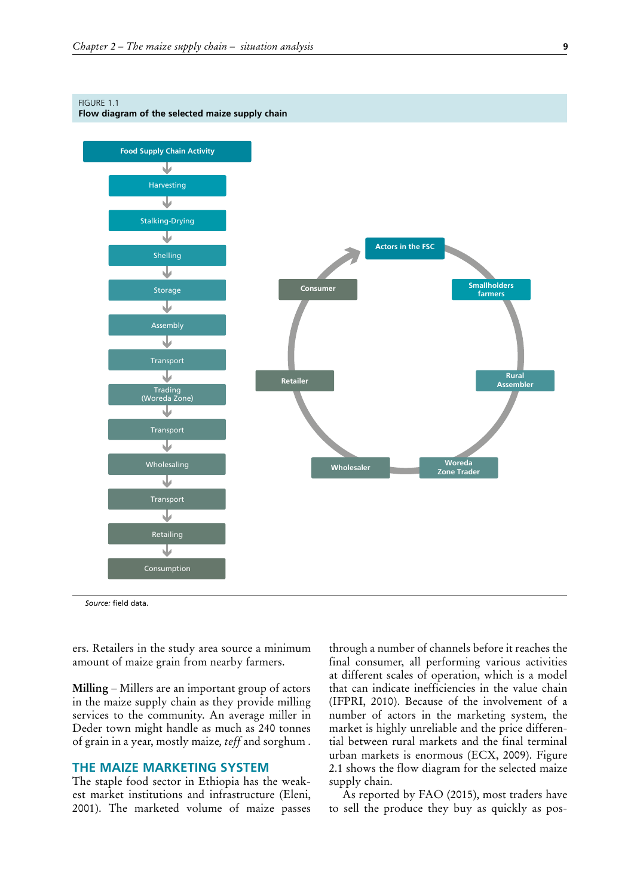FIGURE 1.1
**Flow diagram of the selected maize supply chain**

Food Supply Chain Activity: Harvesting → Stalking-Drying → Shelling → Storage → Assembly → Transport → Trading (Woreda Zone) → Transport → Wholesaling → Transport → Retailing → Consumption

Actors in the FSC: Smallholders farmers → Rural Assembler → Woreda Zone Trader → Wholesaler → Retailer → Consumer

*Source:* field data.

ers. Retailers in the study area source a minimum amount of maize grain from nearby farmers.

**Milling** – Millers are an important group of actors in the maize supply chain as they provide milling services to the community. An average miller in Deder town might handle as much as 240 tonnes of grain in a year, mostly maize, *teff* and sorghum .

## THE MAIZE MARKETING SYSTEM

The staple food sector in Ethiopia has the weakest market institutions and infrastructure (Eleni, 2001). The marketed volume of maize passes through a number of channels before it reaches the final consumer, all performing various activities at different scales of operation, which is a model that can indicate inefficiencies in the value chain (IFPRI, 2010). Because of the involvement of a number of actors in the marketing system, the market is highly unreliable and the price differential between rural markets and the final terminal urban markets is enormous (ECX, 2009). Figure 2.1 shows the flow diagram for the selected maize supply chain.

As reported by FAO (2015), most traders have to sell the produce they buy as quickly as pos-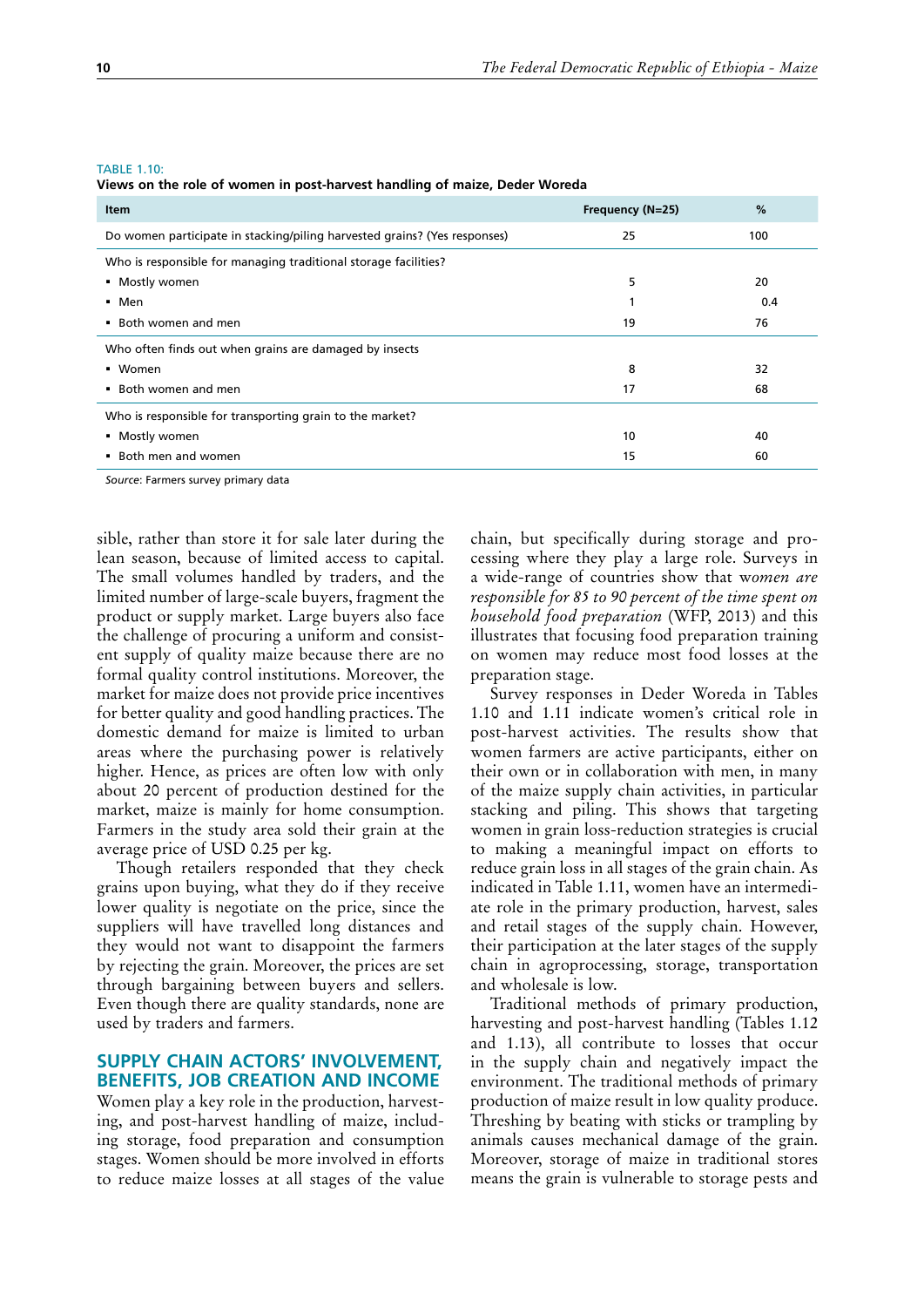TABLE 1.10:
**Views on the role of women in post-harvest handling of maize, Deder Woreda**

| Item | Frequency (N=25) | % |
|---|---|---|
| Do women participate in stacking/piling harvested grains? (Yes responses) | 25 | 100 |
| Who is responsible for managing traditional storage facilities? | | |
| ▪ Mostly women | 5 | 20 |
| ▪ Men | 1 | 0.4 |
| ▪ Both women and men | 19 | 76 |
| Who often finds out when grains are damaged by insects | | |
| ▪ Women | 8 | 32 |
| ▪ Both women and men | 17 | 68 |
| Who is responsible for transporting grain to the market? | | |
| ▪ Mostly women | 10 | 40 |
| ▪ Both men and women | 15 | 60 |

*Source*: Farmers survey primary data

sible, rather than store it for sale later during the lean season, because of limited access to capital. The small volumes handled by traders, and the limited number of large-scale buyers, fragment the product or supply market. Large buyers also face the challenge of procuring a uniform and consistent supply of quality maize because there are no formal quality control institutions. Moreover, the market for maize does not provide price incentives for better quality and good handling practices. The domestic demand for maize is limited to urban areas where the purchasing power is relatively higher. Hence, as prices are often low with only about 20 percent of production destined for the market, maize is mainly for home consumption. Farmers in the study area sold their grain at the average price of USD 0.25 per kg.

Though retailers responded that they check grains upon buying, what they do if they receive lower quality is negotiate on the price, since the suppliers will have travelled long distances and they would not want to disappoint the farmers by rejecting the grain. Moreover, the prices are set through bargaining between buyers and sellers. Even though there are quality standards, none are used by traders and farmers.

## SUPPLY CHAIN ACTORS' INVOLVEMENT, BENEFITS, JOB CREATION AND INCOME

Women play a key role in the production, harvesting, and post-harvest handling of maize, including storage, food preparation and consumption stages. Women should be more involved in efforts to reduce maize losses at all stages of the value chain, but specifically during storage and processing where they play a large role. Surveys in a wide-range of countries show that w*omen are responsible for 85 to 90 percent of the time spent on household food preparation* (WFP, 2013) and this illustrates that focusing food preparation training on women may reduce most food losses at the preparation stage.

Survey responses in Deder Woreda in Tables 1.10 and 1.11 indicate women's critical role in post-harvest activities. The results show that women farmers are active participants, either on their own or in collaboration with men, in many of the maize supply chain activities, in particular stacking and piling. This shows that targeting women in grain loss-reduction strategies is crucial to making a meaningful impact on efforts to reduce grain loss in all stages of the grain chain. As indicated in Table 1.11, women have an intermediate role in the primary production, harvest, sales and retail stages of the supply chain. However, their participation at the later stages of the supply chain in agroprocessing, storage, transportation and wholesale is low.

Traditional methods of primary production, harvesting and post-harvest handling (Tables 1.12 and 1.13), all contribute to losses that occur in the supply chain and negatively impact the environment. The traditional methods of primary production of maize result in low quality produce. Threshing by beating with sticks or trampling by animals causes mechanical damage of the grain. Moreover, storage of maize in traditional stores means the grain is vulnerable to storage pests and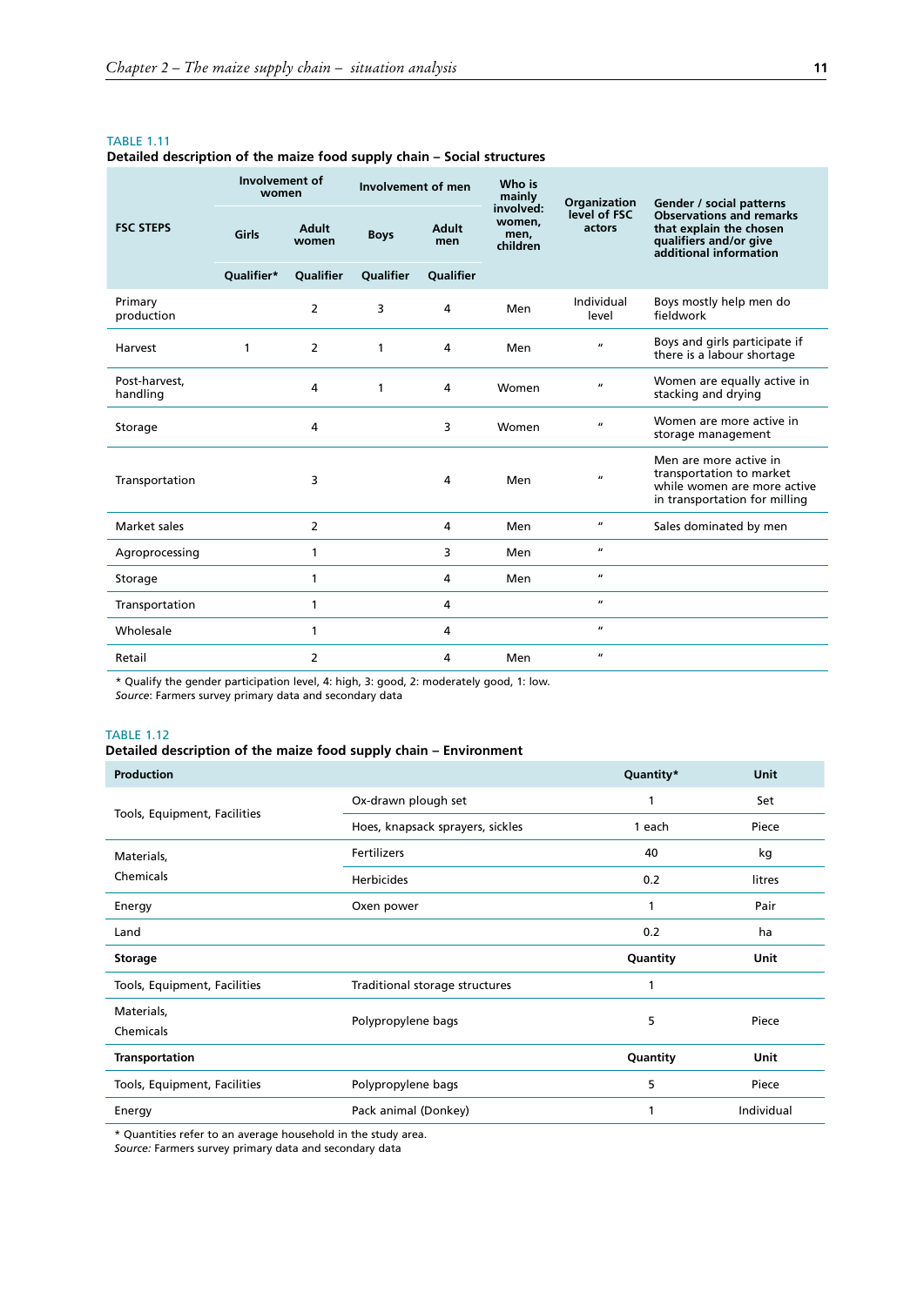TABLE 1.11

**Detailed description of the maize food supply chain – Social structures**

| FSC STEPS | Involvement of women | | Involvement of men | | Who is mainly involved: women, men, children | Organization level of FSC actors | Gender / social patterns Observations and remarks that explain the chosen qualifiers and/or give additional information |
|---|---|---|---|---|---|---|---|
| | Girls | Adult women | Boys | Adult men | | | |
| | Qualifier* | Qualifier | Qualifier | Qualifier | | | |
| Primary production | | 2 | 3 | 4 | Men | Individual level | Boys mostly help men do fieldwork |
| Harvest | 1 | 2 | 1 | 4 | Men | " | Boys and girls participate if there is a labour shortage |
| Post-harvest, handling | | 4 | 1 | 4 | Women | " | Women are equally active in stacking and drying |
| Storage | | 4 | | 3 | Women | " | Women are more active in storage management |
| Transportation | | 3 | | 4 | Men | " | Men are more active in transportation to market while women are more active in transportation for milling |
| Market sales | | 2 | | 4 | Men | " | Sales dominated by men |
| Agroprocessing | | 1 | | 3 | Men | " | |
| Storage | | 1 | | 4 | Men | " | |
| Transportation | | 1 | | 4 | | " | |
| Wholesale | | 1 | | 4 | | " | |
| Retail | | 2 | | 4 | Men | " | |

* Qualify the gender participation level, 4: high, 3: good, 2: moderately good, 1: low.
*Source*: Farmers survey primary data and secondary data

TABLE 1.12

**Detailed description of the maize food supply chain – Environment**

| **Production** | | **Quantity*** | **Unit** |
|---|---|---|---|
| Tools, Equipment, Facilities | Ox-drawn plough set | 1 | Set |
| | Hoes, knapsack sprayers, sickles | 1 each | Piece |
| Materials, Chemicals | Fertilizers | 40 | kg |
| | Herbicides | 0.2 | litres |
| Energy | Oxen power | 1 | Pair |
| Land | | 0.2 | ha |
| **Storage** | | **Quantity** | **Unit** |
| Tools, Equipment, Facilities | Traditional storage structures | 1 | |
| Materials, Chemicals | Polypropylene bags | 5 | Piece |
| **Transportation** | | **Quantity** | **Unit** |
| Tools, Equipment, Facilities | Polypropylene bags | 5 | Piece |
| Energy | Pack animal (Donkey) | 1 | Individual |

* Quantities refer to an average household in the study area.
*Source:* Farmers survey primary data and secondary data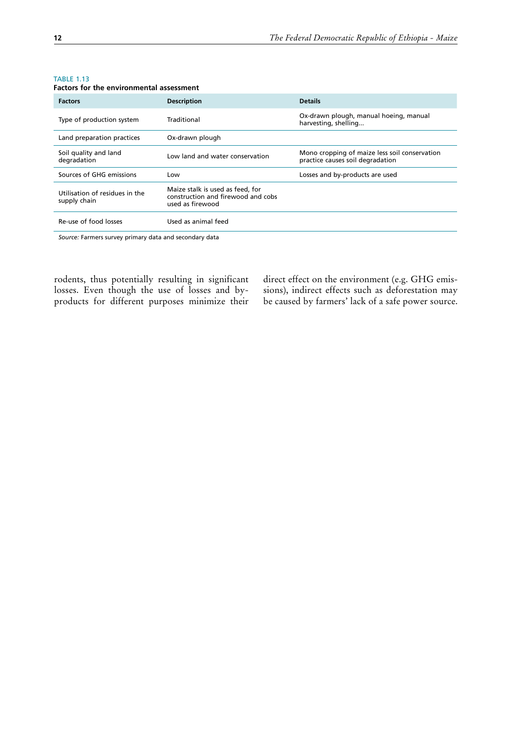TABLE 1.13
**Factors for the environmental assessment**

| Factors | Description | Details |
|---|---|---|
| Type of production system | Traditional | Ox-drawn plough, manual hoeing, manual harvesting, shelling… |
| Land preparation practices | Ox-drawn plough | |
| Soil quality and land degradation | Low land and water conservation | Mono cropping of maize less soil conservation practice causes soil degradation |
| Sources of GHG emissions | Low | Losses and by-products are used |
| Utilisation of residues in the supply chain | Maize stalk is used as feed, for construction and firewood and cobs used as firewood | |
| Re-use of food losses | Used as animal feed | |

*Source:* Farmers survey primary data and secondary data

rodents, thus potentially resulting in significant losses. Even though the use of losses and by-products for different purposes minimize their direct effect on the environment (e.g. GHG emissions), indirect effects such as deforestation may be caused by farmers' lack of a safe power source.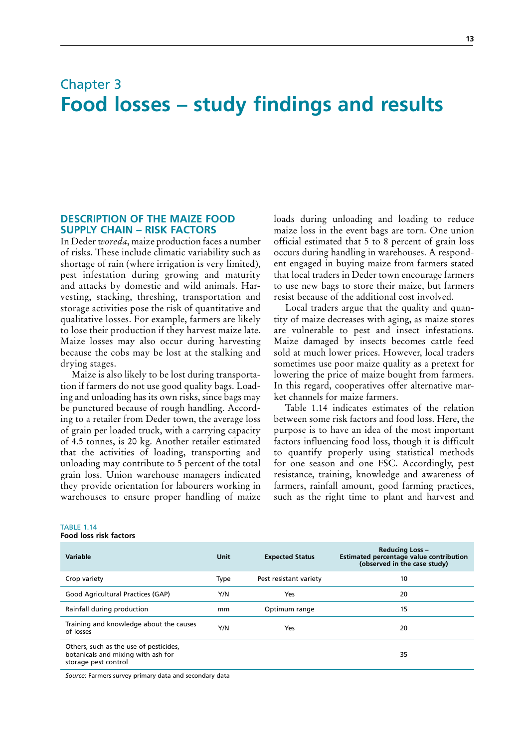# Chapter 3
# Food losses – study findings and results

## DESCRIPTION OF THE MAIZE FOOD SUPPLY CHAIN – RISK FACTORS

In Deder *woreda*, maize production faces a number of risks. These include climatic variability such as shortage of rain (where irrigation is very limited), pest infestation during growing and maturity and attacks by domestic and wild animals. Harvesting, stacking, threshing, transportation and storage activities pose the risk of quantitative and qualitative losses. For example, farmers are likely to lose their production if they harvest maize late. Maize losses may also occur during harvesting because the cobs may be lost at the stalking and drying stages.

Maize is also likely to be lost during transportation if farmers do not use good quality bags. Loading and unloading has its own risks, since bags may be punctured because of rough handling. According to a retailer from Deder town, the average loss of grain per loaded truck, with a carrying capacity of 4.5 tonnes, is 20 kg. Another retailer estimated that the activities of loading, transporting and unloading may contribute to 5 percent of the total grain loss. Union warehouse managers indicated they provide orientation for labourers working in warehouses to ensure proper handling of maize loads during unloading and loading to reduce maize loss in the event bags are torn. One union official estimated that 5 to 8 percent of grain loss occurs during handling in warehouses. A respondent engaged in buying maize from farmers stated that local traders in Deder town encourage farmers to use new bags to store their maize, but farmers resist because of the additional cost involved.

Local traders argue that the quality and quantity of maize decreases with aging, as maize stores are vulnerable to pest and insect infestations. Maize damaged by insects becomes cattle feed sold at much lower prices. However, local traders sometimes use poor maize quality as a pretext for lowering the price of maize bought from farmers. In this regard, cooperatives offer alternative market channels for maize farmers.

Table 1.14 indicates estimates of the relation between some risk factors and food loss. Here, the purpose is to have an idea of the most important factors influencing food loss, though it is difficult to quantify properly using statistical methods for one season and one FSC. Accordingly, pest resistance, training, knowledge and awareness of farmers, rainfall amount, good farming practices, such as the right time to plant and harvest and

TABLE 1.14
**Food loss risk factors**

| Variable | Unit | Expected Status | Reducing Loss – Estimated percentage value contribution (observed in the case study) |
|---|---|---|---|
| Crop variety | Type | Pest resistant variety | 10 |
| Good Agricultural Practices (GAP) | Y/N | Yes | 20 |
| Rainfall during production | mm | Optimum range | 15 |
| Training and knowledge about the causes of losses | Y/N | Yes | 20 |
| Others, such as the use of pesticides, botanicals and mixing with ash for storage pest control | | | 35 |

*Source*: Farmers survey primary data and secondary data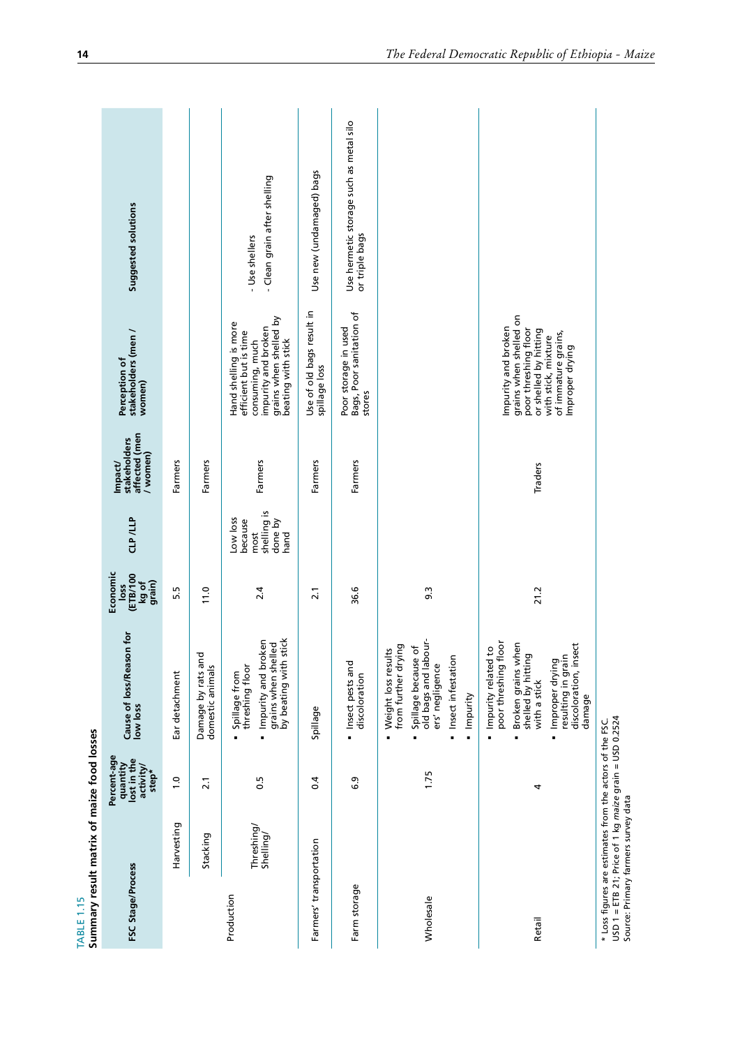TABLE 1.15
Summary result matrix of maize food losses

| FSC Stage/Process | | Percent-age quantity lost in the activity/ step* | Cause of loss/Reason for low loss | Economic loss (ETB/100 kg of grain) | CLP /LLP | Impact/ stakeholders affected (men / women) | Perception of stakeholders (men / women) | Suggested solutions |
|---|---|---|---|---|---|---|---|---|
| Production | Harvesting | 1.0 | Ear detachment | 5.5 | | Farmers | | |
| | Stacking | 2.1 | Damage by rats and domestic animals | 11.0 | | Farmers | | |
| | Threshing/ Shelling/ | 0.5 | ▪ Spillage from threshing floor ▪ Impurity and broken grains when shelled by beating with stick | 2.4 | Low loss because most shelling is done by hand | Farmers | Hand shelling is more efficient but is time consuming, much impurity and broken grains when shelled by beating with stick | - Use shellers - Clean grain after shelling |
| Farmers' transportation | | 0.4 | Spillage | 2.1 | | Farmers | Use of old bags result in spillage loss | Use new (undamaged) bags |
| Farm storage | | 6.9 | ▪ Insect pests and discoloration | 36.6 | | Farmers | Poor storage in used Bags, Poor sanitation of stores | Use hermetic storage such as metal silo or triple bags |
| Wholesale | | 1.75 | ▪ Weight loss results from further drying ▪ Spillage because of old bags and labourers' negligence ▪ Insect infestation ▪ Impurity | 9.3 | | | | |
| Retail | | 4 | ▪ Impurity related to poor threshing floor ▪ Broken grains when shelled by hitting with a stick ▪ Improper drying resulting in grain discoloration, insect damage | 21.2 | | Traders | Impurity and broken grains when shelled on poor threshing floor or shelled by hitting with stick, mixture of immature grains, Improper drying | |

\* Loss figures are estimates from the actors of the FSC.
USD 1 = ETB 21; Price of 1 kg *maize* grain = USD 0.2524
Source: Primary farmers survey data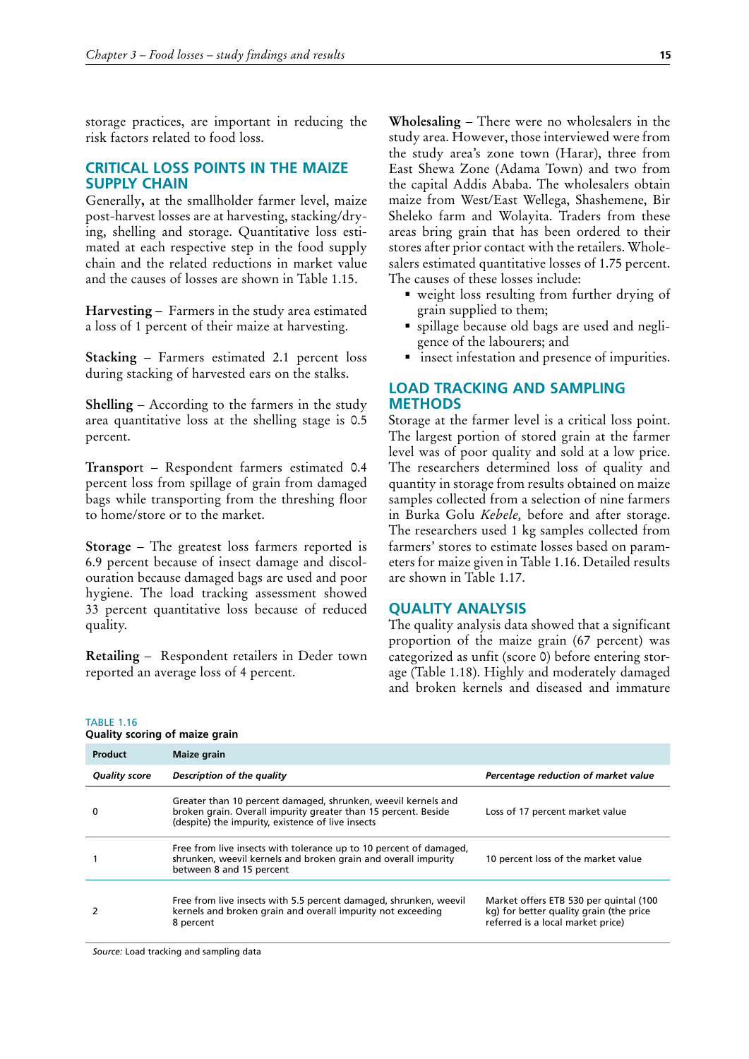storage practices, are important in reducing the risk factors related to food loss.

## CRITICAL LOSS POINTS IN THE MAIZE SUPPLY CHAIN

Generally, at the smallholder farmer level, maize post-harvest losses are at harvesting, stacking/drying, shelling and storage. Quantitative loss estimated at each respective step in the food supply chain and the related reductions in market value and the causes of losses are shown in Table 1.15.

**Harvesting** – Farmers in the study area estimated a loss of 1 percent of their maize at harvesting.

**Stacking** – Farmers estimated 2.1 percent loss during stacking of harvested ears on the stalks.

**Shelling** – According to the farmers in the study area quantitative loss at the shelling stage is 0.5 percent.

**Transport** – Respondent farmers estimated 0.4 percent loss from spillage of grain from damaged bags while transporting from the threshing floor to home/store or to the market.

**Storage** – The greatest loss farmers reported is 6.9 percent because of insect damage and discolouration because damaged bags are used and poor hygiene. The load tracking assessment showed 33 percent quantitative loss because of reduced quality.

**Retailing** – Respondent retailers in Deder town reported an average loss of 4 percent.

**Wholesaling** – There were no wholesalers in the study area. However, those interviewed were from the study area's zone town (Harar), three from East Shewa Zone (Adama Town) and two from the capital Addis Ababa. The wholesalers obtain maize from West/East Wellega, Shashemene, Bir Sheleko farm and Wolayita. Traders from these areas bring grain that has been ordered to their stores after prior contact with the retailers. Wholesalers estimated quantitative losses of 1.75 percent. The causes of these losses include:

- weight loss resulting from further drying of grain supplied to them;
- spillage because old bags are used and negligence of the labourers; and
- insect infestation and presence of impurities.

## LOAD TRACKING AND SAMPLING METHODS

Storage at the farmer level is a critical loss point. The largest portion of stored grain at the farmer level was of poor quality and sold at a low price. The researchers determined loss of quality and quantity in storage from results obtained on maize samples collected from a selection of nine farmers in Burka Golu *Kebele,* before and after storage. The researchers used 1 kg samples collected from farmers' stores to estimate losses based on parameters for maize given in Table 1.16. Detailed results are shown in Table 1.17.

## QUALITY ANALYSIS

The quality analysis data showed that a significant proportion of the maize grain (67 percent) was categorized as unfit (score 0) before entering storage (Table 1.18). Highly and moderately damaged and broken kernels and diseased and immature

TABLE 1.16
**Quality scoring of maize grain**

| **Product** | **Maize grain** | |
|---|---|---|
| ***Quality score*** | ***Description of the quality*** | ***Percentage reduction of market value*** |
| 0 | Greater than 10 percent damaged, shrunken, weevil kernels and broken grain. Overall impurity greater than 15 percent. Beside (despite) the impurity, existence of live insects | Loss of 17 percent market value |
| 1 | Free from live insects with tolerance up to 10 percent of damaged, shrunken, weevil kernels and broken grain and overall impurity between 8 and 15 percent | 10 percent loss of the market value |
| 2 | Free from live insects with 5.5 percent damaged, shrunken, weevil kernels and broken grain and overall impurity not exceeding 8 percent | Market offers ETB 530 per quintal (100 kg) for better quality grain (the price referred is a local market price) |

*Source:* Load tracking and sampling data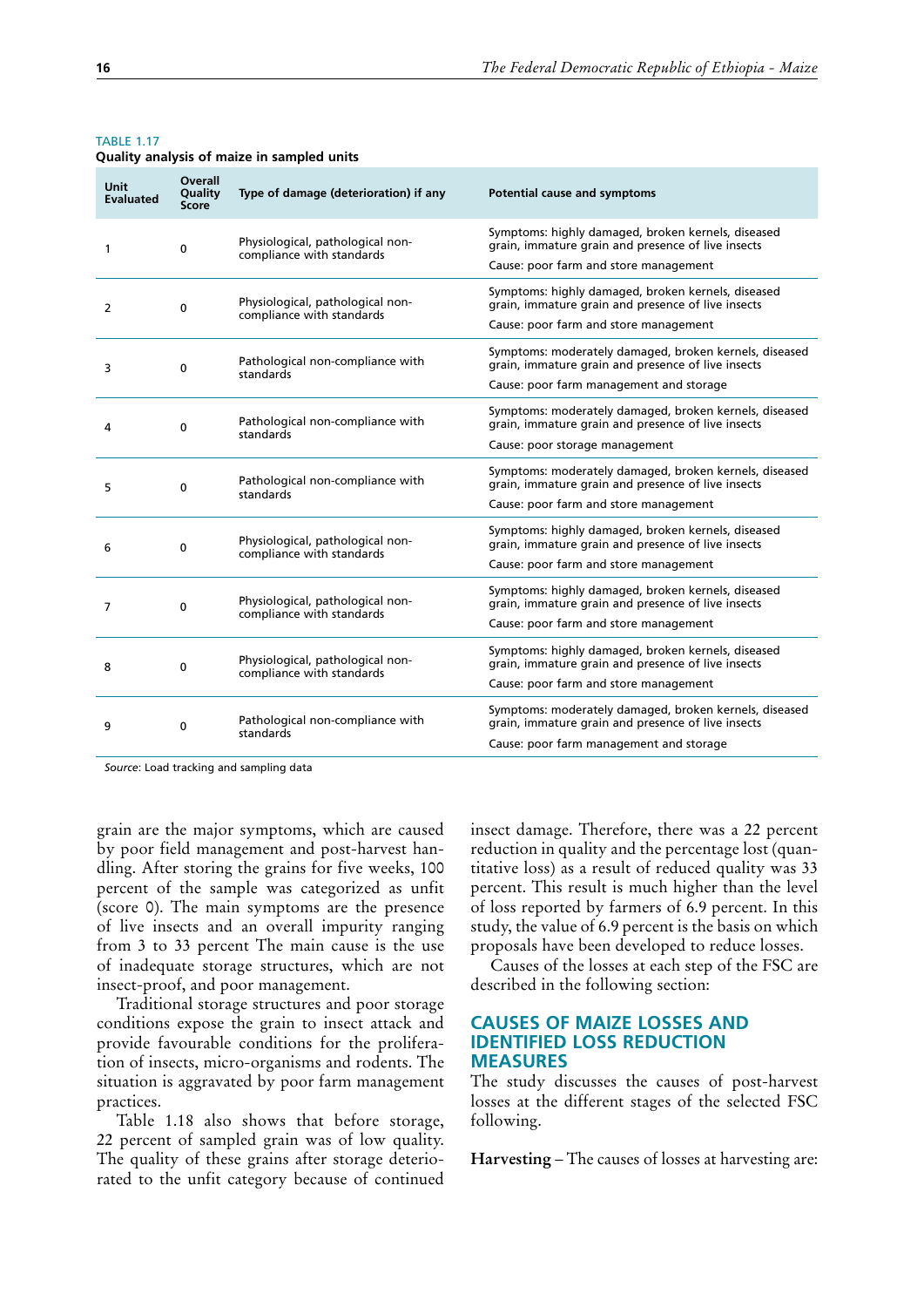TABLE 1.17
**Quality analysis of maize in sampled units**

| Unit Evaluated | Overall Quality Score | Type of damage (deterioration) if any | Potential cause and symptoms |
|---|---|---|---|
| 1 | 0 | Physiological, pathological non-compliance with standards | Symptoms: highly damaged, broken kernels, diseased grain, immature grain and presence of live insects<br>Cause: poor farm and store management |
| 2 | 0 | Physiological, pathological non-compliance with standards | Symptoms: highly damaged, broken kernels, diseased grain, immature grain and presence of live insects<br>Cause: poor farm and store management |
| 3 | 0 | Pathological non-compliance with standards | Symptoms: moderately damaged, broken kernels, diseased grain, immature grain and presence of live insects<br>Cause: poor farm management and storage |
| 4 | 0 | Pathological non-compliance with standards | Symptoms: moderately damaged, broken kernels, diseased grain, immature grain and presence of live insects<br>Cause: poor storage management |
| 5 | 0 | Pathological non-compliance with standards | Symptoms: moderately damaged, broken kernels, diseased grain, immature grain and presence of live insects<br>Cause: poor farm and store management |
| 6 | 0 | Physiological, pathological non-compliance with standards | Symptoms: highly damaged, broken kernels, diseased grain, immature grain and presence of live insects<br>Cause: poor farm and store management |
| 7 | 0 | Physiological, pathological non-compliance with standards | Symptoms: highly damaged, broken kernels, diseased grain, immature grain and presence of live insects<br>Cause: poor farm and store management |
| 8 | 0 | Physiological, pathological non-compliance with standards | Symptoms: highly damaged, broken kernels, diseased grain, immature grain and presence of live insects<br>Cause: poor farm and store management |
| 9 | 0 | Pathological non-compliance with standards | Symptoms: moderately damaged, broken kernels, diseased grain, immature grain and presence of live insects<br>Cause: poor farm management and storage |

*Source*: Load tracking and sampling data

grain are the major symptoms, which are caused by poor field management and post-harvest handling. After storing the grains for five weeks, 100 percent of the sample was categorized as unfit (score 0). The main symptoms are the presence of live insects and an overall impurity ranging from 3 to 33 percent The main cause is the use of inadequate storage structures, which are not insect-proof, and poor management.

Traditional storage structures and poor storage conditions expose the grain to insect attack and provide favourable conditions for the proliferation of insects, micro-organisms and rodents. The situation is aggravated by poor farm management practices.

Table 1.18 also shows that before storage, 22 percent of sampled grain was of low quality. The quality of these grains after storage deteriorated to the unfit category because of continued insect damage. Therefore, there was a 22 percent reduction in quality and the percentage lost (quantitative loss) as a result of reduced quality was 33 percent. This result is much higher than the level of loss reported by farmers of 6.9 percent. In this study, the value of 6.9 percent is the basis on which proposals have been developed to reduce losses.

Causes of the losses at each step of the FSC are described in the following section:

## CAUSES OF MAIZE LOSSES AND IDENTIFIED LOSS REDUCTION MEASURES

The study discusses the causes of post-harvest losses at the different stages of the selected FSC following.

**Harvesting** – The causes of losses at harvesting are: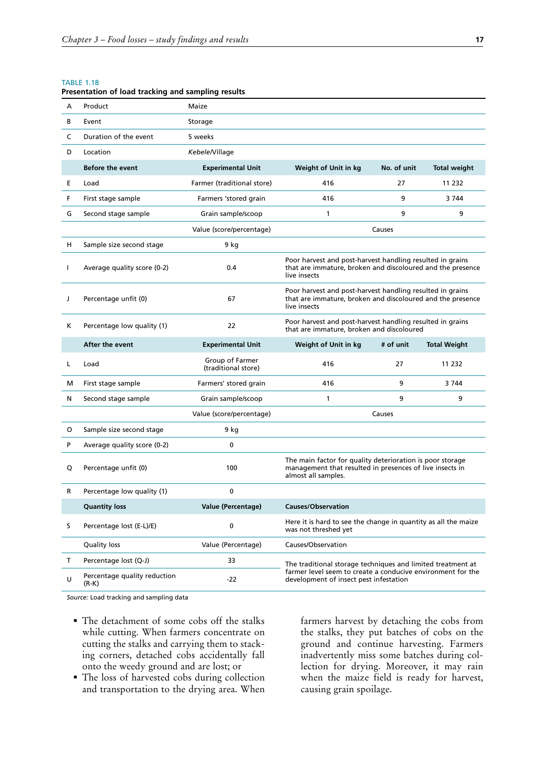TABLE 1.18
**Presentation of load tracking and sampling results**

| | | | | | |
|---|---|---|---|---|---|
| A | Product | Maize | | | |
| B | Event | Storage | | | |
| C | Duration of the event | 5 weeks | | | |
| D | Location | *Kebele*/Village | | | |
| | **Before the event** | **Experimental Unit** | **Weight of Unit in kg** | **No. of unit** | **Total weight** |
| E | Load | Farmer (traditional store) | 416 | 27 | 11 232 |
| F | First stage sample | Farmers 'stored grain | 416 | 9 | 3 744 |
| G | Second stage sample | Grain sample/scoop | 1 | 9 | 9 |
| | | Value (score/percentage) | Causes | | |
| H | Sample size second stage | 9 kg | | | |
| I | Average quality score (0-2) | 0.4 | Poor harvest and post-harvest handling resulted in grains that are immature, broken and discoloured and the presence live insects | | |
| J | Percentage unfit (0) | 67 | Poor harvest and post-harvest handling resulted in grains that are immature, broken and discoloured and the presence live insects | | |
| K | Percentage low quality (1) | 22 | Poor harvest and post-harvest handling resulted in grains that are immature, broken and discoloured | | |
| | **After the event** | **Experimental Unit** | **Weight of Unit in kg** | **# of unit** | **Total Weight** |
| L | Load | Group of Farmer (traditional store) | 416 | 27 | 11 232 |
| M | First stage sample | Farmers' stored grain | 416 | 9 | 3 744 |
| N | Second stage sample | Grain sample/scoop | 1 | 9 | 9 |
| | | Value (score/percentage) | Causes | | |
| O | Sample size second stage | 9 kg | | | |
| P | Average quality score (0-2) | 0 | | | |
| Q | Percentage unfit (0) | 100 | The main factor for quality deterioration is poor storage management that resulted in presences of live insects in almost all samples. | | |
| R | Percentage low quality (1) | 0 | | | |
| | **Quantity loss** | **Value (Percentage)** | **Causes/Observation** | | |
| S | Percentage lost (E-L)/E) | 0 | Here it is hard to see the change in quantity as all the maize was not threshed yet | | |
| | Quality loss | Value (Percentage) | Causes/Observation | | |
| T | Percentage lost (Q-J) | 33 | The traditional storage techniques and limited treatment at farmer level seem to create a conducive environment for the development of insect pest infestation | | |
| U | Percentage quality reduction (R-K) | -22 | | | |

*Source:* Load tracking and sampling data

- The detachment of some cobs off the stalks while cutting. When farmers concentrate on cutting the stalks and carrying them to stacking corners, detached cobs accidentally fall onto the weedy ground and are lost; or
- The loss of harvested cobs during collection and transportation to the drying area. When farmers harvest by detaching the cobs from the stalks, they put batches of cobs on the ground and continue harvesting. Farmers inadvertently miss some batches during collection for drying. Moreover, it may rain when the maize field is ready for harvest, causing grain spoilage.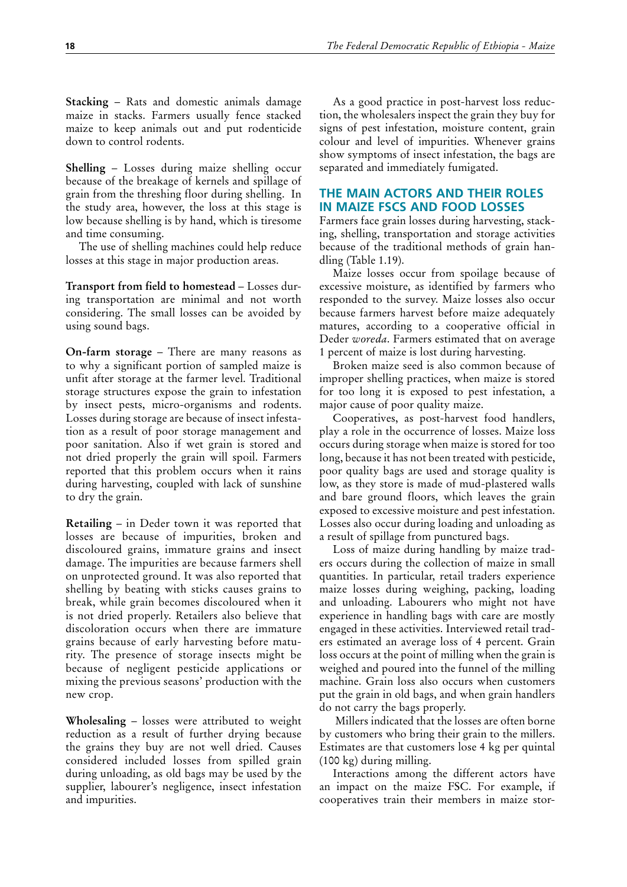**Stacking** – Rats and domestic animals damage maize in stacks. Farmers usually fence stacked maize to keep animals out and put rodenticide down to control rodents.

**Shelling** – Losses during maize shelling occur because of the breakage of kernels and spillage of grain from the threshing floor during shelling. In the study area, however, the loss at this stage is low because shelling is by hand, which is tiresome and time consuming.

The use of shelling machines could help reduce losses at this stage in major production areas.

**Transport from field to homestead** – Losses during transportation are minimal and not worth considering. The small losses can be avoided by using sound bags.

**On-farm storage** – There are many reasons as to why a significant portion of sampled maize is unfit after storage at the farmer level. Traditional storage structures expose the grain to infestation by insect pests, micro-organisms and rodents. Losses during storage are because of insect infestation as a result of poor storage management and poor sanitation. Also if wet grain is stored and not dried properly the grain will spoil. Farmers reported that this problem occurs when it rains during harvesting, coupled with lack of sunshine to dry the grain.

**Retailing** – in Deder town it was reported that losses are because of impurities, broken and discoloured grains, immature grains and insect damage. The impurities are because farmers shell on unprotected ground. It was also reported that shelling by beating with sticks causes grains to break, while grain becomes discoloured when it is not dried properly. Retailers also believe that discoloration occurs when there are immature grains because of early harvesting before maturity. The presence of storage insects might be because of negligent pesticide applications or mixing the previous seasons' production with the new crop.

**Wholesaling** – losses were attributed to weight reduction as a result of further drying because the grains they buy are not well dried. Causes considered included losses from spilled grain during unloading, as old bags may be used by the supplier, labourer's negligence, insect infestation and impurities.

As a good practice in post-harvest loss reduction, the wholesalers inspect the grain they buy for signs of pest infestation, moisture content, grain colour and level of impurities. Whenever grains show symptoms of insect infestation, the bags are separated and immediately fumigated.

## THE MAIN ACTORS AND THEIR ROLES IN MAIZE FSCS AND FOOD LOSSES

Farmers face grain losses during harvesting, stacking, shelling, transportation and storage activities because of the traditional methods of grain handling (Table 1.19).

Maize losses occur from spoilage because of excessive moisture, as identified by farmers who responded to the survey. Maize losses also occur because farmers harvest before maize adequately matures, according to a cooperative official in Deder *woreda*. Farmers estimated that on average 1 percent of maize is lost during harvesting.

Broken maize seed is also common because of improper shelling practices, when maize is stored for too long it is exposed to pest infestation, a major cause of poor quality maize.

Cooperatives, as post-harvest food handlers, play a role in the occurrence of losses. Maize loss occurs during storage when maize is stored for too long, because it has not been treated with pesticide, poor quality bags are used and storage quality is low, as they store is made of mud-plastered walls and bare ground floors, which leaves the grain exposed to excessive moisture and pest infestation. Losses also occur during loading and unloading as a result of spillage from punctured bags.

Loss of maize during handling by maize traders occurs during the collection of maize in small quantities. In particular, retail traders experience maize losses during weighing, packing, loading and unloading. Labourers who might not have experience in handling bags with care are mostly engaged in these activities. Interviewed retail traders estimated an average loss of 4 percent. Grain loss occurs at the point of milling when the grain is weighed and poured into the funnel of the milling machine. Grain loss also occurs when customers put the grain in old bags, and when grain handlers do not carry the bags properly.

Millers indicated that the losses are often borne by customers who bring their grain to the millers. Estimates are that customers lose 4 kg per quintal (100 kg) during milling.

Interactions among the different actors have an impact on the maize FSC. For example, if cooperatives train their members in maize stor-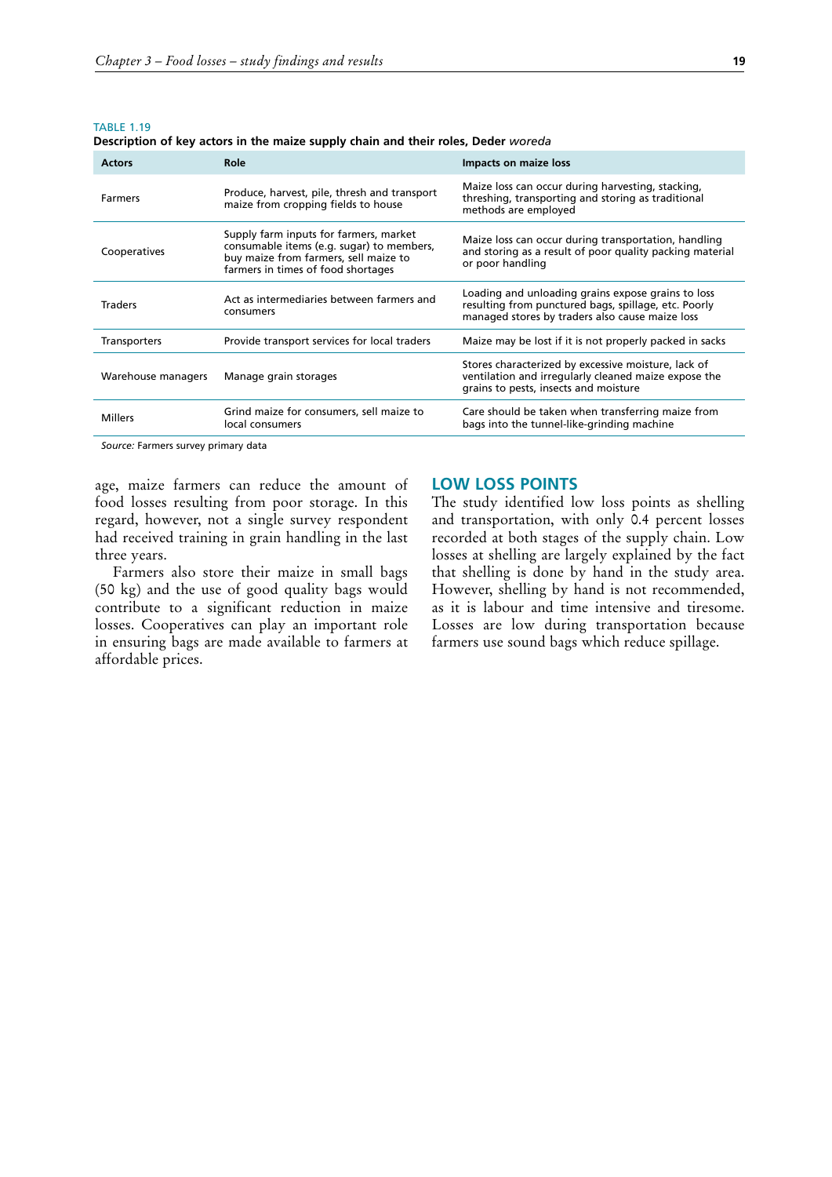TABLE 1.19

**Description of key actors in the maize supply chain and their roles, Deder *woreda***

| Actors | Role | Impacts on maize loss |
|---|---|---|
| Farmers | Produce, harvest, pile, thresh and transport maize from cropping fields to house | Maize loss can occur during harvesting, stacking, threshing, transporting and storing as traditional methods are employed |
| Cooperatives | Supply farm inputs for farmers, market consumable items (e.g. sugar) to members, buy maize from farmers, sell maize to farmers in times of food shortages | Maize loss can occur during transportation, handling and storing as a result of poor quality packing material or poor handling |
| Traders | Act as intermediaries between farmers and consumers | Loading and unloading grains expose grains to loss resulting from punctured bags, spillage, etc. Poorly managed stores by traders also cause maize loss |
| Transporters | Provide transport services for local traders | Maize may be lost if it is not properly packed in sacks |
| Warehouse managers | Manage grain storages | Stores characterized by excessive moisture, lack of ventilation and irregularly cleaned maize expose the grains to pests, insects and moisture |
| Millers | Grind maize for consumers, sell maize to local consumers | Care should be taken when transferring maize from bags into the tunnel-like-grinding machine |

*Source:* Farmers survey primary data

age, maize farmers can reduce the amount of food losses resulting from poor storage. In this regard, however, not a single survey respondent had received training in grain handling in the last three years.

Farmers also store their maize in small bags (50 kg) and the use of good quality bags would contribute to a significant reduction in maize losses. Cooperatives can play an important role in ensuring bags are made available to farmers at affordable prices.

## LOW LOSS POINTS

The study identified low loss points as shelling and transportation, with only 0.4 percent losses recorded at both stages of the supply chain. Low losses at shelling are largely explained by the fact that shelling is done by hand in the study area. However, shelling by hand is not recommended, as it is labour and time intensive and tiresome. Losses are low during transportation because farmers use sound bags which reduce spillage.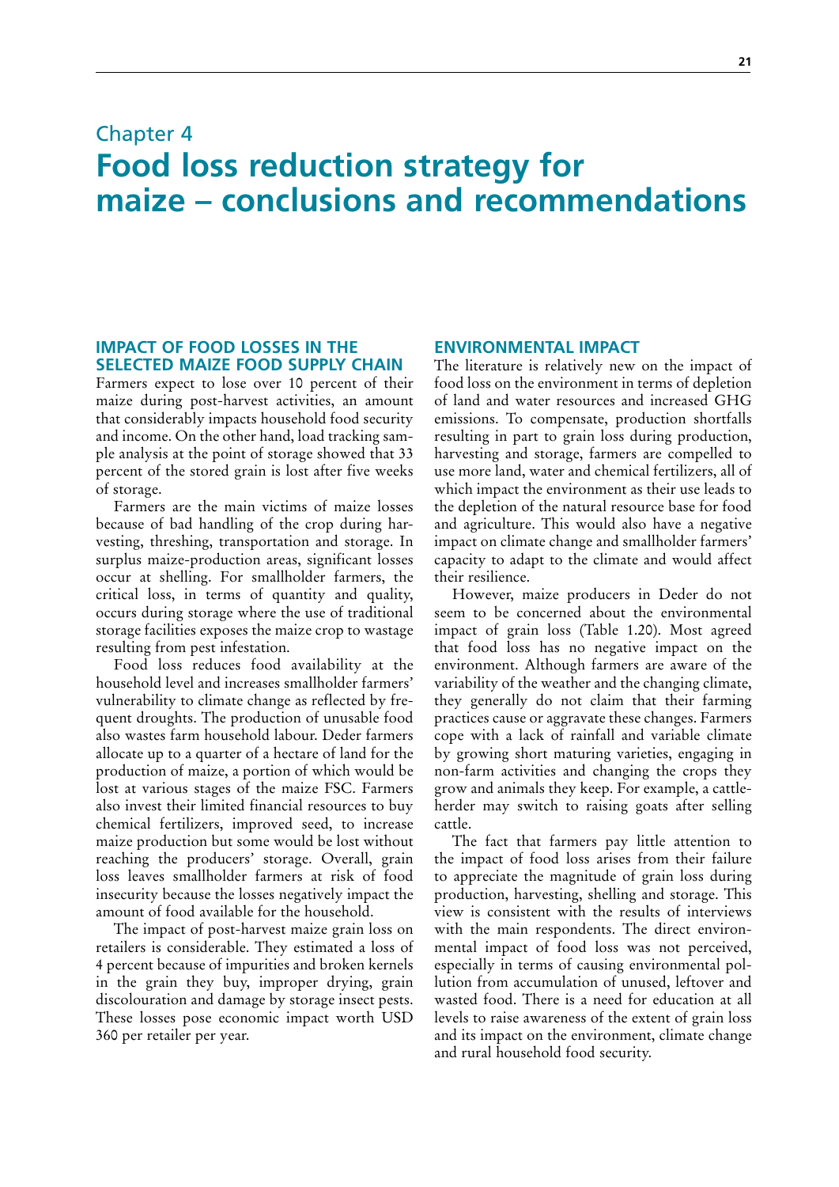# Chapter 4
# Food loss reduction strategy for maize – conclusions and recommendations

## IMPACT OF FOOD LOSSES IN THE SELECTED MAIZE FOOD SUPPLY CHAIN

Farmers expect to lose over 10 percent of their maize during post-harvest activities, an amount that considerably impacts household food security and income. On the other hand, load tracking sample analysis at the point of storage showed that 33 percent of the stored grain is lost after five weeks of storage.

Farmers are the main victims of maize losses because of bad handling of the crop during harvesting, threshing, transportation and storage. In surplus maize-production areas, significant losses occur at shelling. For smallholder farmers, the critical loss, in terms of quantity and quality, occurs during storage where the use of traditional storage facilities exposes the maize crop to wastage resulting from pest infestation.

Food loss reduces food availability at the household level and increases smallholder farmers' vulnerability to climate change as reflected by frequent droughts. The production of unusable food also wastes farm household labour. Deder farmers allocate up to a quarter of a hectare of land for the production of maize, a portion of which would be lost at various stages of the maize FSC. Farmers also invest their limited financial resources to buy chemical fertilizers, improved seed, to increase maize production but some would be lost without reaching the producers' storage. Overall, grain loss leaves smallholder farmers at risk of food insecurity because the losses negatively impact the amount of food available for the household.

The impact of post-harvest maize grain loss on retailers is considerable. They estimated a loss of 4 percent because of impurities and broken kernels in the grain they buy, improper drying, grain discolouration and damage by storage insect pests. These losses pose economic impact worth USD 360 per retailer per year.

## ENVIRONMENTAL IMPACT

The literature is relatively new on the impact of food loss on the environment in terms of depletion of land and water resources and increased GHG emissions. To compensate, production shortfalls resulting in part to grain loss during production, harvesting and storage, farmers are compelled to use more land, water and chemical fertilizers, all of which impact the environment as their use leads to the depletion of the natural resource base for food and agriculture. This would also have a negative impact on climate change and smallholder farmers' capacity to adapt to the climate and would affect their resilience.

However, maize producers in Deder do not seem to be concerned about the environmental impact of grain loss (Table 1.20). Most agreed that food loss has no negative impact on the environment. Although farmers are aware of the variability of the weather and the changing climate, they generally do not claim that their farming practices cause or aggravate these changes. Farmers cope with a lack of rainfall and variable climate by growing short maturing varieties, engaging in non-farm activities and changing the crops they grow and animals they keep. For example, a cattle-herder may switch to raising goats after selling cattle.

The fact that farmers pay little attention to the impact of food loss arises from their failure to appreciate the magnitude of grain loss during production, harvesting, shelling and storage. This view is consistent with the results of interviews with the main respondents. The direct environmental impact of food loss was not perceived, especially in terms of causing environmental pollution from accumulation of unused, leftover and wasted food. There is a need for education at all levels to raise awareness of the extent of grain loss and its impact on the environment, climate change and rural household food security.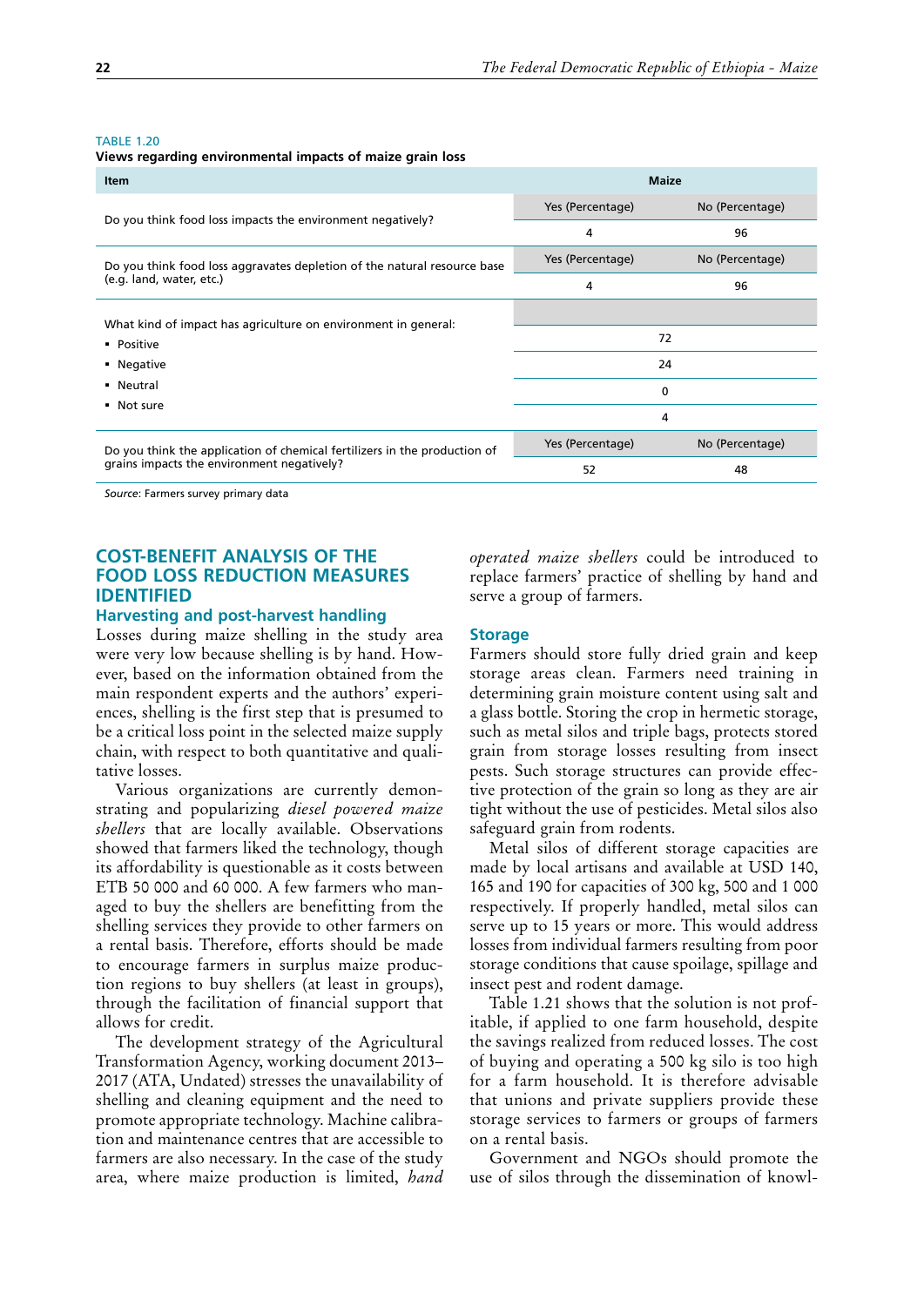TABLE 1.20

**Views regarding environmental impacts of maize grain loss**

| Item | Maize | |
|---|---|---|
| Do you think food loss impacts the environment negatively? | Yes (Percentage) | No (Percentage) |
| | 4 | 96 |
| Do you think food loss aggravates depletion of the natural resource base (e.g. land, water, etc.) | Yes (Percentage) | No (Percentage) |
| | 4 | 96 |
| What kind of impact has agriculture on environment in general: | | |
| ▪ Positive | 72 | |
| ▪ Negative | 24 | |
| ▪ Neutral | 0 | |
| ▪ Not sure | 4 | |
| Do you think the application of chemical fertilizers in the production of grains impacts the environment negatively? | Yes (Percentage) | No (Percentage) |
| | 52 | 48 |

*Source*: Farmers survey primary data

## COST-BENEFIT ANALYSIS OF THE FOOD LOSS REDUCTION MEASURES IDENTIFIED

### Harvesting and post-harvest handling

Losses during maize shelling in the study area were very low because shelling is by hand. However, based on the information obtained from the main respondent experts and the authors' experiences, shelling is the first step that is presumed to be a critical loss point in the selected maize supply chain, with respect to both quantitative and qualitative losses.

Various organizations are currently demonstrating and popularizing *diesel powered maize shellers* that are locally available. Observations showed that farmers liked the technology, though its affordability is questionable as it costs between ETB 50 000 and 60 000. A few farmers who managed to buy the shellers are benefitting from the shelling services they provide to other farmers on a rental basis. Therefore, efforts should be made to encourage farmers in surplus maize production regions to buy shellers (at least in groups), through the facilitation of financial support that allows for credit.

The development strategy of the Agricultural Transformation Agency, working document 2013–2017 (ATA, Undated) stresses the unavailability of shelling and cleaning equipment and the need to promote appropriate technology. Machine calibration and maintenance centres that are accessible to farmers are also necessary. In the case of the study area, where maize production is limited, *hand operated maize shellers* could be introduced to replace farmers' practice of shelling by hand and serve a group of farmers.

### Storage

Farmers should store fully dried grain and keep storage areas clean. Farmers need training in determining grain moisture content using salt and a glass bottle. Storing the crop in hermetic storage, such as metal silos and triple bags, protects stored grain from storage losses resulting from insect pests. Such storage structures can provide effective protection of the grain so long as they are air tight without the use of pesticides. Metal silos also safeguard grain from rodents.

Metal silos of different storage capacities are made by local artisans and available at USD 140, 165 and 190 for capacities of 300 kg, 500 and 1 000 respectively. If properly handled, metal silos can serve up to 15 years or more. This would address losses from individual farmers resulting from poor storage conditions that cause spoilage, spillage and insect pest and rodent damage.

Table 1.21 shows that the solution is not profitable, if applied to one farm household, despite the savings realized from reduced losses. The cost of buying and operating a 500 kg silo is too high for a farm household. It is therefore advisable that unions and private suppliers provide these storage services to farmers or groups of farmers on a rental basis.

Government and NGOs should promote the use of silos through the dissemination of knowl-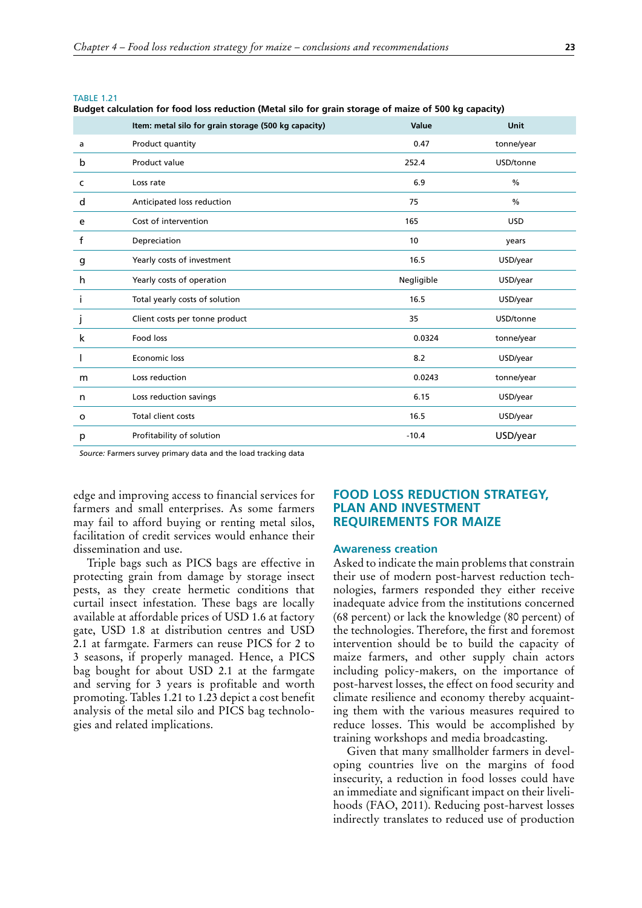TABLE 1.21

**Budget calculation for food loss reduction (Metal silo for grain storage of maize of 500 kg capacity)**

| | Item: metal silo for grain storage (500 kg capacity) | Value | Unit |
|---|---|---|---|
| a | Product quantity | 0.47 | tonne/year |
| b | Product value | 252.4 | USD/tonne |
| c | Loss rate | 6.9 | % |
| d | Anticipated loss reduction | 75 | % |
| e | Cost of intervention | 165 | USD |
| f | Depreciation | 10 | years |
| g | Yearly costs of investment | 16.5 | USD/year |
| h | Yearly costs of operation | Negligible | USD/year |
| i | Total yearly costs of solution | 16.5 | USD/year |
| j | Client costs per tonne product | 35 | USD/tonne |
| k | Food loss | 0.0324 | tonne/year |
| l | Economic loss | 8.2 | USD/year |
| m | Loss reduction | 0.0243 | tonne/year |
| n | Loss reduction savings | 6.15 | USD/year |
| o | Total client costs | 16.5 | USD/year |
| p | Profitability of solution | -10.4 | USD/year |

*Source:* Farmers survey primary data and the load tracking data

edge and improving access to financial services for farmers and small enterprises. As some farmers may fail to afford buying or renting metal silos, facilitation of credit services would enhance their dissemination and use.

Triple bags such as PICS bags are effective in protecting grain from damage by storage insect pests, as they create hermetic conditions that curtail insect infestation. These bags are locally available at affordable prices of USD 1.6 at factory gate, USD 1.8 at distribution centres and USD 2.1 at farmgate. Farmers can reuse PICS for 2 to 3 seasons, if properly managed. Hence, a PICS bag bought for about USD 2.1 at the farmgate and serving for 3 years is profitable and worth promoting. Tables 1.21 to 1.23 depict a cost benefit analysis of the metal silo and PICS bag technologies and related implications.

## FOOD LOSS REDUCTION STRATEGY, PLAN AND INVESTMENT REQUIREMENTS FOR MAIZE

### Awareness creation

Asked to indicate the main problems that constrain their use of modern post-harvest reduction technologies, farmers responded they either receive inadequate advice from the institutions concerned (68 percent) or lack the knowledge (80 percent) of the technologies. Therefore, the first and foremost intervention should be to build the capacity of maize farmers, and other supply chain actors including policy-makers, on the importance of post-harvest losses, the effect on food security and climate resilience and economy thereby acquainting them with the various measures required to reduce losses. This would be accomplished by training workshops and media broadcasting.

Given that many smallholder farmers in developing countries live on the margins of food insecurity, a reduction in food losses could have an immediate and significant impact on their livelihoods (FAO, 2011). Reducing post-harvest losses indirectly translates to reduced use of production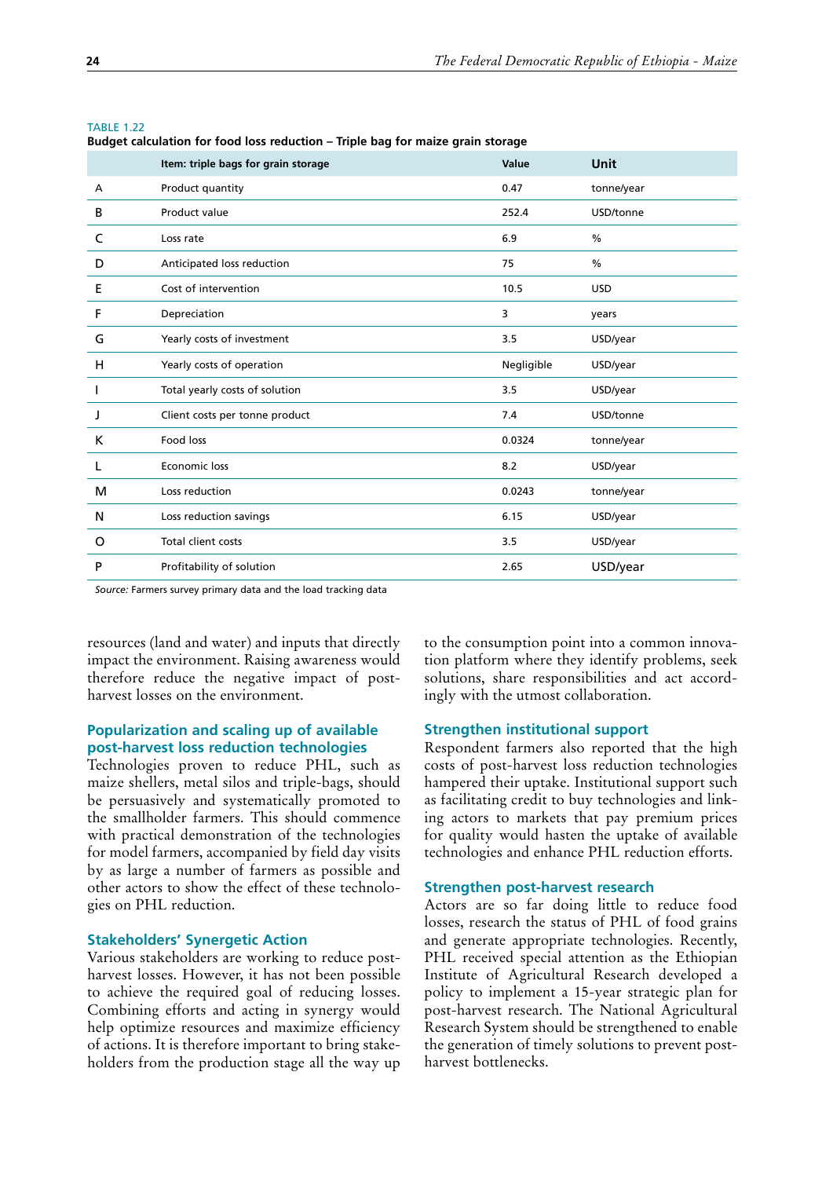TABLE 1.22

**Budget calculation for food loss reduction – Triple bag for maize grain storage**

| | Item: triple bags for grain storage | Value | Unit |
|---|---|---|---|
| A | Product quantity | 0.47 | tonne/year |
| B | Product value | 252.4 | USD/tonne |
| C | Loss rate | 6.9 | % |
| D | Anticipated loss reduction | 75 | % |
| E | Cost of intervention | 10.5 | USD |
| F | Depreciation | 3 | years |
| G | Yearly costs of investment | 3.5 | USD/year |
| H | Yearly costs of operation | Negligible | USD/year |
| I | Total yearly costs of solution | 3.5 | USD/year |
| J | Client costs per tonne product | 7.4 | USD/tonne |
| K | Food loss | 0.0324 | tonne/year |
| L | Economic loss | 8.2 | USD/year |
| M | Loss reduction | 0.0243 | tonne/year |
| N | Loss reduction savings | 6.15 | USD/year |
| O | Total client costs | 3.5 | USD/year |
| P | Profitability of solution | 2.65 | USD/year |

*Source:* Farmers survey primary data and the load tracking data

resources (land and water) and inputs that directly impact the environment. Raising awareness would therefore reduce the negative impact of post-harvest losses on the environment.

### Popularization and scaling up of available post-harvest loss reduction technologies

Technologies proven to reduce PHL, such as maize shellers, metal silos and triple-bags, should be persuasively and systematically promoted to the smallholder farmers. This should commence with practical demonstration of the technologies for model farmers, accompanied by field day visits by as large a number of farmers as possible and other actors to show the effect of these technologies on PHL reduction.

### Stakeholders' Synergetic Action

Various stakeholders are working to reduce post-harvest losses. However, it has not been possible to achieve the required goal of reducing losses. Combining efforts and acting in synergy would help optimize resources and maximize efficiency of actions. It is therefore important to bring stakeholders from the production stage all the way up to the consumption point into a common innovation platform where they identify problems, seek solutions, share responsibilities and act accordingly with the utmost collaboration.

### Strengthen institutional support

Respondent farmers also reported that the high costs of post-harvest loss reduction technologies hampered their uptake. Institutional support such as facilitating credit to buy technologies and linking actors to markets that pay premium prices for quality would hasten the uptake of available technologies and enhance PHL reduction efforts.

### Strengthen post-harvest research

Actors are so far doing little to reduce food losses, research the status of PHL of food grains and generate appropriate technologies. Recently, PHL received special attention as the Ethiopian Institute of Agricultural Research developed a policy to implement a 15-year strategic plan for post-harvest research. The National Agricultural Research System should be strengthened to enable the generation of timely solutions to prevent post-harvest bottlenecks.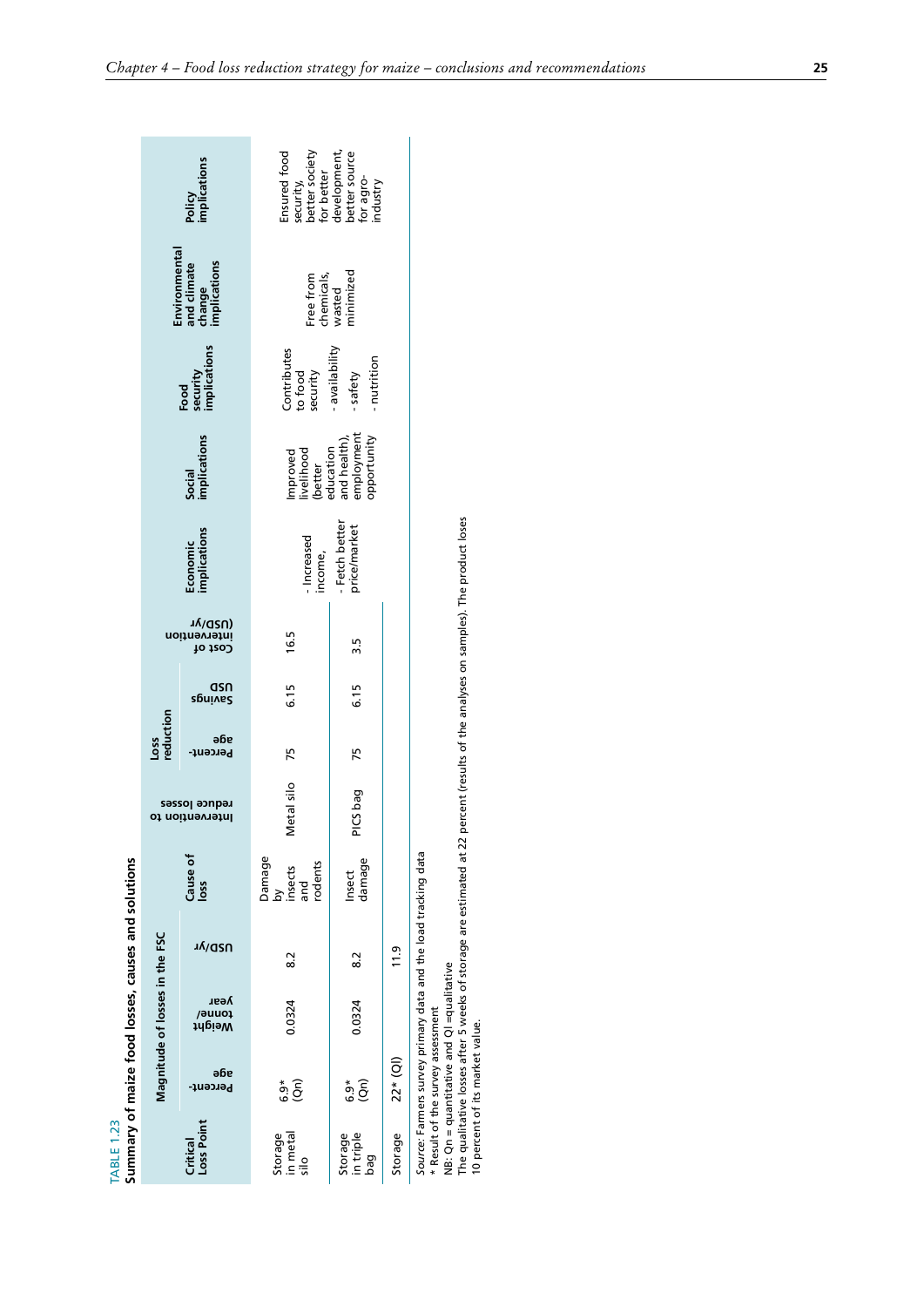TABLE 1.23
**Summary of maize food losses, causes and solutions**

| Critical Loss Point | Magnitude of losses in the FSC | | | Cause of loss | Intervention to reduce losses | Loss reduction | | Cost of intervention (USD/yr) | Economic implications | Social implications | Food security implications | Environmental and climate change implications | Policy implications |
|---|---|---|---|---|---|---|---|---|---|---|---|---|---|
| | Percent-age | Weight tonne/ year | USD/yr | | | Percent-age | Savings USD | | | | | | |
| Storage in metal silo | 6.9* (Qn) | 0.0324 | 8.2 | Damage by insects and rodents | Metal silo | 75 | 6.15 | 16.5 | - Increased income, - Fetch better price/market | Improved livelihood (better education and health), employment opportunity | Contributes to food security - availability - safety - nutrition | Free from chemicals, wasted minimized | Ensured food security, better society for better development, better source for agro-industry |
| Storage in triple bag | 6.9* (Qn) | 0.0324 | 8.2 | Insect damage | PICS bag | 75 | 6.15 | 3.5 | | | | | |
| Storage | 22* (Ql) | | 11.9 | | | | | | | | | | |

*Source*: Farmers survey primary data and the load tracking data
\* Result of the survey assessment
NB: Qn = quantitative and Ql =qualitative
The qualitative losses after 5 weeks of storage are estimated at 22 percent (results of the analyses on samples). The product loses 10 percent of its market value.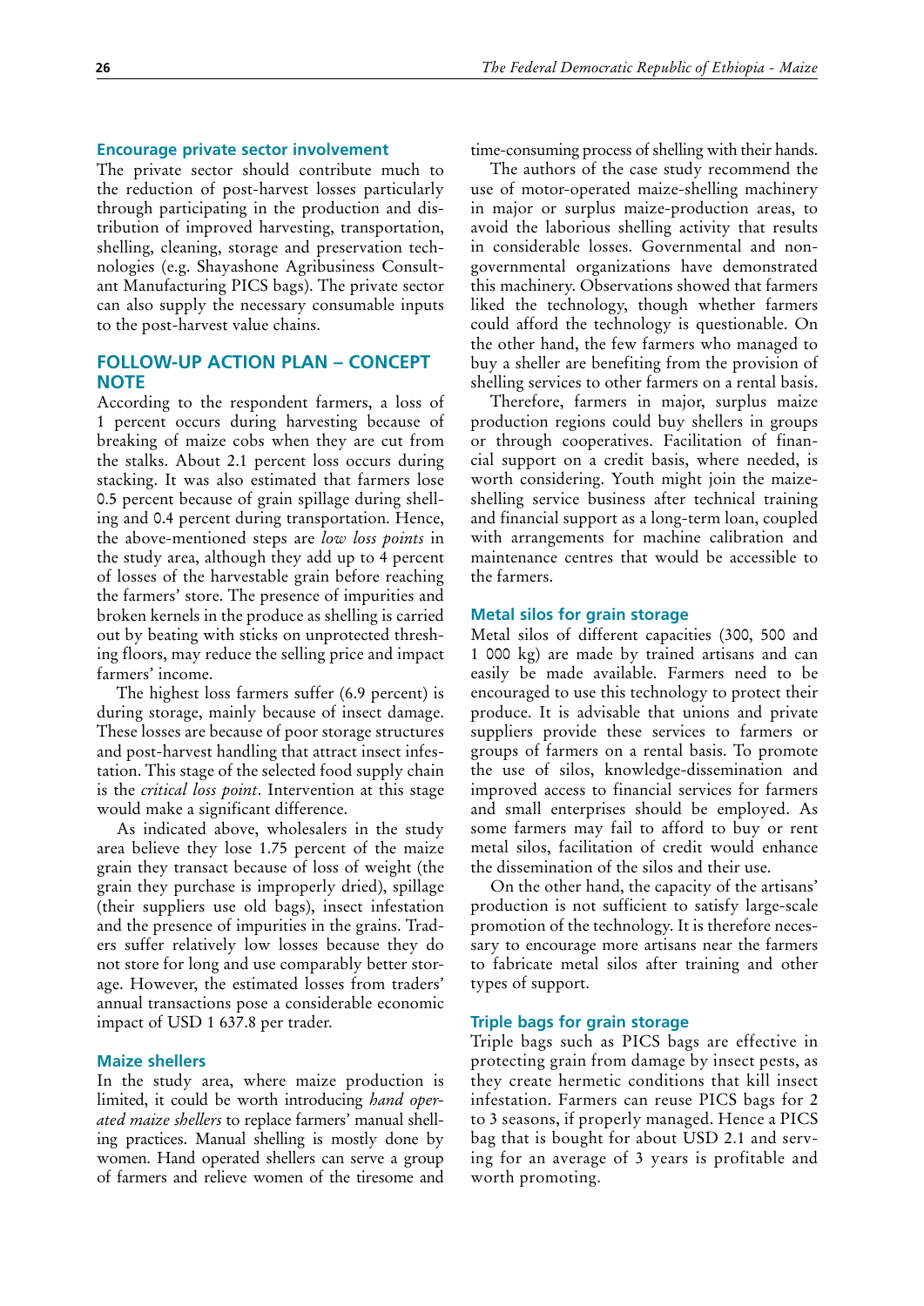### Encourage private sector involvement

The private sector should contribute much to the reduction of post-harvest losses particularly through participating in the production and distribution of improved harvesting, transportation, shelling, cleaning, storage and preservation technologies (e.g. Shayashone Agribusiness Consultant Manufacturing PICS bags). The private sector can also supply the necessary consumable inputs to the post-harvest value chains.

## FOLLOW-UP ACTION PLAN – CONCEPT NOTE

According to the respondent farmers, a loss of 1 percent occurs during harvesting because of breaking of maize cobs when they are cut from the stalks. About 2.1 percent loss occurs during stacking. It was also estimated that farmers lose 0.5 percent because of grain spillage during shelling and 0.4 percent during transportation. Hence, the above-mentioned steps are *low loss points* in the study area, although they add up to 4 percent of losses of the harvestable grain before reaching the farmers' store. The presence of impurities and broken kernels in the produce as shelling is carried out by beating with sticks on unprotected threshing floors, may reduce the selling price and impact farmers' income.

The highest loss farmers suffer (6.9 percent) is during storage, mainly because of insect damage. These losses are because of poor storage structures and post-harvest handling that attract insect infestation. This stage of the selected food supply chain is the *critical loss point*. Intervention at this stage would make a significant difference.

As indicated above, wholesalers in the study area believe they lose 1.75 percent of the maize grain they transact because of loss of weight (the grain they purchase is improperly dried), spillage (their suppliers use old bags), insect infestation and the presence of impurities in the grains. Traders suffer relatively low losses because they do not store for long and use comparably better storage. However, the estimated losses from traders' annual transactions pose a considerable economic impact of USD 1 637.8 per trader.

### Maize shellers

In the study area, where maize production is limited, it could be worth introducing *hand operated maize shellers* to replace farmers' manual shelling practices. Manual shelling is mostly done by women. Hand operated shellers can serve a group of farmers and relieve women of the tiresome and time-consuming process of shelling with their hands.

The authors of the case study recommend the use of motor-operated maize-shelling machinery in major or surplus maize-production areas, to avoid the laborious shelling activity that results in considerable losses. Governmental and non-governmental organizations have demonstrated this machinery. Observations showed that farmers liked the technology, though whether farmers could afford the technology is questionable. On the other hand, the few farmers who managed to buy a sheller are benefiting from the provision of shelling services to other farmers on a rental basis.

Therefore, farmers in major, surplus maize production regions could buy shellers in groups or through cooperatives. Facilitation of financial support on a credit basis, where needed, is worth considering. Youth might join the maize-shelling service business after technical training and financial support as a long-term loan, coupled with arrangements for machine calibration and maintenance centres that would be accessible to the farmers.

### Metal silos for grain storage

Metal silos of different capacities (300, 500 and 1 000 kg) are made by trained artisans and can easily be made available. Farmers need to be encouraged to use this technology to protect their produce. It is advisable that unions and private suppliers provide these services to farmers or groups of farmers on a rental basis. To promote the use of silos, knowledge-dissemination and improved access to financial services for farmers and small enterprises should be employed. As some farmers may fail to afford to buy or rent metal silos, facilitation of credit would enhance the dissemination of the silos and their use.

On the other hand, the capacity of the artisans' production is not sufficient to satisfy large-scale promotion of the technology. It is therefore necessary to encourage more artisans near the farmers to fabricate metal silos after training and other types of support.

### Triple bags for grain storage

Triple bags such as PICS bags are effective in protecting grain from damage by insect pests, as they create hermetic conditions that kill insect infestation. Farmers can reuse PICS bags for 2 to 3 seasons, if properly managed. Hence a PICS bag that is bought for about USD 2.1 and serving for an average of 3 years is profitable and worth promoting.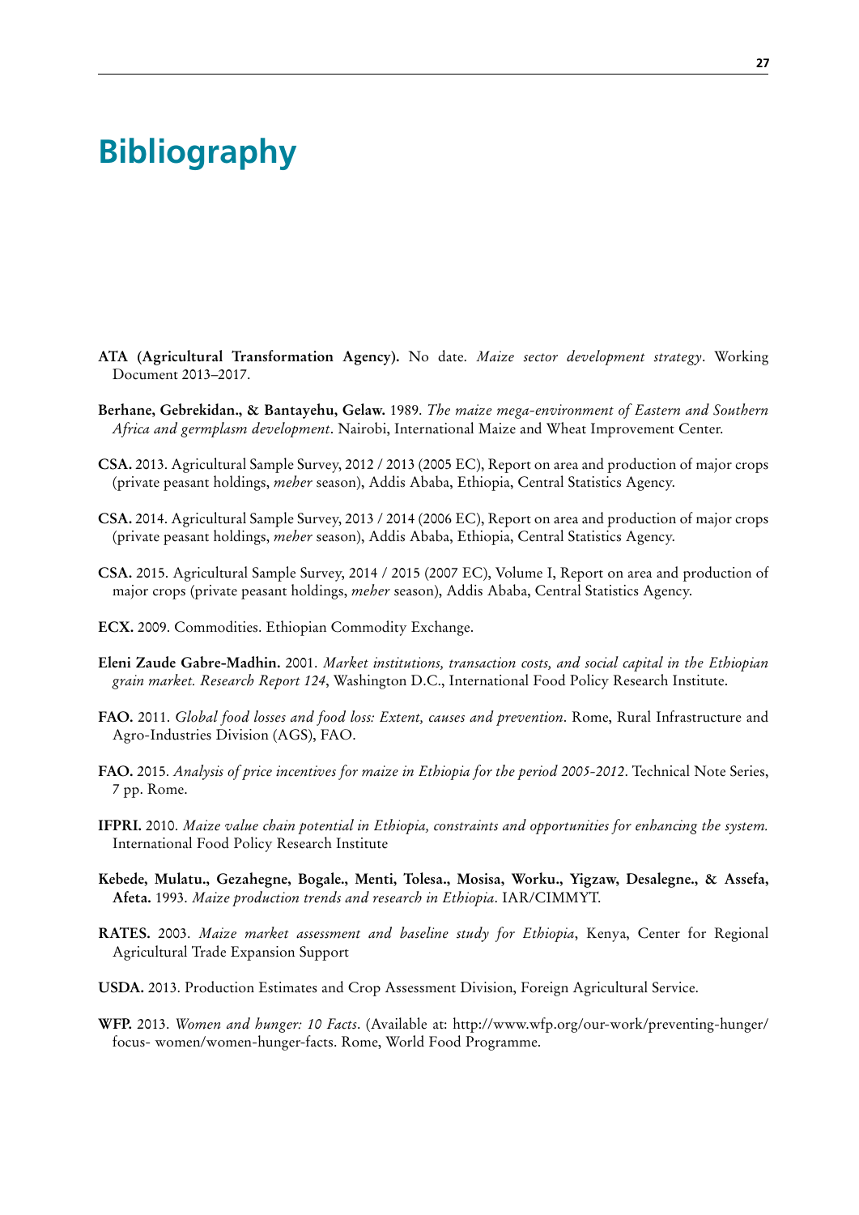# Bibliography

**ATA (Agricultural Transformation Agency).** No date. *Maize sector development strategy*. Working Document 2013–2017.

**Berhane, Gebrekidan., & Bantayehu, Gelaw.** 1989. *The maize mega-environment of Eastern and Southern Africa and germplasm development*. Nairobi, International Maize and Wheat Improvement Center.

**CSA.** 2013. Agricultural Sample Survey, 2012 / 2013 (2005 EC), Report on area and production of major crops (private peasant holdings, *meher* season), Addis Ababa, Ethiopia, Central Statistics Agency.

**CSA.** 2014. Agricultural Sample Survey, 2013 / 2014 (2006 EC), Report on area and production of major crops (private peasant holdings, *meher* season), Addis Ababa, Ethiopia, Central Statistics Agency.

**CSA.** 2015. Agricultural Sample Survey, 2014 / 2015 (2007 EC), Volume I, Report on area and production of major crops (private peasant holdings, *meher* season), Addis Ababa, Central Statistics Agency.

**ECX.** 2009. Commodities. Ethiopian Commodity Exchange.

**Eleni Zaude Gabre-Madhin.** 2001. *Market institutions, transaction costs, and social capital in the Ethiopian grain market. Research Report 124*, Washington D.C., International Food Policy Research Institute.

**FAO.** 2011. *Global food losses and food loss: Extent, causes and prevention*. Rome, Rural Infrastructure and Agro-Industries Division (AGS), FAO.

**FAO.** 2015. *Analysis of price incentives for maize in Ethiopia for the period 2005-2012*. Technical Note Series, 7 pp. Rome.

**IFPRI.** 2010. *Maize value chain potential in Ethiopia, constraints and opportunities for enhancing the system.* International Food Policy Research Institute

**Kebede, Mulatu., Gezahegne, Bogale., Menti, Tolesa., Mosisa, Worku., Yigzaw, Desalegne., & Assefa, Afeta.** 1993. *Maize production trends and research in Ethiopia*. IAR/CIMMYT.

**RATES.** 2003. *Maize market assessment and baseline study for Ethiopia*, Kenya, Center for Regional Agricultural Trade Expansion Support

**USDA.** 2013. Production Estimates and Crop Assessment Division, Foreign Agricultural Service.

**WFP.** 2013. *Women and hunger: 10 Facts*. (Available at: http://www.wfp.org/our-work/preventing-hunger/focus- women/women-hunger-facts. Rome, World Food Programme.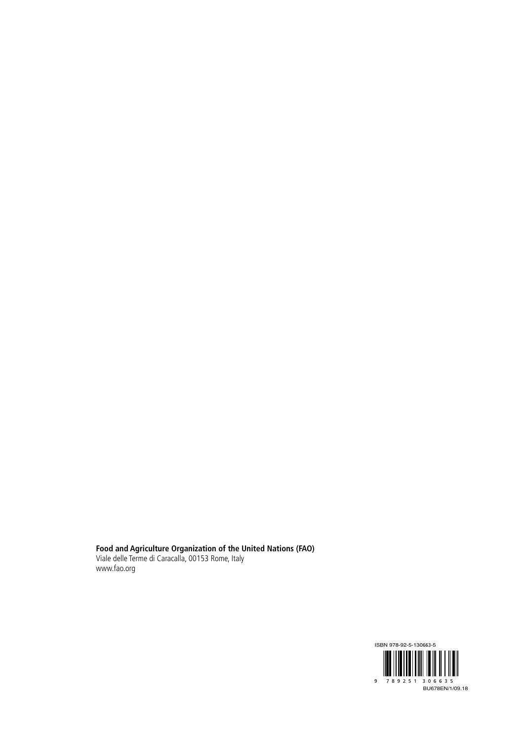**Food and Agriculture Organization of the United Nations (FAO)**
Viale delle Terme di Caracalla, 00153 Rome, Italy
www.fao.org

ISBN 978-92-5-130663-5

9 789251 306635

BU678EN/1/09.18